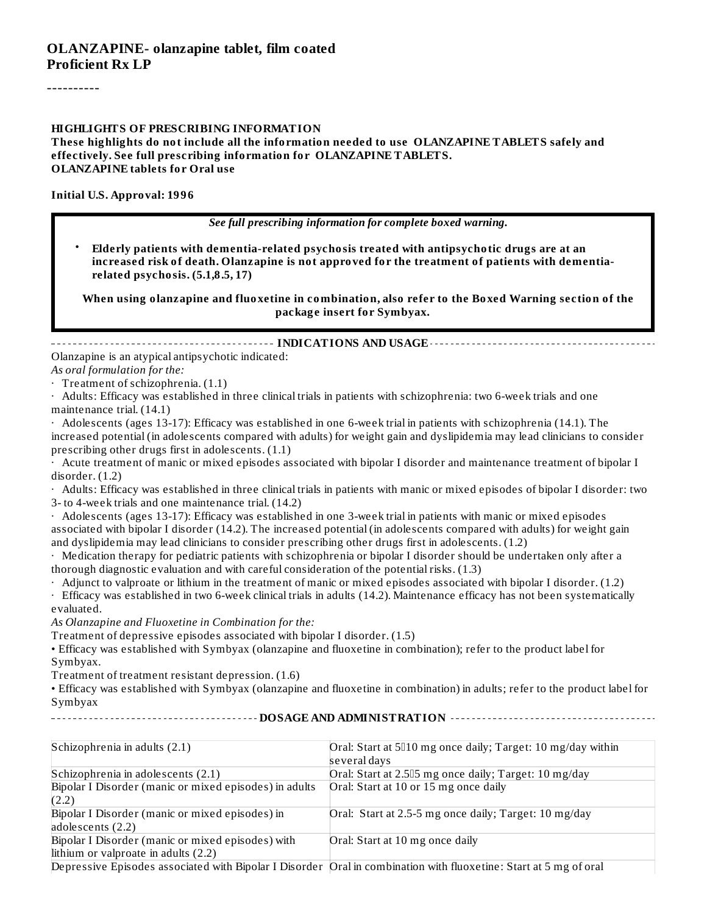# OLANZAPINE- olanzapine tablet, film coated
**Proficient Rx LP**

----------

**HIGHLIGHTS OF PRESCRIBING INFORMATION**
**These highlights do not include all the information needed to use OLANZAPINE TABLETS safely and effectively. See full prescribing information for OLANZAPINE TABLETS.**
**OLANZAPINE tablets for Oral use**

**Initial U.S. Approval: 1996**

> *See full prescribing information for complete boxed warning.*
>
> - **Elderly patients with dementia-related psychosis treated with antipsychotic drugs are at an increased risk of death. Olanzapine is not approved for the treatment of patients with dementia-related psychosis. (5.1,8.5, 17)**
>
> **When using olanzapine and fluoxetine in combination, also refer to the Boxed Warning section of the package insert for Symbyax.**

## INDICATIONS AND USAGE

Olanzapine is an atypical antipsychotic indicated:

*As oral formulation for the:*

· Treatment of schizophrenia. (1.1)

· Adults: Efficacy was established in three clinical trials in patients with schizophrenia: two 6-week trials and one maintenance trial. (14.1)

· Adolescents (ages 13-17): Efficacy was established in one 6-week trial in patients with schizophrenia (14.1). The increased potential (in adolescents compared with adults) for weight gain and dyslipidemia may lead clinicians to consider prescribing other drugs first in adolescents. (1.1)

· Acute treatment of manic or mixed episodes associated with bipolar I disorder and maintenance treatment of bipolar I disorder. (1.2)

· Adults: Efficacy was established in three clinical trials in patients with manic or mixed episodes of bipolar I disorder: two 3- to 4-week trials and one maintenance trial. (14.2)

· Adolescents (ages 13-17): Efficacy was established in one 3-week trial in patients with manic or mixed episodes associated with bipolar I disorder (14.2). The increased potential (in adolescents compared with adults) for weight gain and dyslipidemia may lead clinicians to consider prescribing other drugs first in adolescents. (1.2)

· Medication therapy for pediatric patients with schizophrenia or bipolar I disorder should be undertaken only after a thorough diagnostic evaluation and with careful consideration of the potential risks. (1.3)

· Adjunct to valproate or lithium in the treatment of manic or mixed episodes associated with bipolar I disorder. (1.2)

· Efficacy was established in two 6-week clinical trials in adults (14.2). Maintenance efficacy has not been systematically evaluated.

*As Olanzapine and Fluoxetine in Combination for the:*

Treatment of depressive episodes associated with bipolar I disorder. (1.5)

• Efficacy was established with Symbyax (olanzapine and fluoxetine in combination); refer to the product label for Symbyax.

Treatment of treatment resistant depression. (1.6)

• Efficacy was established with Symbyax (olanzapine and fluoxetine in combination) in adults; refer to the product label for Symbyax

## DOSAGE AND ADMINISTRATION

| | |
|---|---|
| Schizophrenia in adults (2.1) | Oral: Start at 5–10 mg once daily; Target: 10 mg/day within several days |
| Schizophrenia in adolescents (2.1) | Oral: Start at 2.5–5 mg once daily; Target: 10 mg/day |
| Bipolar I Disorder (manic or mixed episodes) in adults (2.2) | Oral: Start at 10 or 15 mg once daily |
| Bipolar I Disorder (manic or mixed episodes) in adolescents (2.2) | Oral: Start at 2.5-5 mg once daily; Target: 10 mg/day |
| Bipolar I Disorder (manic or mixed episodes) with lithium or valproate in adults (2.2) | Oral: Start at 10 mg once daily |
| Depressive Episodes associated with Bipolar I Disorder | Oral in combination with fluoxetine: Start at 5 mg of oral |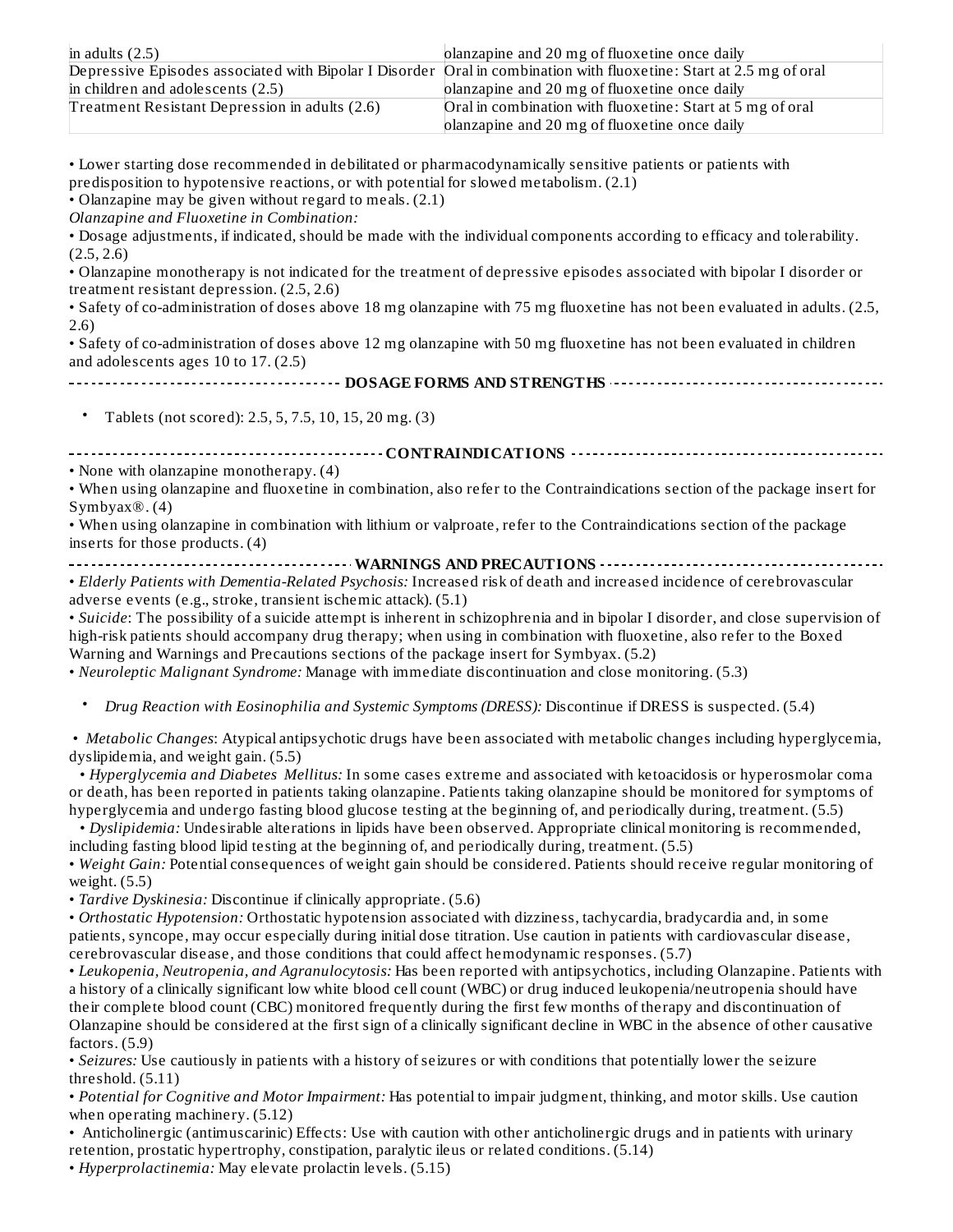| | |
|---|---|
| in adults (2.5) | olanzapine and 20 mg of fluoxetine once daily |
| Depressive Episodes associated with Bipolar I Disorder in children and adolescents (2.5) | Oral in combination with fluoxetine: Start at 2.5 mg of oral olanzapine and 20 mg of fluoxetine once daily |
| Treatment Resistant Depression in adults (2.6) | Oral in combination with fluoxetine: Start at 5 mg of oral olanzapine and 20 mg of fluoxetine once daily |

• Lower starting dose recommended in debilitated or pharmacodynamically sensitive patients or patients with predisposition to hypotensive reactions, or with potential for slowed metabolism. (2.1)
• Olanzapine may be given without regard to meals. (2.1)
*Olanzapine and Fluoxetine in Combination:*
• Dosage adjustments, if indicated, should be made with the individual components according to efficacy and tolerability. (2.5, 2.6)
• Olanzapine monotherapy is not indicated for the treatment of depressive episodes associated with bipolar I disorder or treatment resistant depression. (2.5, 2.6)
• Safety of co-administration of doses above 18 mg olanzapine with 75 mg fluoxetine has not been evaluated in adults. (2.5, 2.6)
• Safety of co-administration of doses above 12 mg olanzapine with 50 mg fluoxetine has not been evaluated in children and adolescents ages 10 to 17. (2.5)

## DOSAGE FORMS AND STRENGTHS

- Tablets (not scored): 2.5, 5, 7.5, 10, 15, 20 mg. (3)

## CONTRAINDICATIONS

• None with olanzapine monotherapy. (4)
• When using olanzapine and fluoxetine in combination, also refer to the Contraindications section of the package insert for Symbyax®. (4)
• When using olanzapine in combination with lithium or valproate, refer to the Contraindications section of the package inserts for those products. (4)

## WARNINGS AND PRECAUTIONS

• *Elderly Patients with Dementia-Related Psychosis:* Increased risk of death and increased incidence of cerebrovascular adverse events (e.g., stroke, transient ischemic attack). (5.1)
• *Suicide*: The possibility of a suicide attempt is inherent in schizophrenia and in bipolar I disorder, and close supervision of high-risk patients should accompany drug therapy; when using in combination with fluoxetine, also refer to the Boxed Warning and Warnings and Precautions sections of the package insert for Symbyax. (5.2)
• *Neuroleptic Malignant Syndrome:* Manage with immediate discontinuation and close monitoring. (5.3)

- *Drug Reaction with Eosinophilia and Systemic Symptoms (DRESS):* Discontinue if DRESS is suspected. (5.4)

• *Metabolic Changes*: Atypical antipsychotic drugs have been associated with metabolic changes including hyperglycemia, dyslipidemia, and weight gain. (5.5)
  • *Hyperglycemia and Diabetes Mellitus:* In some cases extreme and associated with ketoacidosis or hyperosmolar coma or death, has been reported in patients taking olanzapine. Patients taking olanzapine should be monitored for symptoms of hyperglycemia and undergo fasting blood glucose testing at the beginning of, and periodically during, treatment. (5.5)
  • *Dyslipidemia:* Undesirable alterations in lipids have been observed. Appropriate clinical monitoring is recommended, including fasting blood lipid testing at the beginning of, and periodically during, treatment. (5.5)
• *Weight Gain:* Potential consequences of weight gain should be considered. Patients should receive regular monitoring of weight. (5.5)
• *Tardive Dyskinesia:* Discontinue if clinically appropriate. (5.6)
• *Orthostatic Hypotension:* Orthostatic hypotension associated with dizziness, tachycardia, bradycardia and, in some patients, syncope, may occur especially during initial dose titration. Use caution in patients with cardiovascular disease, cerebrovascular disease, and those conditions that could affect hemodynamic responses. (5.7)
• *Leukopenia, Neutropenia, and Agranulocytosis:* Has been reported with antipsychotics, including Olanzapine. Patients with a history of a clinically significant low white blood cell count (WBC) or drug induced leukopenia/neutropenia should have their complete blood count (CBC) monitored frequently during the first few months of therapy and discontinuation of Olanzapine should be considered at the first sign of a clinically significant decline in WBC in the absence of other causative factors. (5.9)
• *Seizures:* Use cautiously in patients with a history of seizures or with conditions that potentially lower the seizure threshold. (5.11)
• *Potential for Cognitive and Motor Impairment:* Has potential to impair judgment, thinking, and motor skills. Use caution when operating machinery. (5.12)
• Anticholinergic (antimuscarinic) Effects: Use with caution with other anticholinergic drugs and in patients with urinary retention, prostatic hypertrophy, constipation, paralytic ileus or related conditions. (5.14)
• *Hyperprolactinemia:* May elevate prolactin levels. (5.15)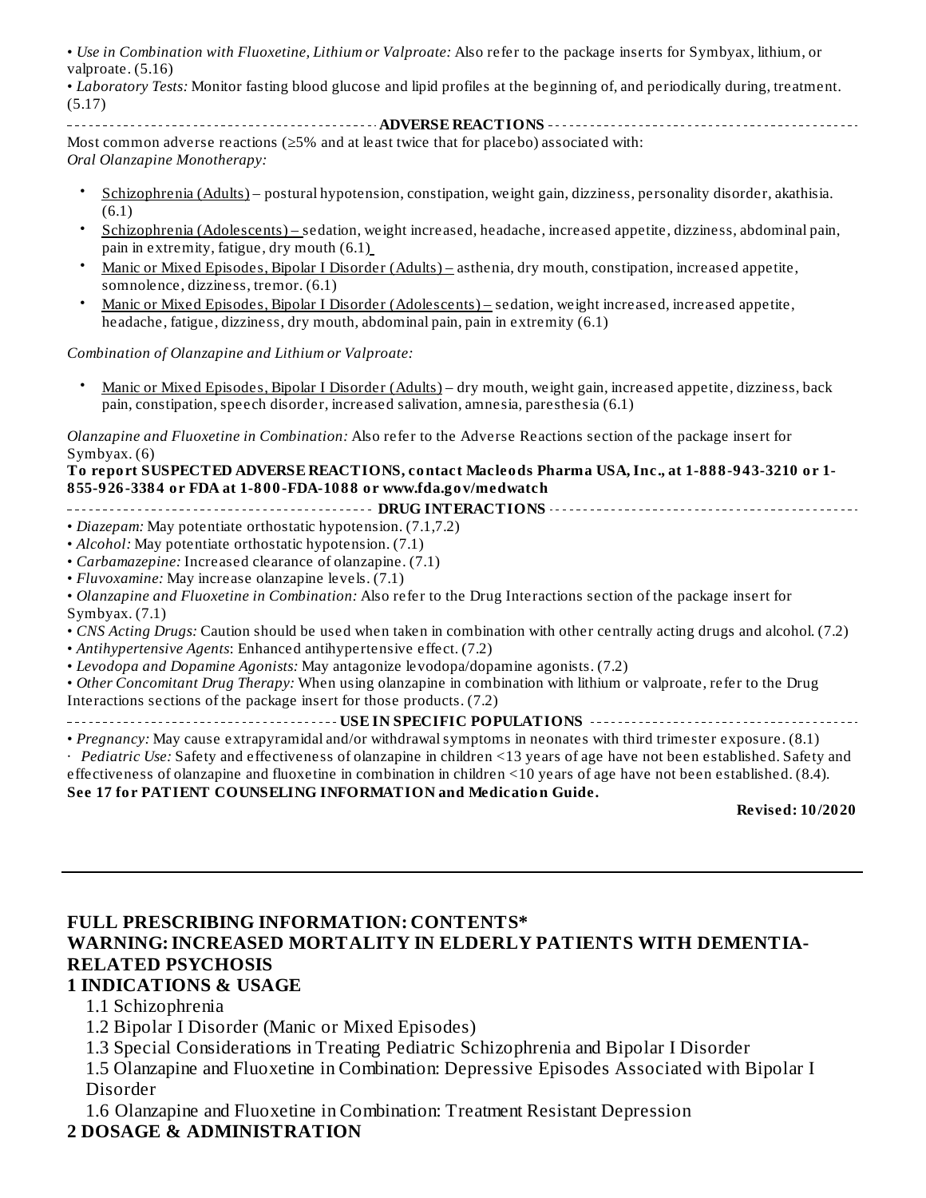• *Use in Combination with Fluoxetine, Lithium or Valproate:* Also refer to the package inserts for Symbyax, lithium, or valproate. (5.16)

• *Laboratory Tests:* Monitor fasting blood glucose and lipid profiles at the beginning of, and periodically during, treatment. (5.17)

## ADVERSE REACTIONS

Most common adverse reactions (≥5% and at least twice that for placebo) associated with:

*Oral Olanzapine Monotherapy:*

- Schizophrenia (Adults) – postural hypotension, constipation, weight gain, dizziness, personality disorder, akathisia. (6.1)
- Schizophrenia (Adolescents) – sedation, weight increased, headache, increased appetite, dizziness, abdominal pain, pain in extremity, fatigue, dry mouth (6.1)
- Manic or Mixed Episodes, Bipolar I Disorder (Adults) – asthenia, dry mouth, constipation, increased appetite, somnolence, dizziness, tremor. (6.1)
- Manic or Mixed Episodes, Bipolar I Disorder (Adolescents) – sedation, weight increased, increased appetite, headache, fatigue, dizziness, dry mouth, abdominal pain, pain in extremity (6.1)

*Combination of Olanzapine and Lithium or Valproate:*

- Manic or Mixed Episodes, Bipolar I Disorder (Adults) – dry mouth, weight gain, increased appetite, dizziness, back pain, constipation, speech disorder, increased salivation, amnesia, paresthesia (6.1)

*Olanzapine and Fluoxetine in Combination:* Also refer to the Adverse Reactions section of the package insert for Symbyax. (6)

**To report SUSPECTED ADVERSE REACTIONS, contact Macleods Pharma USA, Inc., at 1-888-943-3210 or 1-855-926-3384 or FDA at 1-800-FDA-1088 or www.fda.gov/medwatch**

## DRUG INTERACTIONS

• *Diazepam:* May potentiate orthostatic hypotension. (7.1,7.2)

• *Alcohol:* May potentiate orthostatic hypotension. (7.1)

• *Carbamazepine:* Increased clearance of olanzapine. (7.1)

• *Fluvoxamine:* May increase olanzapine levels. (7.1)

• *Olanzapine and Fluoxetine in Combination:* Also refer to the Drug Interactions section of the package insert for Symbyax. (7.1)

• *CNS Acting Drugs:* Caution should be used when taken in combination with other centrally acting drugs and alcohol. (7.2)

• *Antihypertensive Agents*: Enhanced antihypertensive effect. (7.2)

• *Levodopa and Dopamine Agonists:* May antagonize levodopa/dopamine agonists. (7.2)

• *Other Concomitant Drug Therapy:* When using olanzapine in combination with lithium or valproate, refer to the Drug Interactions sections of the package insert for those products. (7.2)

## USE IN SPECIFIC POPULATIONS

• *Pregnancy:* May cause extrapyramidal and/or withdrawal symptoms in neonates with third trimester exposure. (8.1)

· *Pediatric Use:* Safety and effectiveness of olanzapine in children <13 years of age have not been established. Safety and effectiveness of olanzapine and fluoxetine in combination in children <10 years of age have not been established. (8.4).

**See 17 for PATIENT COUNSELING INFORMATION and Medication Guide.**

**Revised: 10/2020**

---

# FULL PRESCRIBING INFORMATION: CONTENTS*

## WARNING: INCREASED MORTALITY IN ELDERLY PATIENTS WITH DEMENTIA-RELATED PSYCHOSIS

## 1 INDICATIONS & USAGE

1.1 Schizophrenia

1.2 Bipolar I Disorder (Manic or Mixed Episodes)

1.3 Special Considerations in Treating Pediatric Schizophrenia and Bipolar I Disorder

1.5 Olanzapine and Fluoxetine in Combination: Depressive Episodes Associated with Bipolar I Disorder

1.6 Olanzapine and Fluoxetine in Combination: Treatment Resistant Depression

## 2 DOSAGE & ADMINISTRATION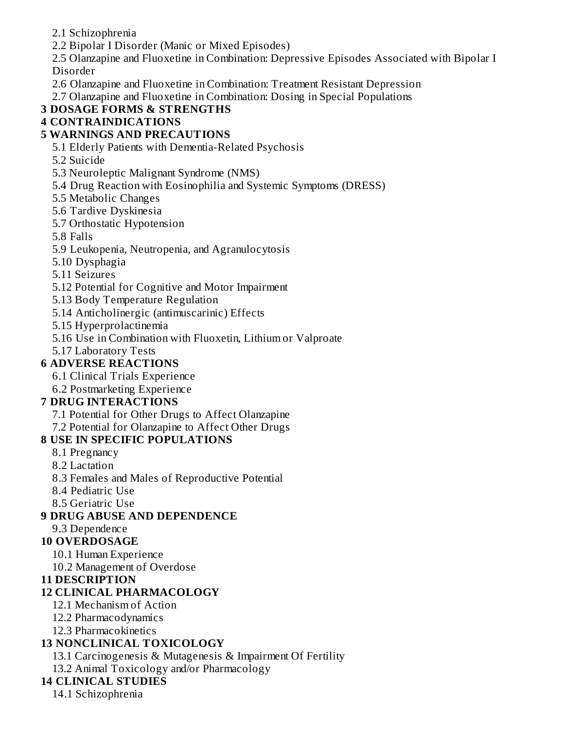2.1 Schizophrenia

2.2 Bipolar I Disorder (Manic or Mixed Episodes)

2.5 Olanzapine and Fluoxetine in Combination: Depressive Episodes Associated with Bipolar I Disorder

2.6 Olanzapine and Fluoxetine in Combination: Treatment Resistant Depression

2.7 Olanzapine and Fluoxetine in Combination: Dosing in Special Populations

**3 DOSAGE FORMS & STRENGTHS**

**4 CONTRAINDICATIONS**

**5 WARNINGS AND PRECAUTIONS**

5.1 Elderly Patients with Dementia-Related Psychosis

5.2 Suicide

5.3 Neuroleptic Malignant Syndrome (NMS)

5.4 Drug Reaction with Eosinophilia and Systemic Symptoms (DRESS)

5.5 Metabolic Changes

5.6 Tardive Dyskinesia

5.7 Orthostatic Hypotension

5.8 Falls

5.9 Leukopenia, Neutropenia, and Agranulocytosis

5.10 Dysphagia

5.11 Seizures

5.12 Potential for Cognitive and Motor Impairment

5.13 Body Temperature Regulation

5.14 Anticholinergic (antimuscarinic) Effects

5.15 Hyperprolactinemia

5.16 Use in Combination with Fluoxetin, Lithium or Valproate

5.17 Laboratory Tests

**6 ADVERSE REACTIONS**

6.1 Clinical Trials Experience

6.2 Postmarketing Experience

**7 DRUG INTERACTIONS**

7.1 Potential for Other Drugs to Affect Olanzapine

7.2 Potential for Olanzapine to Affect Other Drugs

**8 USE IN SPECIFIC POPULATIONS**

8.1 Pregnancy

8.2 Lactation

8.3 Females and Males of Reproductive Potential

8.4 Pediatric Use

8.5 Geriatric Use

**9 DRUG ABUSE AND DEPENDENCE**

9.3 Dependence

**10 OVERDOSAGE**

10.1 Human Experience

10.2 Management of Overdose

**11 DESCRIPTION**

**12 CLINICAL PHARMACOLOGY**

12.1 Mechanism of Action

12.2 Pharmacodynamics

12.3 Pharmacokinetics

**13 NONCLINICAL TOXICOLOGY**

13.1 Carcinogenesis & Mutagenesis & Impairment Of Fertility

13.2 Animal Toxicology and/or Pharmacology

**14 CLINICAL STUDIES**

14.1 Schizophrenia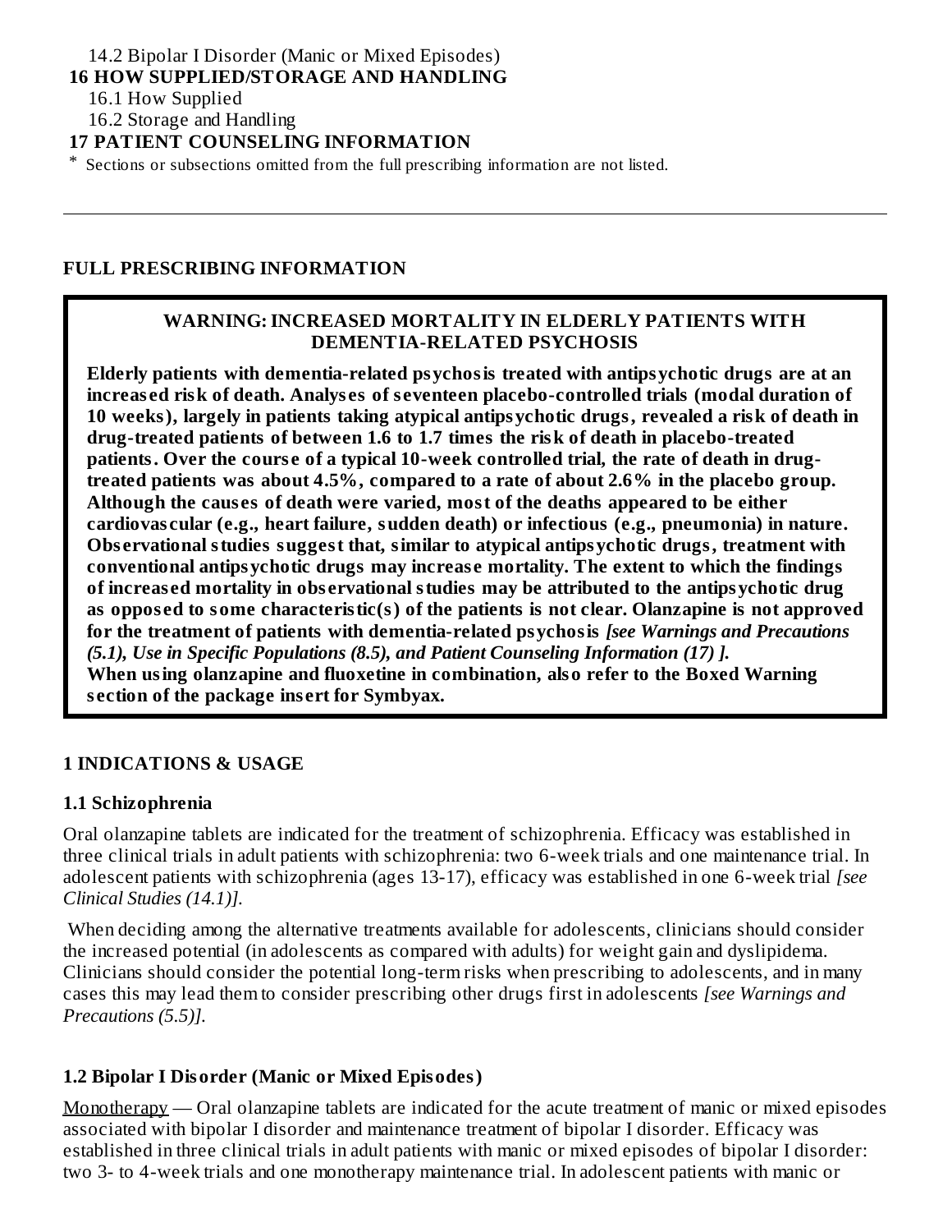14.2 Bipolar I Disorder (Manic or Mixed Episodes)

**16 HOW SUPPLIED/STORAGE AND HANDLING**

16.1 How Supplied

16.2 Storage and Handling

**17 PATIENT COUNSELING INFORMATION**

* Sections or subsections omitted from the full prescribing information are not listed.

---

## FULL PRESCRIBING INFORMATION

> **WARNING: INCREASED MORTALITY IN ELDERLY PATIENTS WITH DEMENTIA-RELATED PSYCHOSIS**
>
> **Elderly patients with dementia-related psychosis treated with antipsychotic drugs are at an increased risk of death. Analyses of seventeen placebo-controlled trials (modal duration of 10 weeks), largely in patients taking atypical antipsychotic drugs, revealed a risk of death in drug-treated patients of between 1.6 to 1.7 times the risk of death in placebo-treated patients. Over the course of a typical 10-week controlled trial, the rate of death in drug-treated patients was about 4.5%, compared to a rate of about 2.6% in the placebo group. Although the causes of death were varied, most of the deaths appeared to be either cardiovascular (e.g., heart failure, sudden death) or infectious (e.g., pneumonia) in nature. Observational studies suggest that, similar to atypical antipsychotic drugs, treatment with conventional antipsychotic drugs may increase mortality. The extent to which the findings of increased mortality in observational studies may be attributed to the antipsychotic drug as opposed to some characteristic(s) of the patients is not clear. Olanzapine is not approved for the treatment of patients with dementia-related psychosis** ***[see Warnings and Precautions (5.1), Use in Specific Populations (8.5), and Patient Counseling Information (17) ].***
> **When using olanzapine and fluoxetine in combination, also refer to the Boxed Warning section of the package insert for Symbyax.**

## 1 INDICATIONS & USAGE

### 1.1 Schizophrenia

Oral olanzapine tablets are indicated for the treatment of schizophrenia. Efficacy was established in three clinical trials in adult patients with schizophrenia: two 6-week trials and one maintenance trial. In adolescent patients with schizophrenia (ages 13-17), efficacy was established in one 6-week trial *[see Clinical Studies (14.1)].*

When deciding among the alternative treatments available for adolescents, clinicians should consider the increased potential (in adolescents as compared with adults) for weight gain and dyslipidema. Clinicians should consider the potential long-term risks when prescribing to adolescents, and in many cases this may lead them to consider prescribing other drugs first in adolescents *[see Warnings and Precautions (5.5)].*

### 1.2 Bipolar I Disorder (Manic or Mixed Episodes)

Monotherapy — Oral olanzapine tablets are indicated for the acute treatment of manic or mixed episodes associated with bipolar I disorder and maintenance treatment of bipolar I disorder. Efficacy was established in three clinical trials in adult patients with manic or mixed episodes of bipolar I disorder: two 3- to 4-week trials and one monotherapy maintenance trial. In adolescent patients with manic or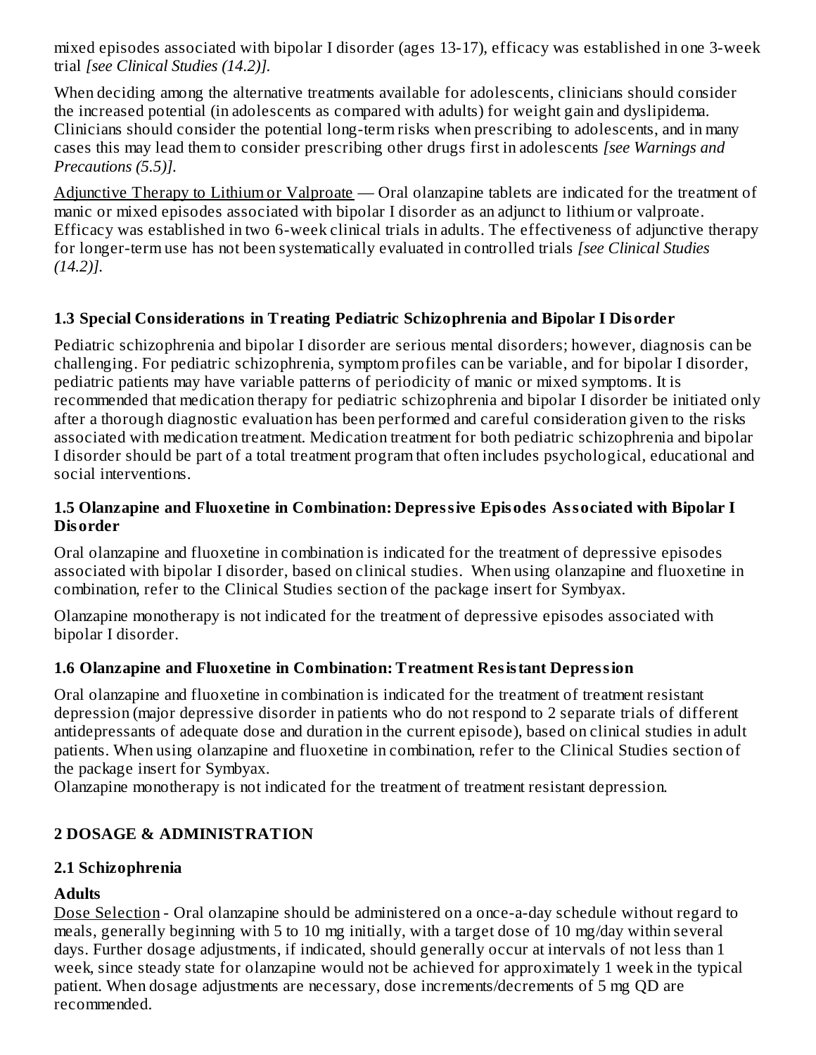mixed episodes associated with bipolar I disorder (ages 13-17), efficacy was established in one 3-week trial *[see Clinical Studies (14.2)].*

When deciding among the alternative treatments available for adolescents, clinicians should consider the increased potential (in adolescents as compared with adults) for weight gain and dyslipidemia. Clinicians should consider the potential long-term risks when prescribing to adolescents, and in many cases this may lead them to consider prescribing other drugs first in adolescents *[see Warnings and Precautions (5.5)].*

<u>Adjunctive Therapy to Lithium or Valproate</u> — Oral olanzapine tablets are indicated for the treatment of manic or mixed episodes associated with bipolar I disorder as an adjunct to lithium or valproate. Efficacy was established in two 6-week clinical trials in adults. The effectiveness of adjunctive therapy for longer-term use has not been systematically evaluated in controlled trials *[see Clinical Studies (14.2)].*

### 1.3 Special Considerations in Treating Pediatric Schizophrenia and Bipolar I Disorder

Pediatric schizophrenia and bipolar I disorder are serious mental disorders; however, diagnosis can be challenging. For pediatric schizophrenia, symptom profiles can be variable, and for bipolar I disorder, pediatric patients may have variable patterns of periodicity of manic or mixed symptoms. It is recommended that medication therapy for pediatric schizophrenia and bipolar I disorder be initiated only after a thorough diagnostic evaluation has been performed and careful consideration given to the risks associated with medication treatment. Medication treatment for both pediatric schizophrenia and bipolar I disorder should be part of a total treatment program that often includes psychological, educational and social interventions.

### 1.5 Olanzapine and Fluoxetine in Combination: Depressive Episodes Associated with Bipolar I Disorder

Oral olanzapine and fluoxetine in combination is indicated for the treatment of depressive episodes associated with bipolar I disorder, based on clinical studies. When using olanzapine and fluoxetine in combination, refer to the Clinical Studies section of the package insert for Symbyax.

Olanzapine monotherapy is not indicated for the treatment of depressive episodes associated with bipolar I disorder.

### 1.6 Olanzapine and Fluoxetine in Combination: Treatment Resistant Depression

Oral olanzapine and fluoxetine in combination is indicated for the treatment of treatment resistant depression (major depressive disorder in patients who do not respond to 2 separate trials of different antidepressants of adequate dose and duration in the current episode), based on clinical studies in adult patients. When using olanzapine and fluoxetine in combination, refer to the Clinical Studies section of the package insert for Symbyax.
Olanzapine monotherapy is not indicated for the treatment of treatment resistant depression.

## 2 DOSAGE & ADMINISTRATION

### 2.1 Schizophrenia

**Adults**

<u>Dose Selection</u> - Oral olanzapine should be administered on a once-a-day schedule without regard to meals, generally beginning with 5 to 10 mg initially, with a target dose of 10 mg/day within several days. Further dosage adjustments, if indicated, should generally occur at intervals of not less than 1 week, since steady state for olanzapine would not be achieved for approximately 1 week in the typical patient. When dosage adjustments are necessary, dose increments/decrements of 5 mg QD are recommended.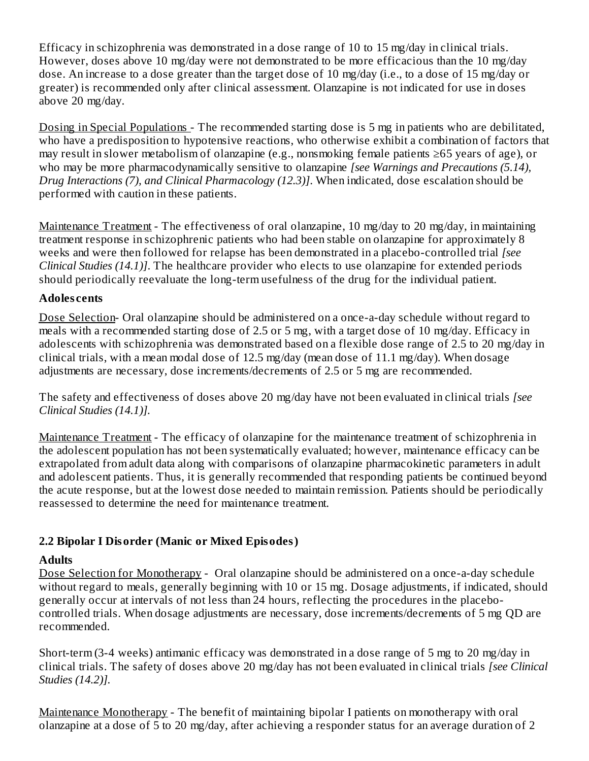Efficacy in schizophrenia was demonstrated in a dose range of 10 to 15 mg/day in clinical trials. However, doses above 10 mg/day were not demonstrated to be more efficacious than the 10 mg/day dose. An increase to a dose greater than the target dose of 10 mg/day (i.e., to a dose of 15 mg/day or greater) is recommended only after clinical assessment. Olanzapine is not indicated for use in doses above 20 mg/day.

Dosing in Special Populations - The recommended starting dose is 5 mg in patients who are debilitated, who have a predisposition to hypotensive reactions, who otherwise exhibit a combination of factors that may result in slower metabolism of olanzapine (e.g., nonsmoking female patients ≥65 years of age), or who may be more pharmacodynamically sensitive to olanzapine *[see Warnings and Precautions (5.14), Drug Interactions (7), and Clinical Pharmacology (12.3)]*. When indicated, dose escalation should be performed with caution in these patients.

Maintenance Treatment - The effectiveness of oral olanzapine, 10 mg/day to 20 mg/day, in maintaining treatment response in schizophrenic patients who had been stable on olanzapine for approximately 8 weeks and were then followed for relapse has been demonstrated in a placebo-controlled trial *[see Clinical Studies (14.1)]*. The healthcare provider who elects to use olanzapine for extended periods should periodically reevaluate the long-term usefulness of the drug for the individual patient.

**Adolescents**

Dose Selection- Oral olanzapine should be administered on a once-a-day schedule without regard to meals with a recommended starting dose of 2.5 or 5 mg, with a target dose of 10 mg/day. Efficacy in adolescents with schizophrenia was demonstrated based on a flexible dose range of 2.5 to 20 mg/day in clinical trials, with a mean modal dose of 12.5 mg/day (mean dose of 11.1 mg/day). When dosage adjustments are necessary, dose increments/decrements of 2.5 or 5 mg are recommended.

The safety and effectiveness of doses above 20 mg/day have not been evaluated in clinical trials *[see Clinical Studies (14.1)]*.

Maintenance Treatment - The efficacy of olanzapine for the maintenance treatment of schizophrenia in the adolescent population has not been systematically evaluated; however, maintenance efficacy can be extrapolated from adult data along with comparisons of olanzapine pharmacokinetic parameters in adult and adolescent patients. Thus, it is generally recommended that responding patients be continued beyond the acute response, but at the lowest dose needed to maintain remission. Patients should be periodically reassessed to determine the need for maintenance treatment.

**2.2 Bipolar I Disorder (Manic or Mixed Episodes)**

**Adults**

Dose Selection for Monotherapy - Oral olanzapine should be administered on a once-a-day schedule without regard to meals, generally beginning with 10 or 15 mg. Dosage adjustments, if indicated, should generally occur at intervals of not less than 24 hours, reflecting the procedures in the placebo-controlled trials. When dosage adjustments are necessary, dose increments/decrements of 5 mg QD are recommended.

Short-term (3-4 weeks) antimanic efficacy was demonstrated in a dose range of 5 mg to 20 mg/day in clinical trials. The safety of doses above 20 mg/day has not been evaluated in clinical trials *[see Clinical Studies (14.2)]*.

Maintenance Monotherapy - The benefit of maintaining bipolar I patients on monotherapy with oral olanzapine at a dose of 5 to 20 mg/day, after achieving a responder status for an average duration of 2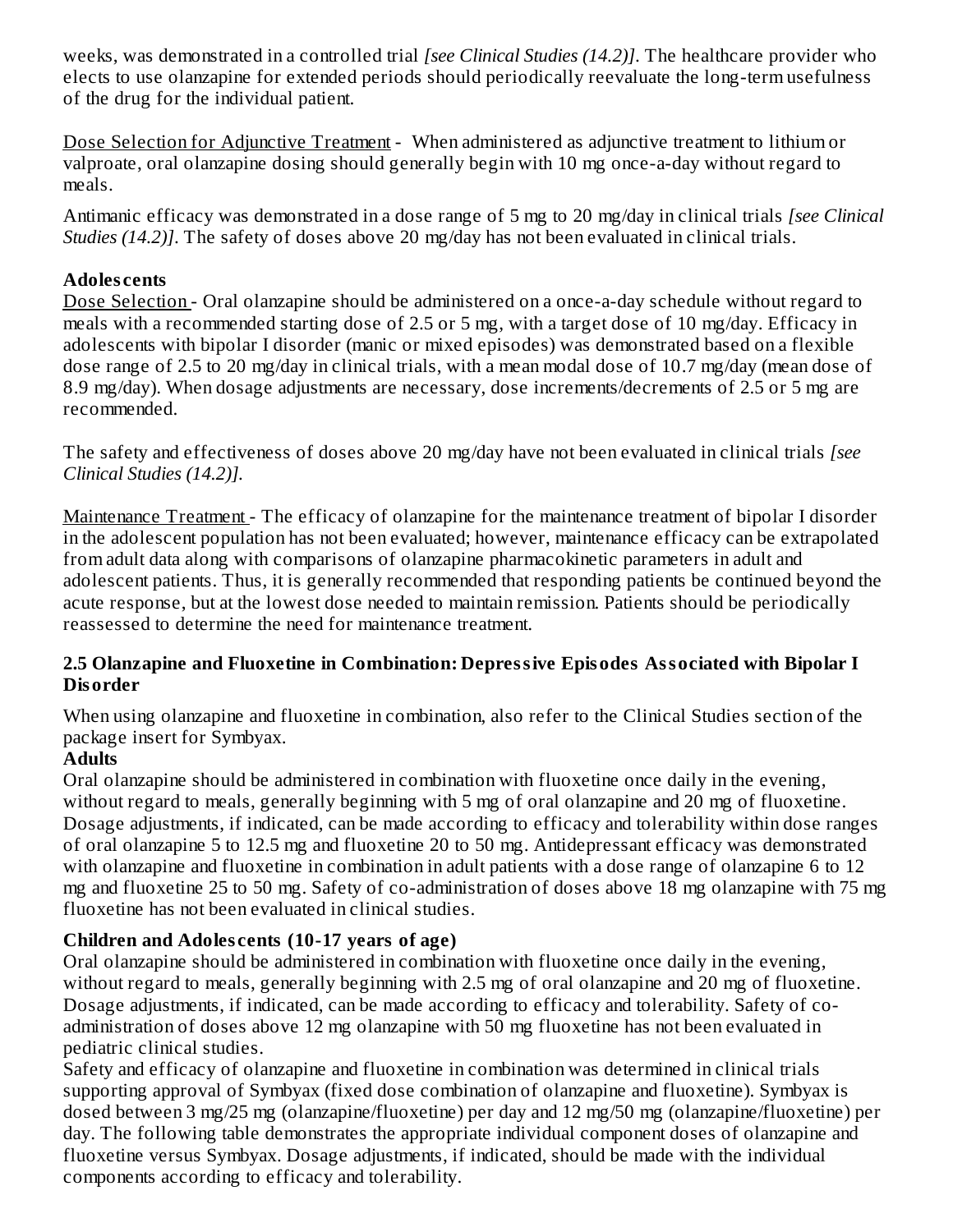weeks, was demonstrated in a controlled trial *[see Clinical Studies (14.2)]*. The healthcare provider who elects to use olanzapine for extended periods should periodically reevaluate the long-term usefulness of the drug for the individual patient.

Dose Selection for Adjunctive Treatment - When administered as adjunctive treatment to lithium or valproate, oral olanzapine dosing should generally begin with 10 mg once-a-day without regard to meals.

Antimanic efficacy was demonstrated in a dose range of 5 mg to 20 mg/day in clinical trials *[see Clinical Studies (14.2)]*. The safety of doses above 20 mg/day has not been evaluated in clinical trials.

**Adolescents**

Dose Selection - Oral olanzapine should be administered on a once-a-day schedule without regard to meals with a recommended starting dose of 2.5 or 5 mg, with a target dose of 10 mg/day. Efficacy in adolescents with bipolar I disorder (manic or mixed episodes) was demonstrated based on a flexible dose range of 2.5 to 20 mg/day in clinical trials, with a mean modal dose of 10.7 mg/day (mean dose of 8.9 mg/day). When dosage adjustments are necessary, dose increments/decrements of 2.5 or 5 mg are recommended.

The safety and effectiveness of doses above 20 mg/day have not been evaluated in clinical trials *[see Clinical Studies (14.2)]*.

Maintenance Treatment - The efficacy of olanzapine for the maintenance treatment of bipolar I disorder in the adolescent population has not been evaluated; however, maintenance efficacy can be extrapolated from adult data along with comparisons of olanzapine pharmacokinetic parameters in adult and adolescent patients. Thus, it is generally recommended that responding patients be continued beyond the acute response, but at the lowest dose needed to maintain remission. Patients should be periodically reassessed to determine the need for maintenance treatment.

### 2.5 Olanzapine and Fluoxetine in Combination: Depressive Episodes Associated with Bipolar I Disorder

When using olanzapine and fluoxetine in combination, also refer to the Clinical Studies section of the package insert for Symbyax.

**Adults**

Oral olanzapine should be administered in combination with fluoxetine once daily in the evening, without regard to meals, generally beginning with 5 mg of oral olanzapine and 20 mg of fluoxetine. Dosage adjustments, if indicated, can be made according to efficacy and tolerability within dose ranges of oral olanzapine 5 to 12.5 mg and fluoxetine 20 to 50 mg. Antidepressant efficacy was demonstrated with olanzapine and fluoxetine in combination in adult patients with a dose range of olanzapine 6 to 12 mg and fluoxetine 25 to 50 mg. Safety of co-administration of doses above 18 mg olanzapine with 75 mg fluoxetine has not been evaluated in clinical studies.

**Children and Adolescents (10-17 years of age)**

Oral olanzapine should be administered in combination with fluoxetine once daily in the evening, without regard to meals, generally beginning with 2.5 mg of oral olanzapine and 20 mg of fluoxetine. Dosage adjustments, if indicated, can be made according to efficacy and tolerability. Safety of co-administration of doses above 12 mg olanzapine with 50 mg fluoxetine has not been evaluated in pediatric clinical studies.

Safety and efficacy of olanzapine and fluoxetine in combination was determined in clinical trials supporting approval of Symbyax (fixed dose combination of olanzapine and fluoxetine). Symbyax is dosed between 3 mg/25 mg (olanzapine/fluoxetine) per day and 12 mg/50 mg (olanzapine/fluoxetine) per day. The following table demonstrates the appropriate individual component doses of olanzapine and fluoxetine versus Symbyax. Dosage adjustments, if indicated, should be made with the individual components according to efficacy and tolerability.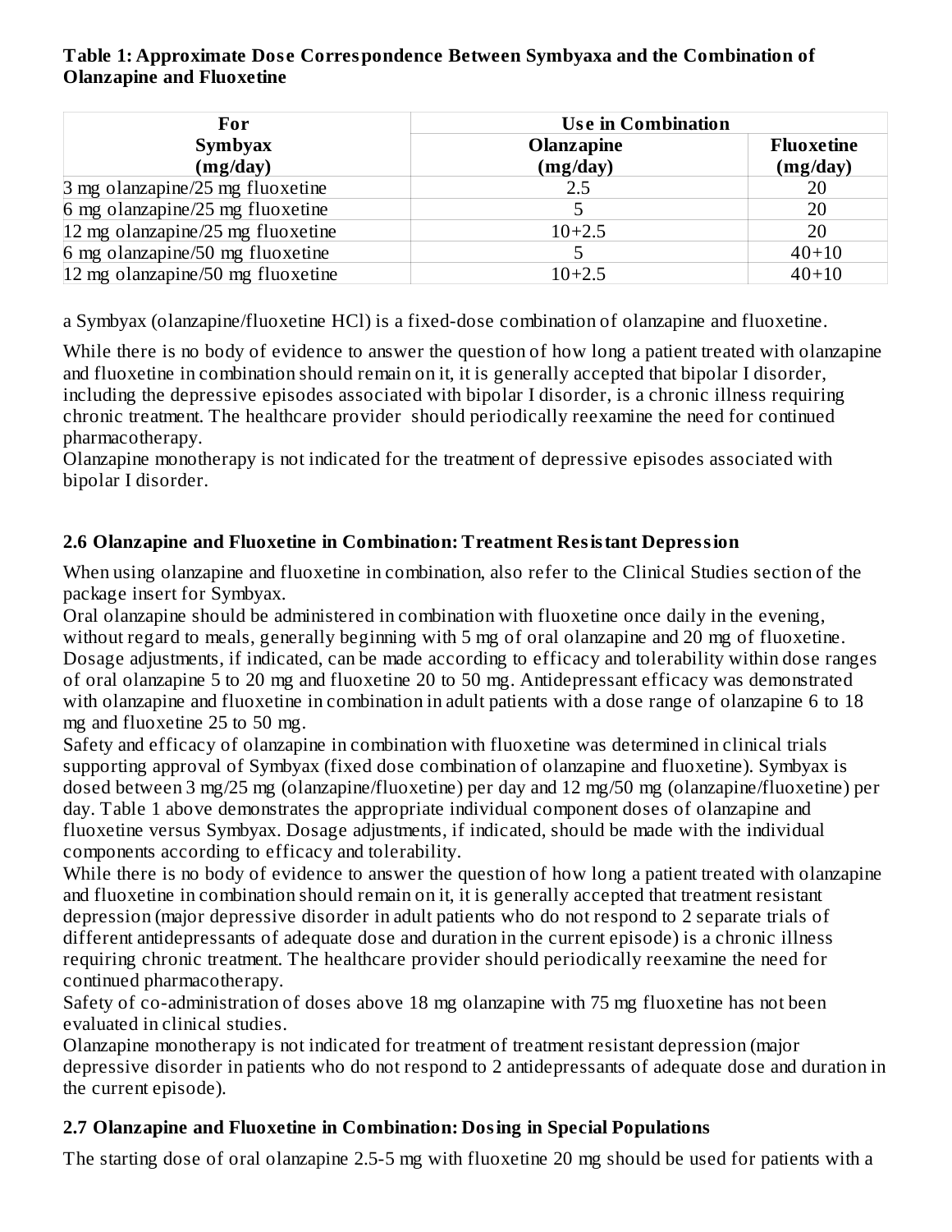**Table 1: Approximate Dose Correspondence Between Symbyaxa and the Combination of Olanzapine and Fluoxetine**

| For Symbyax (mg/day) | Use in Combination | |
|---|---|---|
| | Olanzapine (mg/day) | Fluoxetine (mg/day) |
| 3 mg olanzapine/25 mg fluoxetine | 2.5 | 20 |
| 6 mg olanzapine/25 mg fluoxetine | 5 | 20 |
| 12 mg olanzapine/25 mg fluoxetine | 10+2.5 | 20 |
| 6 mg olanzapine/50 mg fluoxetine | 5 | 40+10 |
| 12 mg olanzapine/50 mg fluoxetine | 10+2.5 | 40+10 |

a Symbyax (olanzapine/fluoxetine HCl) is a fixed-dose combination of olanzapine and fluoxetine.

While there is no body of evidence to answer the question of how long a patient treated with olanzapine and fluoxetine in combination should remain on it, it is generally accepted that bipolar I disorder, including the depressive episodes associated with bipolar I disorder, is a chronic illness requiring chronic treatment. The healthcare provider should periodically reexamine the need for continued pharmacotherapy.
Olanzapine monotherapy is not indicated for the treatment of depressive episodes associated with bipolar I disorder.

### 2.6 Olanzapine and Fluoxetine in Combination: Treatment Resistant Depression

When using olanzapine and fluoxetine in combination, also refer to the Clinical Studies section of the package insert for Symbyax.
Oral olanzapine should be administered in combination with fluoxetine once daily in the evening, without regard to meals, generally beginning with 5 mg of oral olanzapine and 20 mg of fluoxetine. Dosage adjustments, if indicated, can be made according to efficacy and tolerability within dose ranges of oral olanzapine 5 to 20 mg and fluoxetine 20 to 50 mg. Antidepressant efficacy was demonstrated with olanzapine and fluoxetine in combination in adult patients with a dose range of olanzapine 6 to 18 mg and fluoxetine 25 to 50 mg.
Safety and efficacy of olanzapine in combination with fluoxetine was determined in clinical trials supporting approval of Symbyax (fixed dose combination of olanzapine and fluoxetine). Symbyax is dosed between 3 mg/25 mg (olanzapine/fluoxetine) per day and 12 mg/50 mg (olanzapine/fluoxetine) per day. Table 1 above demonstrates the appropriate individual component doses of olanzapine and fluoxetine versus Symbyax. Dosage adjustments, if indicated, should be made with the individual components according to efficacy and tolerability.
While there is no body of evidence to answer the question of how long a patient treated with olanzapine and fluoxetine in combination should remain on it, it is generally accepted that treatment resistant depression (major depressive disorder in adult patients who do not respond to 2 separate trials of different antidepressants of adequate dose and duration in the current episode) is a chronic illness requiring chronic treatment. The healthcare provider should periodically reexamine the need for continued pharmacotherapy.
Safety of co-administration of doses above 18 mg olanzapine with 75 mg fluoxetine has not been evaluated in clinical studies.
Olanzapine monotherapy is not indicated for treatment of treatment resistant depression (major depressive disorder in patients who do not respond to 2 antidepressants of adequate dose and duration in the current episode).

### 2.7 Olanzapine and Fluoxetine in Combination: Dosing in Special Populations

The starting dose of oral olanzapine 2.5-5 mg with fluoxetine 20 mg should be used for patients with a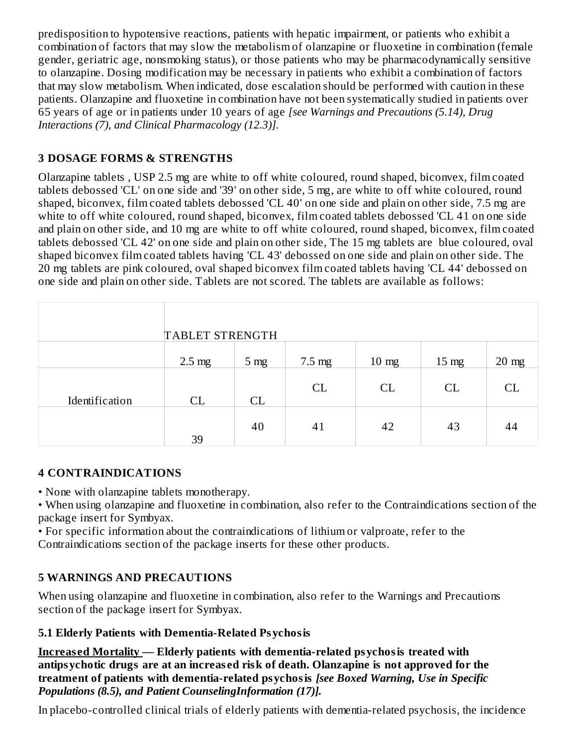predisposition to hypotensive reactions, patients with hepatic impairment, or patients who exhibit a combination of factors that may slow the metabolism of olanzapine or fluoxetine in combination (female gender, geriatric age, nonsmoking status), or those patients who may be pharmacodynamically sensitive to olanzapine. Dosing modification may be necessary in patients who exhibit a combination of factors that may slow metabolism. When indicated, dose escalation should be performed with caution in these patients. Olanzapine and fluoxetine in combination have not been systematically studied in patients over 65 years of age or in patients under 10 years of age *[see Warnings and Precautions (5.14), Drug Interactions (7), and Clinical Pharmacology (12.3)].*

## 3 DOSAGE FORMS & STRENGTHS

Olanzapine tablets , USP 2.5 mg are white to off white coloured, round shaped, biconvex, film coated tablets debossed 'CL' on one side and '39' on other side, 5 mg, are white to off white coloured, round shaped, biconvex, film coated tablets debossed 'CL 40' on one side and plain on other side, 7.5 mg are white to off white coloured, round shaped, biconvex, film coated tablets debossed 'CL 41 on one side and plain on other side, and 10 mg are white to off white coloured, round shaped, biconvex, film coated tablets debossed 'CL 42' on one side and plain on other side, The 15 mg tablets are blue coloured, oval shaped biconvex film coated tablets having 'CL 43' debossed on one side and plain on other side. The 20 mg tablets are pink coloured, oval shaped biconvex film coated tablets having 'CL 44' debossed on one side and plain on other side. Tablets are not scored. The tablets are available as follows:

| | TABLET STRENGTH | | | | | |
|---|---|---|---|---|---|---|
| | 2.5 mg | 5 mg | 7.5 mg | 10 mg | 15 mg | 20 mg |
| Identification | CL | CL | CL | CL | CL | CL |
| | 39 | 40 | 41 | 42 | 43 | 44 |

## 4 CONTRAINDICATIONS

- None with olanzapine tablets monotherapy.
- When using olanzapine and fluoxetine in combination, also refer to the Contraindications section of the package insert for Symbyax.
- For specific information about the contraindications of lithium or valproate, refer to the Contraindications section of the package inserts for these other products.

## 5 WARNINGS AND PRECAUTIONS

When using olanzapine and fluoxetine in combination, also refer to the Warnings and Precautions section of the package insert for Symbyax.

### 5.1 Elderly Patients with Dementia-Related Psychosis

**Increased Mortality — Elderly patients with dementia-related psychosis treated with antipsychotic drugs are at an increased risk of death. Olanzapine is not approved for the treatment of patients with dementia-related psychosis** ***[see Boxed Warning, Use in Specific Populations (8.5), and Patient CounselingInformation (17)].***

In placebo-controlled clinical trials of elderly patients with dementia-related psychosis, the incidence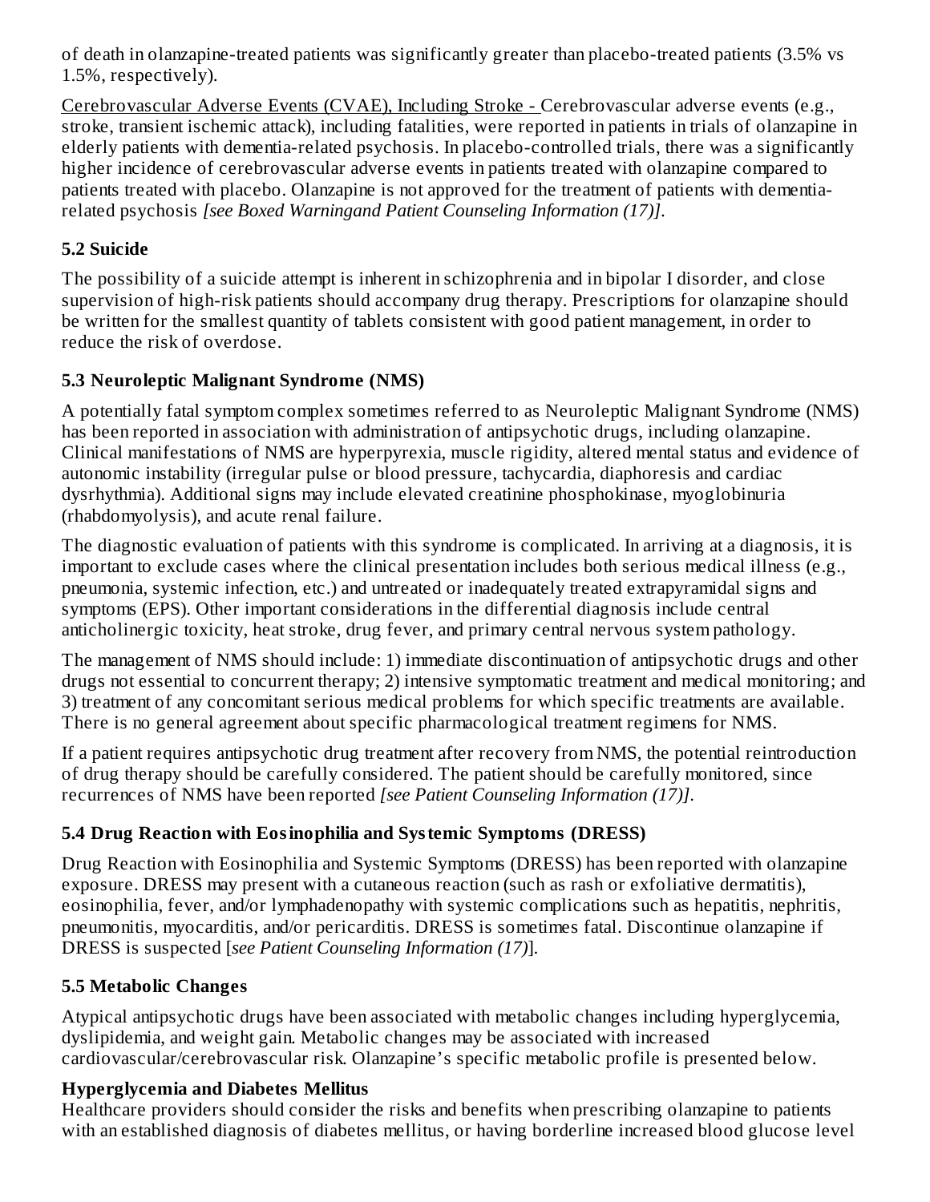of death in olanzapine-treated patients was significantly greater than placebo-treated patients (3.5% vs 1.5%, respectively).

Cerebrovascular Adverse Events (CVAE), Including Stroke - Cerebrovascular adverse events (e.g., stroke, transient ischemic attack), including fatalities, were reported in patients in trials of olanzapine in elderly patients with dementia-related psychosis. In placebo-controlled trials, there was a significantly higher incidence of cerebrovascular adverse events in patients treated with olanzapine compared to patients treated with placebo. Olanzapine is not approved for the treatment of patients with dementia-related psychosis *[see Boxed Warningand Patient Counseling Information (17)]*.

### 5.2 Suicide

The possibility of a suicide attempt is inherent in schizophrenia and in bipolar I disorder, and close supervision of high-risk patients should accompany drug therapy. Prescriptions for olanzapine should be written for the smallest quantity of tablets consistent with good patient management, in order to reduce the risk of overdose.

### 5.3 Neuroleptic Malignant Syndrome (NMS)

A potentially fatal symptom complex sometimes referred to as Neuroleptic Malignant Syndrome (NMS) has been reported in association with administration of antipsychotic drugs, including olanzapine. Clinical manifestations of NMS are hyperpyrexia, muscle rigidity, altered mental status and evidence of autonomic instability (irregular pulse or blood pressure, tachycardia, diaphoresis and cardiac dysrhythmia). Additional signs may include elevated creatinine phosphokinase, myoglobinuria (rhabdomyolysis), and acute renal failure.

The diagnostic evaluation of patients with this syndrome is complicated. In arriving at a diagnosis, it is important to exclude cases where the clinical presentation includes both serious medical illness (e.g., pneumonia, systemic infection, etc.) and untreated or inadequately treated extrapyramidal signs and symptoms (EPS). Other important considerations in the differential diagnosis include central anticholinergic toxicity, heat stroke, drug fever, and primary central nervous system pathology.

The management of NMS should include: 1) immediate discontinuation of antipsychotic drugs and other drugs not essential to concurrent therapy; 2) intensive symptomatic treatment and medical monitoring; and 3) treatment of any concomitant serious medical problems for which specific treatments are available. There is no general agreement about specific pharmacological treatment regimens for NMS.

If a patient requires antipsychotic drug treatment after recovery from NMS, the potential reintroduction of drug therapy should be carefully considered. The patient should be carefully monitored, since recurrences of NMS have been reported *[see Patient Counseling Information (17)]*.

### 5.4 Drug Reaction with Eosinophilia and Systemic Symptoms (DRESS)

Drug Reaction with Eosinophilia and Systemic Symptoms (DRESS) has been reported with olanzapine exposure. DRESS may present with a cutaneous reaction (such as rash or exfoliative dermatitis), eosinophilia, fever, and/or lymphadenopathy with systemic complications such as hepatitis, nephritis, pneumonitis, myocarditis, and/or pericarditis. DRESS is sometimes fatal. Discontinue olanzapine if DRESS is suspected [*see Patient Counseling Information (17)*].

### 5.5 Metabolic Changes

Atypical antipsychotic drugs have been associated with metabolic changes including hyperglycemia, dyslipidemia, and weight gain. Metabolic changes may be associated with increased cardiovascular/cerebrovascular risk. Olanzapine's specific metabolic profile is presented below.

**Hyperglycemia and Diabetes Mellitus**

Healthcare providers should consider the risks and benefits when prescribing olanzapine to patients with an established diagnosis of diabetes mellitus, or having borderline increased blood glucose level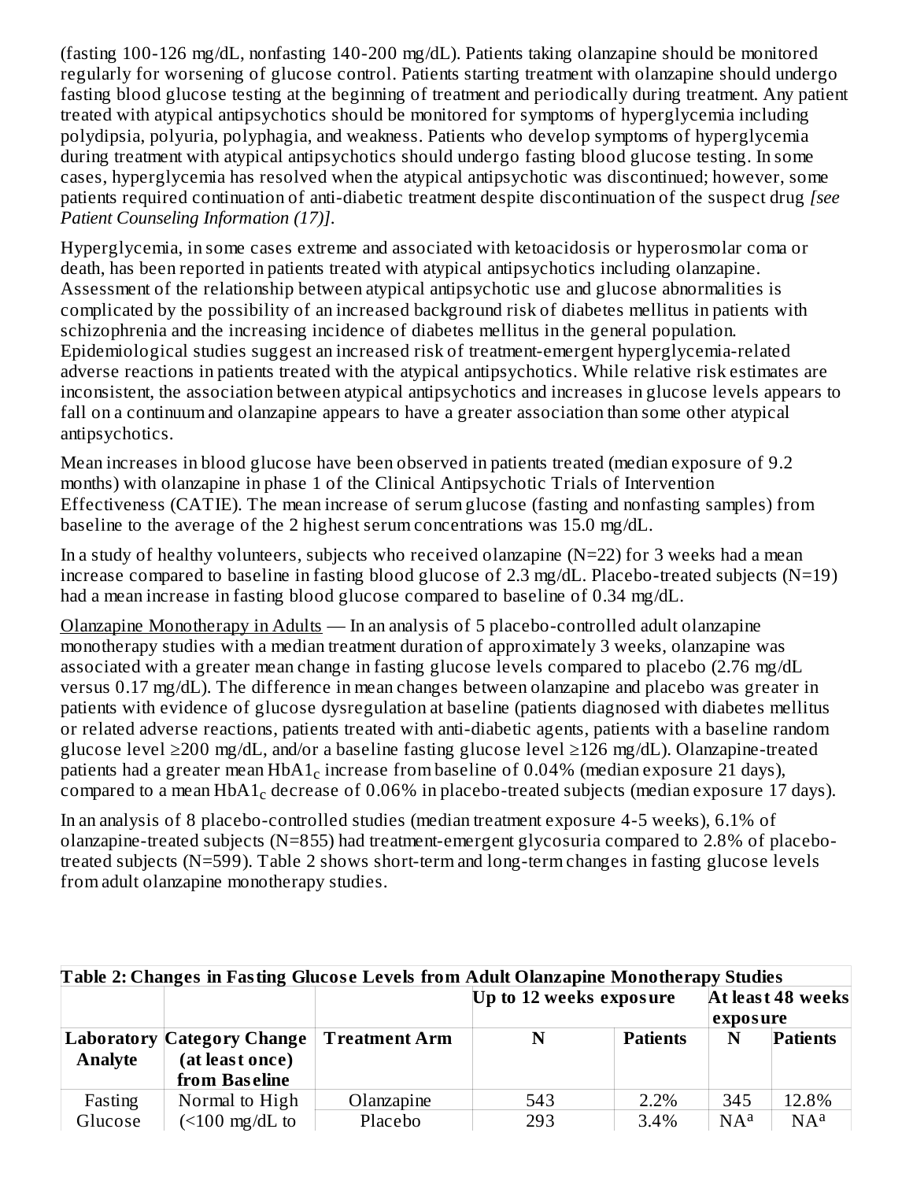(fasting 100-126 mg/dL, nonfasting 140-200 mg/dL). Patients taking olanzapine should be monitored regularly for worsening of glucose control. Patients starting treatment with olanzapine should undergo fasting blood glucose testing at the beginning of treatment and periodically during treatment. Any patient treated with atypical antipsychotics should be monitored for symptoms of hyperglycemia including polydipsia, polyuria, polyphagia, and weakness. Patients who develop symptoms of hyperglycemia during treatment with atypical antipsychotics should undergo fasting blood glucose testing. In some cases, hyperglycemia has resolved when the atypical antipsychotic was discontinued; however, some patients required continuation of anti-diabetic treatment despite discontinuation of the suspect drug *[see Patient Counseling Information (17)]*.

Hyperglycemia, in some cases extreme and associated with ketoacidosis or hyperosmolar coma or death, has been reported in patients treated with atypical antipsychotics including olanzapine. Assessment of the relationship between atypical antipsychotic use and glucose abnormalities is complicated by the possibility of an increased background risk of diabetes mellitus in patients with schizophrenia and the increasing incidence of diabetes mellitus in the general population. Epidemiological studies suggest an increased risk of treatment-emergent hyperglycemia-related adverse reactions in patients treated with the atypical antipsychotics. While relative risk estimates are inconsistent, the association between atypical antipsychotics and increases in glucose levels appears to fall on a continuum and olanzapine appears to have a greater association than some other atypical antipsychotics.

Mean increases in blood glucose have been observed in patients treated (median exposure of 9.2 months) with olanzapine in phase 1 of the Clinical Antipsychotic Trials of Intervention Effectiveness (CATIE). The mean increase of serum glucose (fasting and nonfasting samples) from baseline to the average of the 2 highest serum concentrations was 15.0 mg/dL.

In a study of healthy volunteers, subjects who received olanzapine (N=22) for 3 weeks had a mean increase compared to baseline in fasting blood glucose of 2.3 mg/dL. Placebo-treated subjects (N=19) had a mean increase in fasting blood glucose compared to baseline of 0.34 mg/dL.

Olanzapine Monotherapy in Adults — In an analysis of 5 placebo-controlled adult olanzapine monotherapy studies with a median treatment duration of approximately 3 weeks, olanzapine was associated with a greater mean change in fasting glucose levels compared to placebo (2.76 mg/dL versus 0.17 mg/dL). The difference in mean changes between olanzapine and placebo was greater in patients with evidence of glucose dysregulation at baseline (patients diagnosed with diabetes mellitus or related adverse reactions, patients treated with anti-diabetic agents, patients with a baseline random glucose level ≥200 mg/dL, and/or a baseline fasting glucose level ≥126 mg/dL). Olanzapine-treated patients had a greater mean $HbA1_c$ increase from baseline of 0.04% (median exposure 21 days), compared to a mean $HbA1_c$ decrease of 0.06% in placebo-treated subjects (median exposure 17 days).

In an analysis of 8 placebo-controlled studies (median treatment exposure 4-5 weeks), 6.1% of olanzapine-treated subjects (N=855) had treatment-emergent glycosuria compared to 2.8% of placebo-treated subjects (N=599). Table 2 shows short-term and long-term changes in fasting glucose levels from adult olanzapine monotherapy studies.

**Table 2: Changes in Fasting Glucose Levels from Adult Olanzapine Monotherapy Studies**

| | | | Up to 12 weeks exposure | | At least 48 weeks exposure | |
|---|---|---|---|---|---|---|
| **Laboratory Analyte** | **Category Change (at least once) from Baseline** | **Treatment Arm** | **N** | **Patients** | **N** | **Patients** |
| Fasting Glucose | Normal to High (<100 mg/dL to | Olanzapine | 543 | 2.2% | 345 | 12.8% |
| | | Placebo | 293 | 3.4% | NA[a] | NA[a] |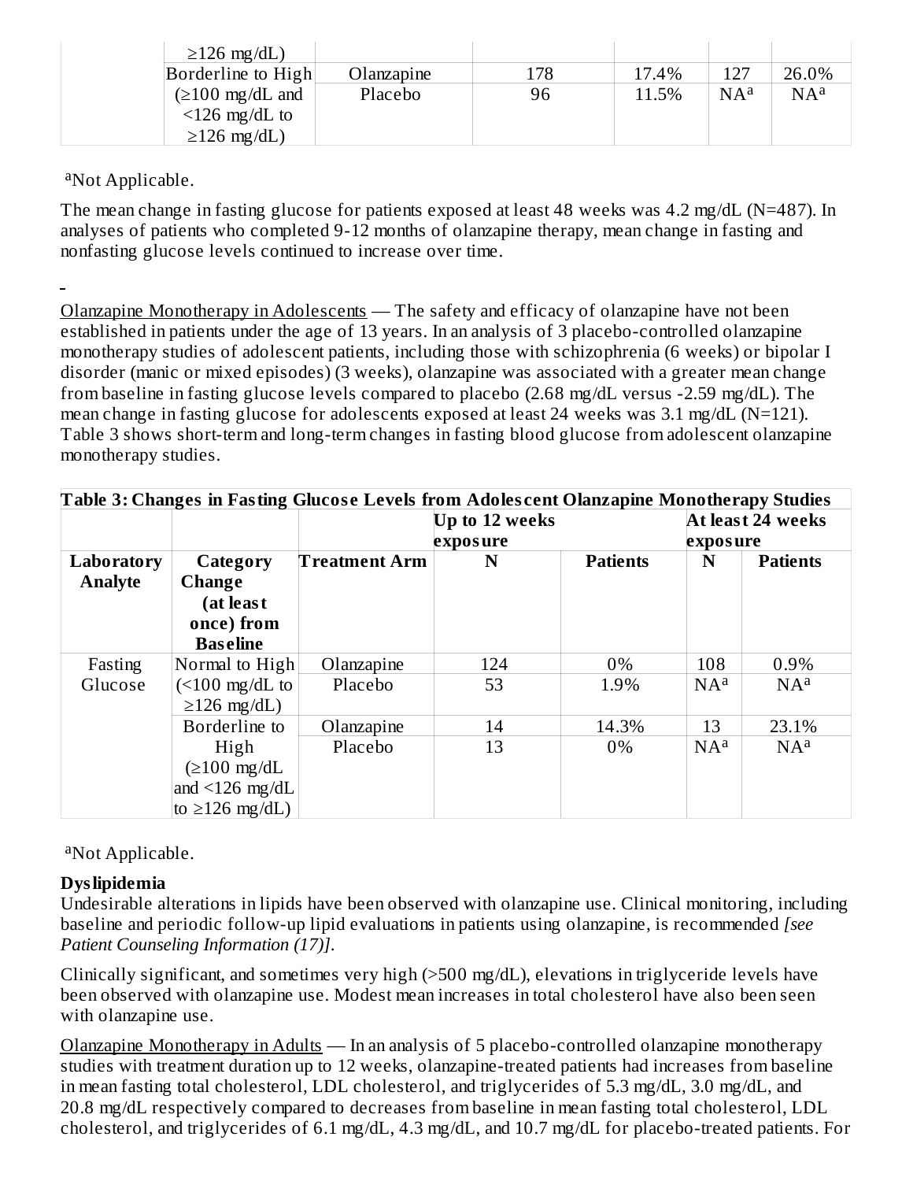| | Category Change | Treatment Arm | N | Patients | N | Patients |
|---|---|---|---|---|---|---|
| | ≥126 mg/dL) | | | | | |
| | Borderline to High (≥100 mg/dL and <126 mg/dL to ≥126 mg/dL) | Olanzapine | 178 | 17.4% | 127 | 26.0% |
| | | Placebo | 96 | 11.5% | NA[a] | NA[a] |

[a]Not Applicable.

The mean change in fasting glucose for patients exposed at least 48 weeks was 4.2 mg/dL (N=487). In analyses of patients who completed 9-12 months of olanzapine therapy, mean change in fasting and nonfasting glucose levels continued to increase over time.

Olanzapine Monotherapy in Adolescents — The safety and efficacy of olanzapine have not been established in patients under the age of 13 years. In an analysis of 3 placebo-controlled olanzapine monotherapy studies of adolescent patients, including those with schizophrenia (6 weeks) or bipolar I disorder (manic or mixed episodes) (3 weeks), olanzapine was associated with a greater mean change from baseline in fasting glucose levels compared to placebo (2.68 mg/dL versus -2.59 mg/dL). The mean change in fasting glucose for adolescents exposed at least 24 weeks was 3.1 mg/dL (N=121). Table 3 shows short-term and long-term changes in fasting blood glucose from adolescent olanzapine monotherapy studies.

**Table 3: Changes in Fasting Glucose Levels from Adolescent Olanzapine Monotherapy Studies**

| | | | Up to 12 weeks exposure | | At least 24 weeks exposure | |
|---|---|---|---|---|---|---|
| **Laboratory Analyte** | **Category Change (at least once) from Baseline** | **Treatment Arm** | **N** | **Patients** | **N** | **Patients** |
| Fasting Glucose | Normal to High (<100 mg/dL to ≥126 mg/dL) | Olanzapine | 124 | 0% | 108 | 0.9% |
| | | Placebo | 53 | 1.9% | NA[a] | NA[a] |
| | Borderline to High (≥100 mg/dL and <126 mg/dL to ≥126 mg/dL) | Olanzapine | 14 | 14.3% | 13 | 23.1% |
| | | Placebo | 13 | 0% | NA[a] | NA[a] |

[a]Not Applicable.

**Dyslipidemia**

Undesirable alterations in lipids have been observed with olanzapine use. Clinical monitoring, including baseline and periodic follow-up lipid evaluations in patients using olanzapine, is recommended *[see Patient Counseling Information (17)]*.

Clinically significant, and sometimes very high (>500 mg/dL), elevations in triglyceride levels have been observed with olanzapine use. Modest mean increases in total cholesterol have also been seen with olanzapine use.

Olanzapine Monotherapy in Adults — In an analysis of 5 placebo-controlled olanzapine monotherapy studies with treatment duration up to 12 weeks, olanzapine-treated patients had increases from baseline in mean fasting total cholesterol, LDL cholesterol, and triglycerides of 5.3 mg/dL, 3.0 mg/dL, and 20.8 mg/dL respectively compared to decreases from baseline in mean fasting total cholesterol, LDL cholesterol, and triglycerides of 6.1 mg/dL, 4.3 mg/dL, and 10.7 mg/dL for placebo-treated patients. For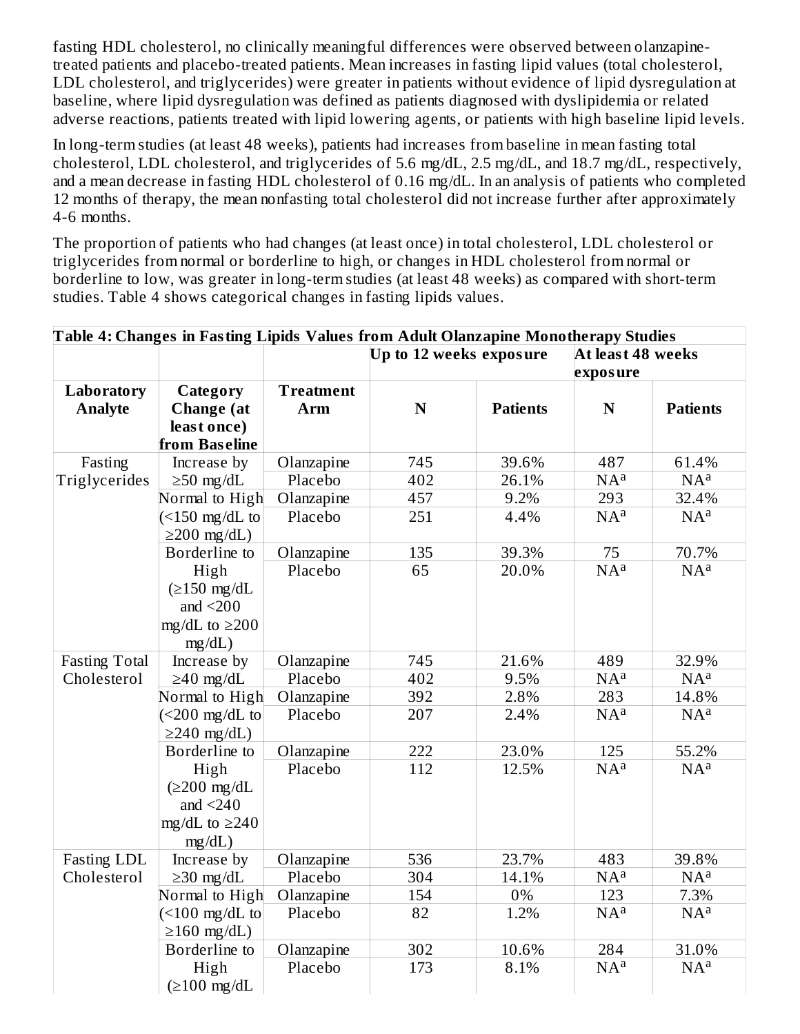fasting HDL cholesterol, no clinically meaningful differences were observed between olanzapine-treated patients and placebo-treated patients. Mean increases in fasting lipid values (total cholesterol, LDL cholesterol, and triglycerides) were greater in patients without evidence of lipid dysregulation at baseline, where lipid dysregulation was defined as patients diagnosed with dyslipidemia or related adverse reactions, patients treated with lipid lowering agents, or patients with high baseline lipid levels.

In long-term studies (at least 48 weeks), patients had increases from baseline in mean fasting total cholesterol, LDL cholesterol, and triglycerides of 5.6 mg/dL, 2.5 mg/dL, and 18.7 mg/dL, respectively, and a mean decrease in fasting HDL cholesterol of 0.16 mg/dL. In an analysis of patients who completed 12 months of therapy, the mean nonfasting total cholesterol did not increase further after approximately 4-6 months.

The proportion of patients who had changes (at least once) in total cholesterol, LDL cholesterol or triglycerides from normal or borderline to high, or changes in HDL cholesterol from normal or borderline to low, was greater in long-term studies (at least 48 weeks) as compared with short-term studies. Table 4 shows categorical changes in fasting lipids values.

**Table 4: Changes in Fasting Lipids Values from Adult Olanzapine Monotherapy Studies**

| | | | Up to 12 weeks exposure | | At least 48 weeks exposure | |
|---|---|---|---|---|---|---|
| **Laboratory Analyte** | **Category Change (at least once) from Baseline** | **Treatment Arm** | **N** | **Patients** | **N** | **Patients** |
| Fasting Triglycerides | Increase by ≥50 mg/dL | Olanzapine | 745 | 39.6% | 487 | 61.4% |
| | | Placebo | 402 | 26.1% | NA[a] | NA[a] |
| | Normal to High (<150 mg/dL to ≥200 mg/dL) | Olanzapine | 457 | 9.2% | 293 | 32.4% |
| | | Placebo | 251 | 4.4% | NA[a] | NA[a] |
| | Borderline to High (≥150 mg/dL and <200 mg/dL to ≥200 mg/dL) | Olanzapine | 135 | 39.3% | 75 | 70.7% |
| | | Placebo | 65 | 20.0% | NA[a] | NA[a] |
| Fasting Total Cholesterol | Increase by ≥40 mg/dL | Olanzapine | 745 | 21.6% | 489 | 32.9% |
| | | Placebo | 402 | 9.5% | NA[a] | NA[a] |
| | Normal to High (<200 mg/dL to ≥240 mg/dL) | Olanzapine | 392 | 2.8% | 283 | 14.8% |
| | | Placebo | 207 | 2.4% | NA[a] | NA[a] |
| | Borderline to High (≥200 mg/dL and <240 mg/dL to ≥240 mg/dL) | Olanzapine | 222 | 23.0% | 125 | 55.2% |
| | | Placebo | 112 | 12.5% | NA[a] | NA[a] |
| Fasting LDL Cholesterol | Increase by ≥30 mg/dL | Olanzapine | 536 | 23.7% | 483 | 39.8% |
| | | Placebo | 304 | 14.1% | NA[a] | NA[a] |
| | Normal to High (<100 mg/dL to ≥160 mg/dL) | Olanzapine | 154 | 0% | 123 | 7.3% |
| | | Placebo | 82 | 1.2% | NA[a] | NA[a] |
| | Borderline to High (≥100 mg/dL | Olanzapine | 302 | 10.6% | 284 | 31.0% |
| | | Placebo | 173 | 8.1% | NA[a] | NA[a] |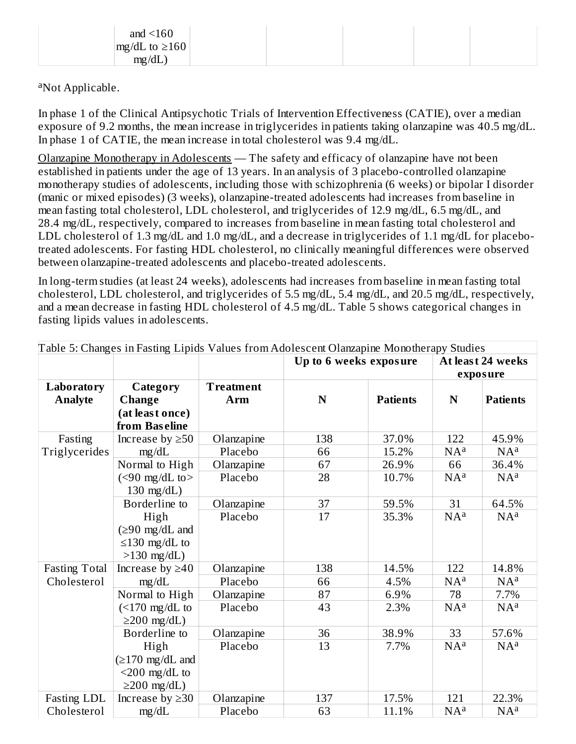| | and <160 mg/dL to ≥160 mg/dL) | | | | | |
|---|---|---|---|---|---|---|

[a]Not Applicable.

In phase 1 of the Clinical Antipsychotic Trials of Intervention Effectiveness (CATIE), over a median exposure of 9.2 months, the mean increase in triglycerides in patients taking olanzapine was 40.5 mg/dL. In phase 1 of CATIE, the mean increase in total cholesterol was 9.4 mg/dL.

Olanzapine Monotherapy in Adolescents — The safety and efficacy of olanzapine have not been established in patients under the age of 13 years. In an analysis of 3 placebo-controlled olanzapine monotherapy studies of adolescents, including those with schizophrenia (6 weeks) or bipolar I disorder (manic or mixed episodes) (3 weeks), olanzapine-treated adolescents had increases from baseline in mean fasting total cholesterol, LDL cholesterol, and triglycerides of 12.9 mg/dL, 6.5 mg/dL, and 28.4 mg/dL, respectively, compared to increases from baseline in mean fasting total cholesterol and LDL cholesterol of 1.3 mg/dL and 1.0 mg/dL, and a decrease in triglycerides of 1.1 mg/dL for placebo-treated adolescents. For fasting HDL cholesterol, no clinically meaningful differences were observed between olanzapine-treated adolescents and placebo-treated adolescents.

In long-term studies (at least 24 weeks), adolescents had increases from baseline in mean fasting total cholesterol, LDL cholesterol, and triglycerides of 5.5 mg/dL, 5.4 mg/dL, and 20.5 mg/dL, respectively, and a mean decrease in fasting HDL cholesterol of 4.5 mg/dL. Table 5 shows categorical changes in fasting lipids values in adolescents.

Table 5: Changes in Fasting Lipids Values from Adolescent Olanzapine Monotherapy Studies

| | | | Up to 6 weeks exposure | | At least 24 weeks exposure | |
|---|---|---|---|---|---|---|
| **Laboratory Analyte** | **Category Change (at least once) from Baseline** | **Treatment Arm** | **N** | **Patients** | **N** | **Patients** |
| Fasting Triglycerides | Increase by ≥50 mg/dL | Olanzapine | 138 | 37.0% | 122 | 45.9% |
| | | Placebo | 66 | 15.2% | NA[a] | NA[a] |
| | Normal to High (<90 mg/dL to> 130 mg/dL) | Olanzapine | 67 | 26.9% | 66 | 36.4% |
| | | Placebo | 28 | 10.7% | NA[a] | NA[a] |
| | Borderline to High (≥90 mg/dL and ≤130 mg/dL to >130 mg/dL) | Olanzapine | 37 | 59.5% | 31 | 64.5% |
| | | Placebo | 17 | 35.3% | NA[a] | NA[a] |
| Fasting Total Cholesterol | Increase by ≥40 mg/dL | Olanzapine | 138 | 14.5% | 122 | 14.8% |
| | | Placebo | 66 | 4.5% | NA[a] | NA[a] |
| | Normal to High (<170 mg/dL to ≥200 mg/dL) | Olanzapine | 87 | 6.9% | 78 | 7.7% |
| | | Placebo | 43 | 2.3% | NA[a] | NA[a] |
| | Borderline to High (≥170 mg/dL and <200 mg/dL to ≥200 mg/dL) | Olanzapine | 36 | 38.9% | 33 | 57.6% |
| | | Placebo | 13 | 7.7% | NA[a] | NA[a] |
| Fasting LDL Cholesterol | Increase by ≥30 mg/dL | Olanzapine | 137 | 17.5% | 121 | 22.3% |
| | | Placebo | 63 | 11.1% | NA[a] | NA[a] |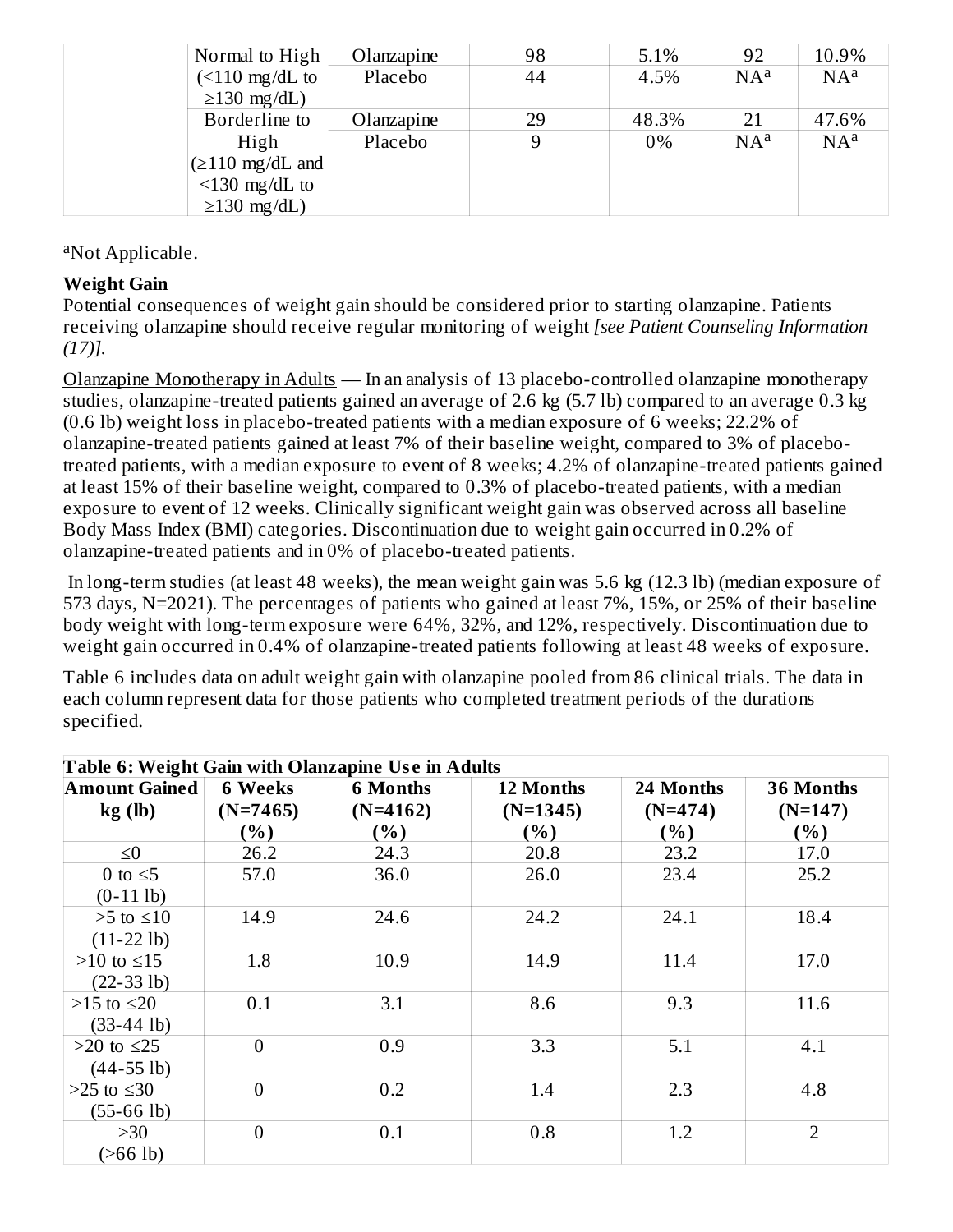| | | | | | |
|---|---|---|---|---|---|
| Normal to High (<110 mg/dL to ≥130 mg/dL) | Olanzapine | 98 | 5.1% | 92 | 10.9% |
| | Placebo | 44 | 4.5% | NA[a] | NA[a] |
| Borderline to High (≥110 mg/dL and <130 mg/dL to ≥130 mg/dL) | Olanzapine | 29 | 48.3% | 21 | 47.6% |
| | Placebo | 9 | 0% | NA[a] | NA[a] |

[a]Not Applicable.

**Weight Gain**

Potential consequences of weight gain should be considered prior to starting olanzapine. Patients receiving olanzapine should receive regular monitoring of weight *[see Patient Counseling Information (17)]*.

Olanzapine Monotherapy in Adults — In an analysis of 13 placebo-controlled olanzapine monotherapy studies, olanzapine-treated patients gained an average of 2.6 kg (5.7 lb) compared to an average 0.3 kg (0.6 lb) weight loss in placebo-treated patients with a median exposure of 6 weeks; 22.2% of olanzapine-treated patients gained at least 7% of their baseline weight, compared to 3% of placebo-treated patients, with a median exposure to event of 8 weeks; 4.2% of olanzapine-treated patients gained at least 15% of their baseline weight, compared to 0.3% of placebo-treated patients, with a median exposure to event of 12 weeks. Clinically significant weight gain was observed across all baseline Body Mass Index (BMI) categories. Discontinuation due to weight gain occurred in 0.2% of olanzapine-treated patients and in 0% of placebo-treated patients.

In long-term studies (at least 48 weeks), the mean weight gain was 5.6 kg (12.3 lb) (median exposure of 573 days, N=2021). The percentages of patients who gained at least 7%, 15%, or 25% of their baseline body weight with long-term exposure were 64%, 32%, and 12%, respectively. Discontinuation due to weight gain occurred in 0.4% of olanzapine-treated patients following at least 48 weeks of exposure.

Table 6 includes data on adult weight gain with olanzapine pooled from 86 clinical trials. The data in each column represent data for those patients who completed treatment periods of the durations specified.

**Table 6: Weight Gain with Olanzapine Use in Adults**

| Amount Gained kg (lb) | 6 Weeks (N=7465) (%) | 6 Months (N=4162) (%) | 12 Months (N=1345) (%) | 24 Months (N=474) (%) | 36 Months (N=147) (%) |
|---|---|---|---|---|---|
| ≤0 | 26.2 | 24.3 | 20.8 | 23.2 | 17.0 |
| 0 to ≤5 (0-11 lb) | 57.0 | 36.0 | 26.0 | 23.4 | 25.2 |
| >5 to ≤10 (11-22 lb) | 14.9 | 24.6 | 24.2 | 24.1 | 18.4 |
| >10 to ≤15 (22-33 lb) | 1.8 | 10.9 | 14.9 | 11.4 | 17.0 |
| >15 to ≤20 (33-44 lb) | 0.1 | 3.1 | 8.6 | 9.3 | 11.6 |
| >20 to ≤25 (44-55 lb) | 0 | 0.9 | 3.3 | 5.1 | 4.1 |
| >25 to ≤30 (55-66 lb) | 0 | 0.2 | 1.4 | 2.3 | 4.8 |
| >30 (>66 lb) | 0 | 0.1 | 0.8 | 1.2 | 2 |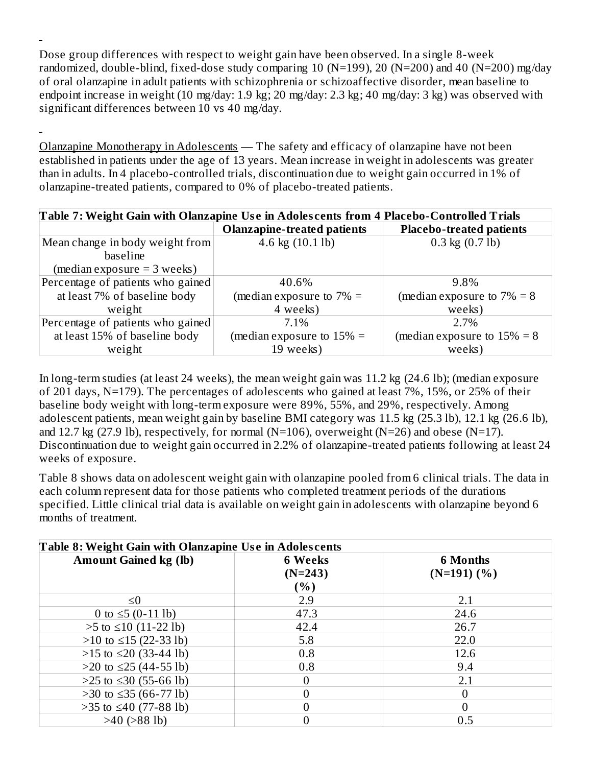Dose group differences with respect to weight gain have been observed. In a single 8-week randomized, double-blind, fixed-dose study comparing 10 (N=199), 20 (N=200) and 40 (N=200) mg/day of oral olanzapine in adult patients with schizophrenia or schizoaffective disorder, mean baseline to endpoint increase in weight (10 mg/day: 1.9 kg; 20 mg/day: 2.3 kg; 40 mg/day: 3 kg) was observed with significant differences between 10 vs 40 mg/day.

Olanzapine Monotherapy in Adolescents — The safety and efficacy of olanzapine have not been established in patients under the age of 13 years. Mean increase in weight in adolescents was greater than in adults. In 4 placebo-controlled trials, discontinuation due to weight gain occurred in 1% of olanzapine-treated patients, compared to 0% of placebo-treated patients.

**Table 7: Weight Gain with Olanzapine Use in Adolescents from 4 Placebo-Controlled Trials**

| | Olanzapine-treated patients | Placebo-treated patients |
|---|---|---|
| Mean change in body weight from baseline (median exposure = 3 weeks) | 4.6 kg (10.1 lb) | 0.3 kg (0.7 lb) |
| Percentage of patients who gained at least 7% of baseline body weight | 40.6% (median exposure to 7% = 4 weeks) | 9.8% (median exposure to 7% = 8 weeks) |
| Percentage of patients who gained at least 15% of baseline body weight | 7.1% (median exposure to 15% = 19 weeks) | 2.7% (median exposure to 15% = 8 weeks) |

In long-term studies (at least 24 weeks), the mean weight gain was 11.2 kg (24.6 lb); (median exposure of 201 days, N=179). The percentages of adolescents who gained at least 7%, 15%, or 25% of their baseline body weight with long-term exposure were 89%, 55%, and 29%, respectively. Among adolescent patients, mean weight gain by baseline BMI category was 11.5 kg (25.3 lb), 12.1 kg (26.6 lb), and 12.7 kg (27.9 lb), respectively, for normal (N=106), overweight (N=26) and obese (N=17). Discontinuation due to weight gain occurred in 2.2% of olanzapine-treated patients following at least 24 weeks of exposure.

Table 8 shows data on adolescent weight gain with olanzapine pooled from 6 clinical trials. The data in each column represent data for those patients who completed treatment periods of the durations specified. Little clinical trial data is available on weight gain in adolescents with olanzapine beyond 6 months of treatment.

**Table 8: Weight Gain with Olanzapine Use in Adolescents**

| Amount Gained kg (lb) | 6 Weeks (N=243) (%) | 6 Months (N=191) (%) |
|---|---|---|
| ≤0 | 2.9 | 2.1 |
| 0 to ≤5 (0-11 lb) | 47.3 | 24.6 |
| >5 to ≤10 (11-22 lb) | 42.4 | 26.7 |
| >10 to ≤15 (22-33 lb) | 5.8 | 22.0 |
| >15 to ≤20 (33-44 lb) | 0.8 | 12.6 |
| >20 to ≤25 (44-55 lb) | 0.8 | 9.4 |
| >25 to ≤30 (55-66 lb) | 0 | 2.1 |
| >30 to ≤35 (66-77 lb) | 0 | 0 |
| >35 to ≤40 (77-88 lb) | 0 | 0 |
| >40 (>88 lb) | 0 | 0.5 |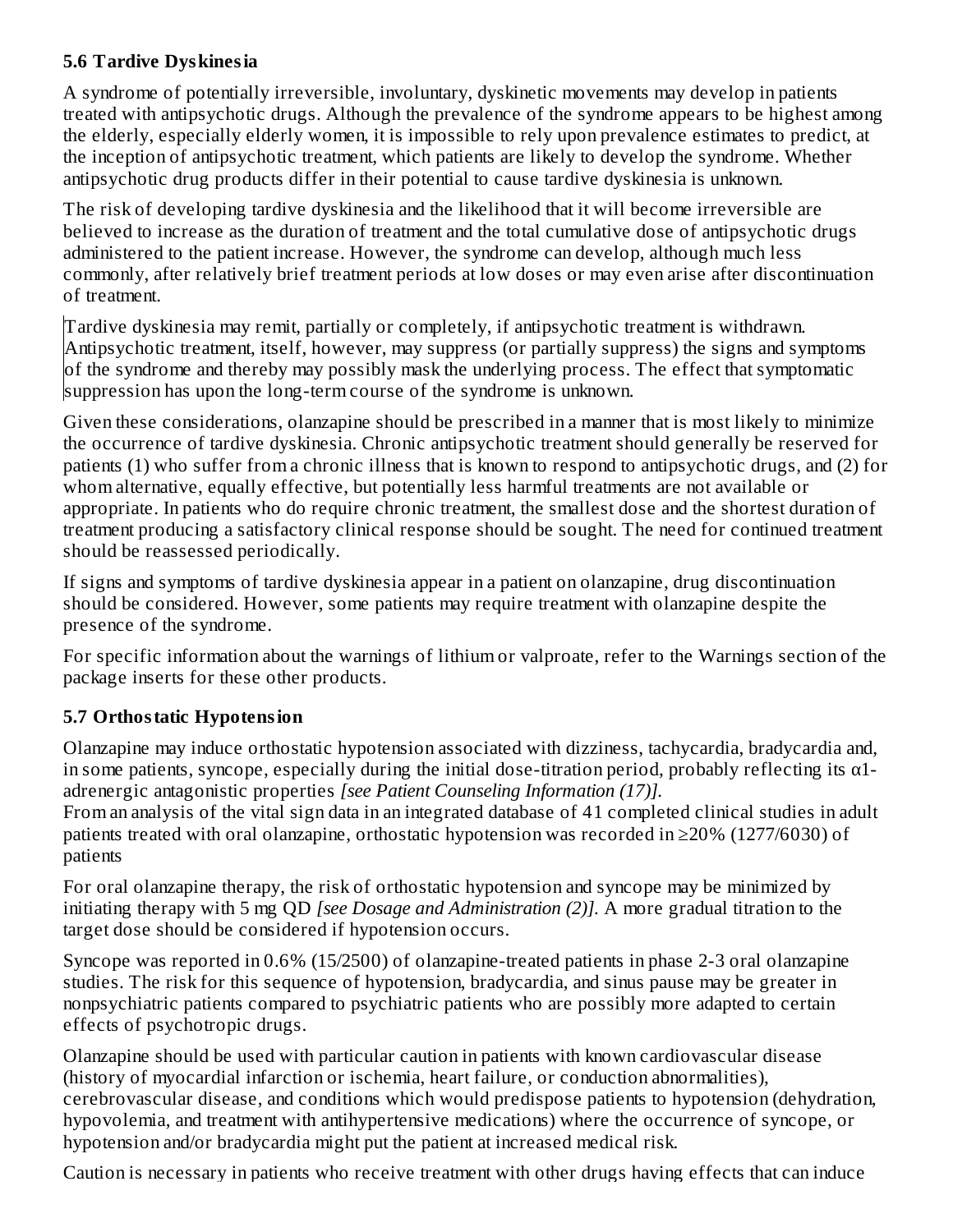### 5.6 Tardive Dyskinesia

A syndrome of potentially irreversible, involuntary, dyskinetic movements may develop in patients treated with antipsychotic drugs. Although the prevalence of the syndrome appears to be highest among the elderly, especially elderly women, it is impossible to rely upon prevalence estimates to predict, at the inception of antipsychotic treatment, which patients are likely to develop the syndrome. Whether antipsychotic drug products differ in their potential to cause tardive dyskinesia is unknown.

The risk of developing tardive dyskinesia and the likelihood that it will become irreversible are believed to increase as the duration of treatment and the total cumulative dose of antipsychotic drugs administered to the patient increase. However, the syndrome can develop, although much less commonly, after relatively brief treatment periods at low doses or may even arise after discontinuation of treatment.

Tardive dyskinesia may remit, partially or completely, if antipsychotic treatment is withdrawn. Antipsychotic treatment, itself, however, may suppress (or partially suppress) the signs and symptoms of the syndrome and thereby may possibly mask the underlying process. The effect that symptomatic suppression has upon the long-term course of the syndrome is unknown.

Given these considerations, olanzapine should be prescribed in a manner that is most likely to minimize the occurrence of tardive dyskinesia. Chronic antipsychotic treatment should generally be reserved for patients (1) who suffer from a chronic illness that is known to respond to antipsychotic drugs, and (2) for whom alternative, equally effective, but potentially less harmful treatments are not available or appropriate. In patients who do require chronic treatment, the smallest dose and the shortest duration of treatment producing a satisfactory clinical response should be sought. The need for continued treatment should be reassessed periodically.

If signs and symptoms of tardive dyskinesia appear in a patient on olanzapine, drug discontinuation should be considered. However, some patients may require treatment with olanzapine despite the presence of the syndrome.

For specific information about the warnings of lithium or valproate, refer to the Warnings section of the package inserts for these other products.

### 5.7 Orthostatic Hypotension

Olanzapine may induce orthostatic hypotension associated with dizziness, tachycardia, bradycardia and, in some patients, syncope, especially during the initial dose-titration period, probably reflecting its α1-adrenergic antagonistic properties *[see Patient Counseling Information (17)].*
From an analysis of the vital sign data in an integrated database of 41 completed clinical studies in adult patients treated with oral olanzapine, orthostatic hypotension was recorded in ≥20% (1277/6030) of patients

For oral olanzapine therapy, the risk of orthostatic hypotension and syncope may be minimized by initiating therapy with 5 mg QD *[see Dosage and Administration (2)].* A more gradual titration to the target dose should be considered if hypotension occurs.

Syncope was reported in 0.6% (15/2500) of olanzapine-treated patients in phase 2-3 oral olanzapine studies. The risk for this sequence of hypotension, bradycardia, and sinus pause may be greater in nonpsychiatric patients compared to psychiatric patients who are possibly more adapted to certain effects of psychotropic drugs.

Olanzapine should be used with particular caution in patients with known cardiovascular disease (history of myocardial infarction or ischemia, heart failure, or conduction abnormalities), cerebrovascular disease, and conditions which would predispose patients to hypotension (dehydration, hypovolemia, and treatment with antihypertensive medications) where the occurrence of syncope, or hypotension and/or bradycardia might put the patient at increased medical risk.

Caution is necessary in patients who receive treatment with other drugs having effects that can induce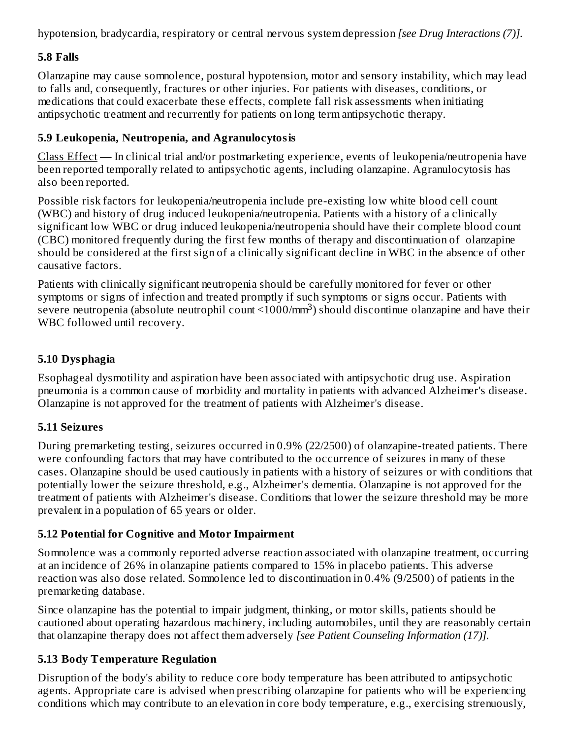hypotension, bradycardia, respiratory or central nervous system depression *[see Drug Interactions (7)]*.

### 5.8 Falls

Olanzapine may cause somnolence, postural hypotension, motor and sensory instability, which may lead to falls and, consequently, fractures or other injuries. For patients with diseases, conditions, or medications that could exacerbate these effects, complete fall risk assessments when initiating antipsychotic treatment and recurrently for patients on long term antipsychotic therapy.

### 5.9 Leukopenia, Neutropenia, and Agranulocytosis

Class Effect — In clinical trial and/or postmarketing experience, events of leukopenia/neutropenia have been reported temporally related to antipsychotic agents, including olanzapine. Agranulocytosis has also been reported.

Possible risk factors for leukopenia/neutropenia include pre-existing low white blood cell count (WBC) and history of drug induced leukopenia/neutropenia. Patients with a history of a clinically significant low WBC or drug induced leukopenia/neutropenia should have their complete blood count (CBC) monitored frequently during the first few months of therapy and discontinuation of olanzapine should be considered at the first sign of a clinically significant decline in WBC in the absence of other causative factors.

Patients with clinically significant neutropenia should be carefully monitored for fever or other symptoms or signs of infection and treated promptly if such symptoms or signs occur. Patients with severe neutropenia (absolute neutrophil count <1000/$mm^3$) should discontinue olanzapine and have their WBC followed until recovery.

### 5.10 Dysphagia

Esophageal dysmotility and aspiration have been associated with antipsychotic drug use. Aspiration pneumonia is a common cause of morbidity and mortality in patients with advanced Alzheimer's disease. Olanzapine is not approved for the treatment of patients with Alzheimer's disease.

### 5.11 Seizures

During premarketing testing, seizures occurred in 0.9% (22/2500) of olanzapine-treated patients. There were confounding factors that may have contributed to the occurrence of seizures in many of these cases. Olanzapine should be used cautiously in patients with a history of seizures or with conditions that potentially lower the seizure threshold, e.g., Alzheimer's dementia. Olanzapine is not approved for the treatment of patients with Alzheimer's disease. Conditions that lower the seizure threshold may be more prevalent in a population of 65 years or older.

### 5.12 Potential for Cognitive and Motor Impairment

Somnolence was a commonly reported adverse reaction associated with olanzapine treatment, occurring at an incidence of 26% in olanzapine patients compared to 15% in placebo patients. This adverse reaction was also dose related. Somnolence led to discontinuation in 0.4% (9/2500) of patients in the premarketing database.

Since olanzapine has the potential to impair judgment, thinking, or motor skills, patients should be cautioned about operating hazardous machinery, including automobiles, until they are reasonably certain that olanzapine therapy does not affect them adversely *[see Patient Counseling Information (17)]*.

### 5.13 Body Temperature Regulation

Disruption of the body's ability to reduce core body temperature has been attributed to antipsychotic agents. Appropriate care is advised when prescribing olanzapine for patients who will be experiencing conditions which may contribute to an elevation in core body temperature, e.g., exercising strenuously,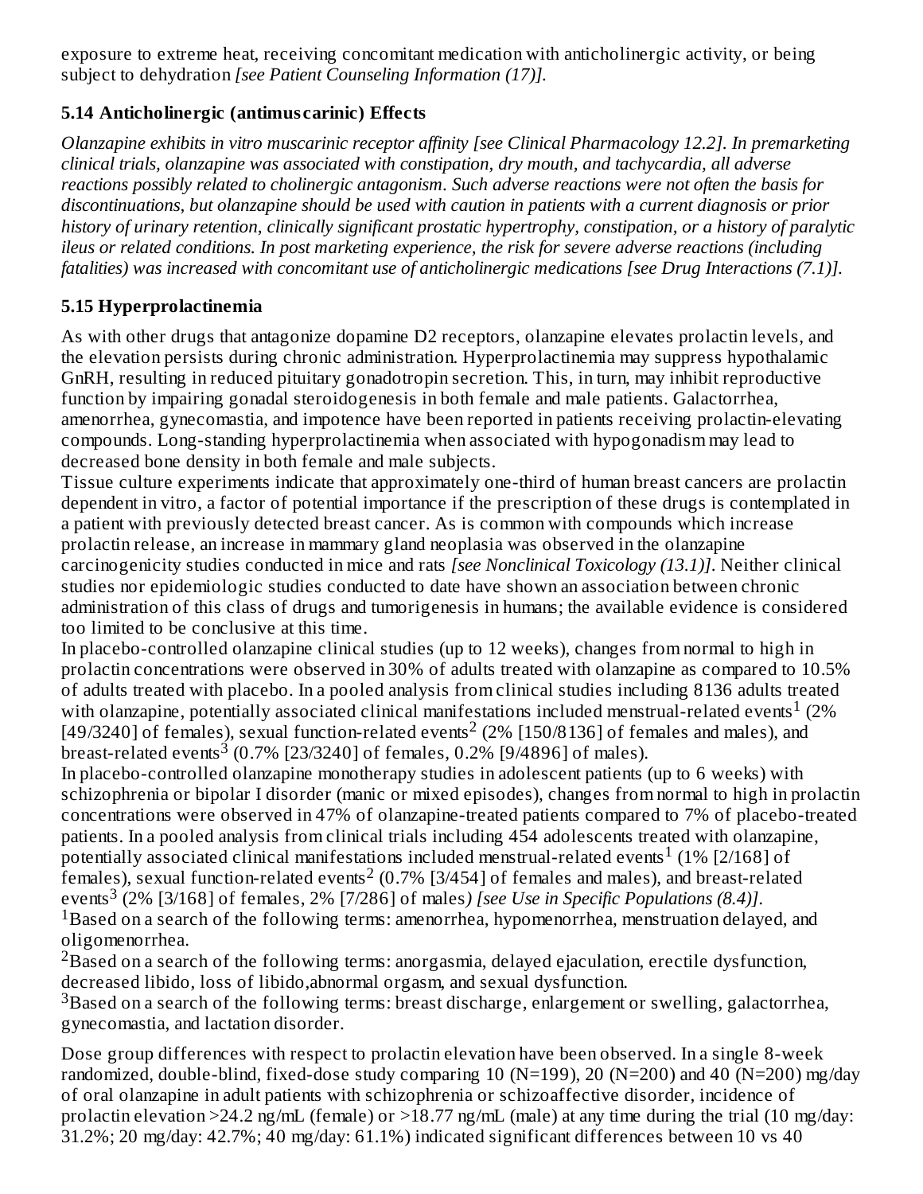exposure to extreme heat, receiving concomitant medication with anticholinergic activity, or being subject to dehydration *[see Patient Counseling Information (17)].*

### 5.14 Anticholinergic (antimuscarinic) Effects

*Olanzapine exhibits in vitro muscarinic receptor affinity [see Clinical Pharmacology 12.2]. In premarketing clinical trials, olanzapine was associated with constipation, dry mouth, and tachycardia, all adverse reactions possibly related to cholinergic antagonism. Such adverse reactions were not often the basis for discontinuations, but olanzapine should be used with caution in patients with a current diagnosis or prior history of urinary retention, clinically significant prostatic hypertrophy, constipation, or a history of paralytic ileus or related conditions. In post marketing experience, the risk for severe adverse reactions (including fatalities) was increased with concomitant use of anticholinergic medications [see Drug Interactions (7.1)].*

### 5.15 Hyperprolactinemia

As with other drugs that antagonize dopamine D2 receptors, olanzapine elevates prolactin levels, and the elevation persists during chronic administration. Hyperprolactinemia may suppress hypothalamic GnRH, resulting in reduced pituitary gonadotropin secretion. This, in turn, may inhibit reproductive function by impairing gonadal steroidogenesis in both female and male patients. Galactorrhea, amenorrhea, gynecomastia, and impotence have been reported in patients receiving prolactin-elevating compounds. Long-standing hyperprolactinemia when associated with hypogonadism may lead to decreased bone density in both female and male subjects.

Tissue culture experiments indicate that approximately one-third of human breast cancers are prolactin dependent in vitro, a factor of potential importance if the prescription of these drugs is contemplated in a patient with previously detected breast cancer. As is common with compounds which increase prolactin release, an increase in mammary gland neoplasia was observed in the olanzapine carcinogenicity studies conducted in mice and rats *[see Nonclinical Toxicology (13.1)]*. Neither clinical studies nor epidemiologic studies conducted to date have shown an association between chronic administration of this class of drugs and tumorigenesis in humans; the available evidence is considered too limited to be conclusive at this time.

In placebo-controlled olanzapine clinical studies (up to 12 weeks), changes from normal to high in prolactin concentrations were observed in 30% of adults treated with olanzapine as compared to 10.5% of adults treated with placebo. In a pooled analysis from clinical studies including 8136 adults treated with olanzapine, potentially associated clinical manifestations included menstrual-related events[1] (2% [49/3240] of females), sexual function-related events[2] (2% [150/8136] of females and males), and breast-related events[3] (0.7% [23/3240] of females, 0.2% [9/4896] of males).

In placebo-controlled olanzapine monotherapy studies in adolescent patients (up to 6 weeks) with schizophrenia or bipolar I disorder (manic or mixed episodes), changes from normal to high in prolactin concentrations were observed in 47% of olanzapine-treated patients compared to 7% of placebo-treated patients. In a pooled analysis from clinical trials including 454 adolescents treated with olanzapine, potentially associated clinical manifestations included menstrual-related events[1] (1% [2/168] of females), sexual function-related events[2] (0.7% [3/454] of females and males), and breast-related events[3] (2% [3/168] of females, 2% [7/286] of males*) [see Use in Specific Populations (8.4)]*.

[1]Based on a search of the following terms: amenorrhea, hypomenorrhea, menstruation delayed, and oligomenorrhea.

[2]Based on a search of the following terms: anorgasmia, delayed ejaculation, erectile dysfunction, decreased libido, loss of libido,abnormal orgasm, and sexual dysfunction.

[3]Based on a search of the following terms: breast discharge, enlargement or swelling, galactorrhea, gynecomastia, and lactation disorder.

Dose group differences with respect to prolactin elevation have been observed. In a single 8-week randomized, double-blind, fixed-dose study comparing 10 (N=199), 20 (N=200) and 40 (N=200) mg/day of oral olanzapine in adult patients with schizophrenia or schizoaffective disorder, incidence of prolactin elevation >24.2 ng/mL (female) or >18.77 ng/mL (male) at any time during the trial (10 mg/day: 31.2%; 20 mg/day: 42.7%; 40 mg/day: 61.1%) indicated significant differences between 10 vs 40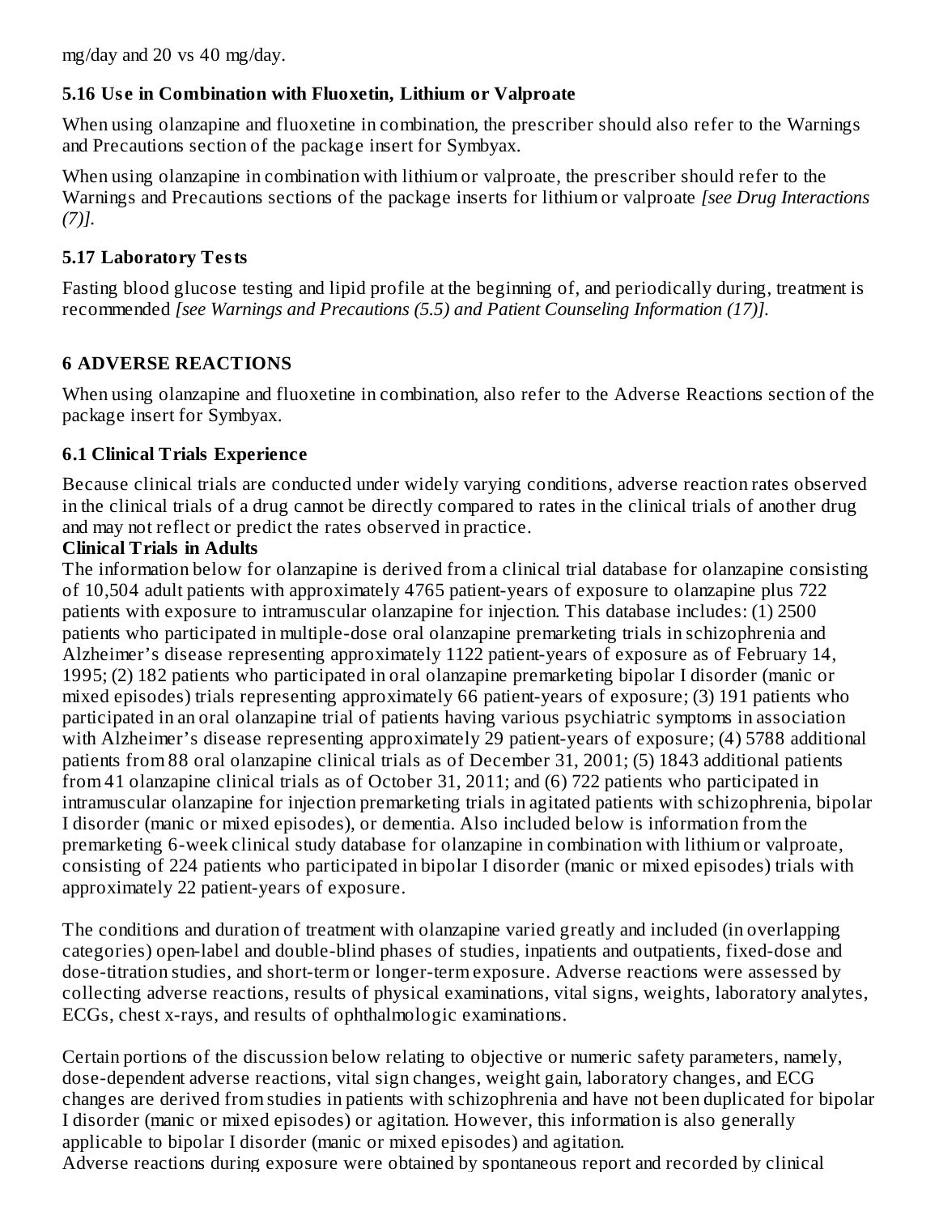mg/day and 20 vs 40 mg/day.

### 5.16 Use in Combination with Fluoxetin, Lithium or Valproate

When using olanzapine and fluoxetine in combination, the prescriber should also refer to the Warnings and Precautions section of the package insert for Symbyax.

When using olanzapine in combination with lithium or valproate, the prescriber should refer to the Warnings and Precautions sections of the package inserts for lithium or valproate *[see Drug Interactions (7)]*.

### 5.17 Laboratory Tests

Fasting blood glucose testing and lipid profile at the beginning of, and periodically during, treatment is recommended *[see Warnings and Precautions (5.5) and Patient Counseling Information (17)]*.

## 6 ADVERSE REACTIONS

When using olanzapine and fluoxetine in combination, also refer to the Adverse Reactions section of the package insert for Symbyax.

### 6.1 Clinical Trials Experience

Because clinical trials are conducted under widely varying conditions, adverse reaction rates observed in the clinical trials of a drug cannot be directly compared to rates in the clinical trials of another drug and may not reflect or predict the rates observed in practice.

**Clinical Trials in Adults**

The information below for olanzapine is derived from a clinical trial database for olanzapine consisting of 10,504 adult patients with approximately 4765 patient-years of exposure to olanzapine plus 722 patients with exposure to intramuscular olanzapine for injection. This database includes: (1) 2500 patients who participated in multiple-dose oral olanzapine premarketing trials in schizophrenia and Alzheimer's disease representing approximately 1122 patient-years of exposure as of February 14, 1995; (2) 182 patients who participated in oral olanzapine premarketing bipolar I disorder (manic or mixed episodes) trials representing approximately 66 patient-years of exposure; (3) 191 patients who participated in an oral olanzapine trial of patients having various psychiatric symptoms in association with Alzheimer's disease representing approximately 29 patient-years of exposure; (4) 5788 additional patients from 88 oral olanzapine clinical trials as of December 31, 2001; (5) 1843 additional patients from 41 olanzapine clinical trials as of October 31, 2011; and (6) 722 patients who participated in intramuscular olanzapine for injection premarketing trials in agitated patients with schizophrenia, bipolar I disorder (manic or mixed episodes), or dementia. Also included below is information from the premarketing 6-week clinical study database for olanzapine in combination with lithium or valproate, consisting of 224 patients who participated in bipolar I disorder (manic or mixed episodes) trials with approximately 22 patient-years of exposure.

The conditions and duration of treatment with olanzapine varied greatly and included (in overlapping categories) open-label and double-blind phases of studies, inpatients and outpatients, fixed-dose and dose-titration studies, and short-term or longer-term exposure. Adverse reactions were assessed by collecting adverse reactions, results of physical examinations, vital signs, weights, laboratory analytes, ECGs, chest x-rays, and results of ophthalmologic examinations.

Certain portions of the discussion below relating to objective or numeric safety parameters, namely, dose-dependent adverse reactions, vital sign changes, weight gain, laboratory changes, and ECG changes are derived from studies in patients with schizophrenia and have not been duplicated for bipolar I disorder (manic or mixed episodes) or agitation. However, this information is also generally applicable to bipolar I disorder (manic or mixed episodes) and agitation.

Adverse reactions during exposure were obtained by spontaneous report and recorded by clinical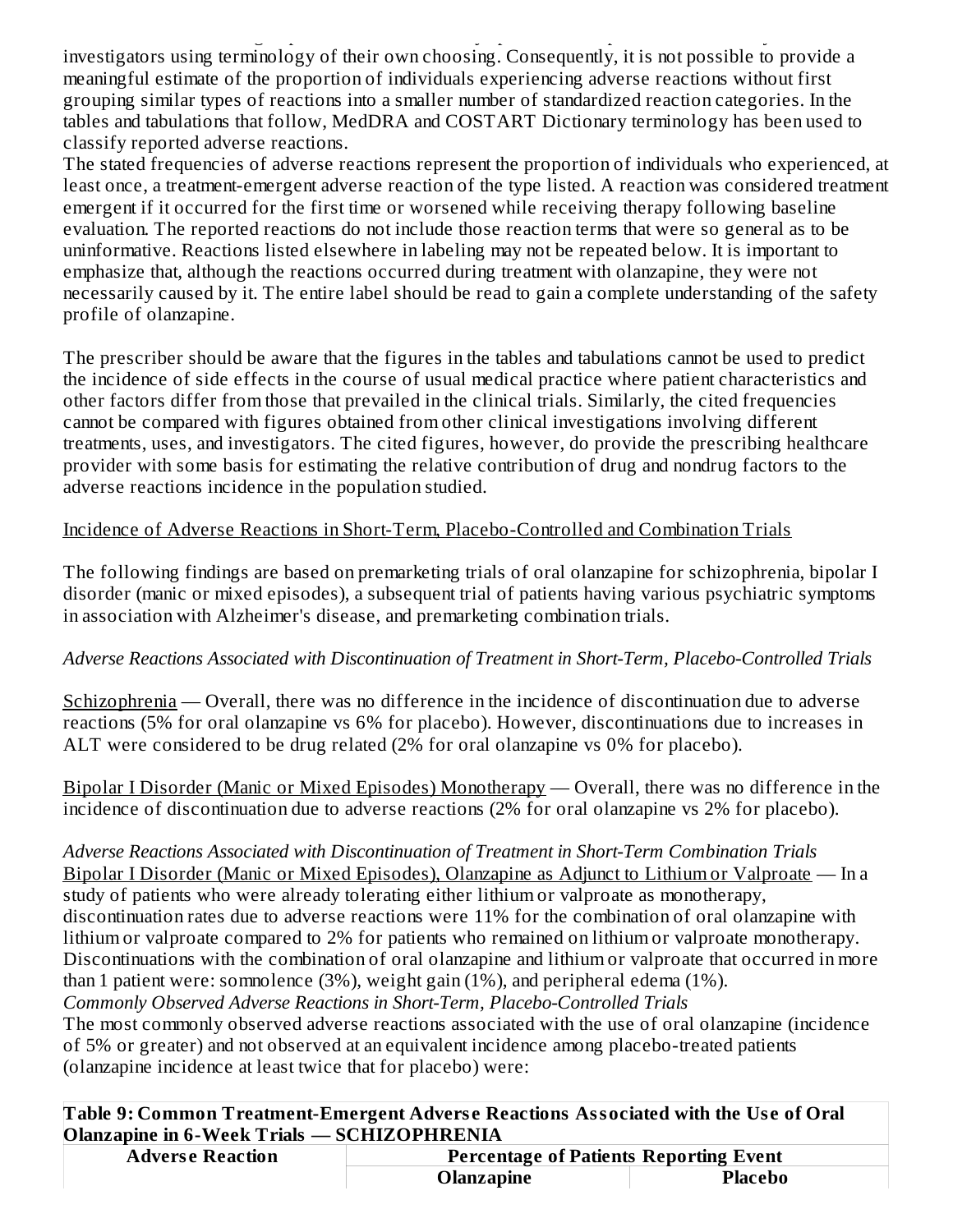investigators using terminology of their own choosing. Consequently, it is not possible to provide a meaningful estimate of the proportion of individuals experiencing adverse reactions without first grouping similar types of reactions into a smaller number of standardized reaction categories. In the tables and tabulations that follow, MedDRA and COSTART Dictionary terminology has been used to classify reported adverse reactions.

The stated frequencies of adverse reactions represent the proportion of individuals who experienced, at least once, a treatment-emergent adverse reaction of the type listed. A reaction was considered treatment emergent if it occurred for the first time or worsened while receiving therapy following baseline evaluation. The reported reactions do not include those reaction terms that were so general as to be uninformative. Reactions listed elsewhere in labeling may not be repeated below. It is important to emphasize that, although the reactions occurred during treatment with olanzapine, they were not necessarily caused by it. The entire label should be read to gain a complete understanding of the safety profile of olanzapine.

The prescriber should be aware that the figures in the tables and tabulations cannot be used to predict the incidence of side effects in the course of usual medical practice where patient characteristics and other factors differ from those that prevailed in the clinical trials. Similarly, the cited frequencies cannot be compared with figures obtained from other clinical investigations involving different treatments, uses, and investigators. The cited figures, however, do provide the prescribing healthcare provider with some basis for estimating the relative contribution of drug and nondrug factors to the adverse reactions incidence in the population studied.

Incidence of Adverse Reactions in Short-Term, Placebo-Controlled and Combination Trials

The following findings are based on premarketing trials of oral olanzapine for schizophrenia, bipolar I disorder (manic or mixed episodes), a subsequent trial of patients having various psychiatric symptoms in association with Alzheimer's disease, and premarketing combination trials.

*Adverse Reactions Associated with Discontinuation of Treatment in Short-Term, Placebo-Controlled Trials*

Schizophrenia — Overall, there was no difference in the incidence of discontinuation due to adverse reactions (5% for oral olanzapine vs 6% for placebo). However, discontinuations due to increases in ALT were considered to be drug related (2% for oral olanzapine vs 0% for placebo).

Bipolar I Disorder (Manic or Mixed Episodes) Monotherapy — Overall, there was no difference in the incidence of discontinuation due to adverse reactions (2% for oral olanzapine vs 2% for placebo).

*Adverse Reactions Associated with Discontinuation of Treatment in Short-Term Combination Trials*

Bipolar I Disorder (Manic or Mixed Episodes), Olanzapine as Adjunct to Lithium or Valproate — In a study of patients who were already tolerating either lithium or valproate as monotherapy, discontinuation rates due to adverse reactions were 11% for the combination of oral olanzapine with lithium or valproate compared to 2% for patients who remained on lithium or valproate monotherapy. Discontinuations with the combination of oral olanzapine and lithium or valproate that occurred in more than 1 patient were: somnolence (3%), weight gain (1%), and peripheral edema (1%).

*Commonly Observed Adverse Reactions in Short-Term, Placebo-Controlled Trials*

The most commonly observed adverse reactions associated with the use of oral olanzapine (incidence of 5% or greater) and not observed at an equivalent incidence among placebo-treated patients (olanzapine incidence at least twice that for placebo) were:

| **Table 9: Common Treatment-Emergent Adverse Reactions Associated with the Use of Oral Olanzapine in 6-Week Trials — SCHIZOPHRENIA** | | |
|---|---|---|
| **Adverse Reaction** | **Percentage of Patients Reporting Event** | |
| | **Olanzapine** | **Placebo** |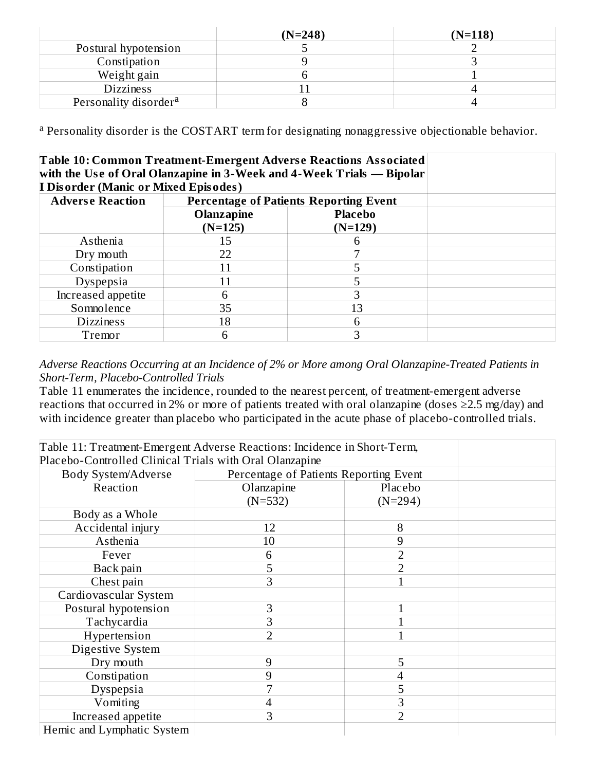| | (N=248) | (N=118) |
|---|---|---|
| Postural hypotension | 5 | 2 |
| Constipation | 9 | 3 |
| Weight gain | 6 | 1 |
| Dizziness | 11 | 4 |
| Personality disorder[a] | 8 | 4 |

[a] Personality disorder is the COSTART term for designating nonaggressive objectionable behavior.

| **Table 10: Common Treatment-Emergent Adverse Reactions Associated with the Use of Oral Olanzapine in 3-Week and 4-Week Trials — Bipolar I Disorder (Manic or Mixed Episodes)** | | | |
|---|---|---|---|
| **Adverse Reaction** | **Percentage of Patients Reporting Event** | | |
| | **Olanzapine (N=125)** | **Placebo (N=129)** | |
| Asthenia | 15 | 6 | |
| Dry mouth | 22 | 7 | |
| Constipation | 11 | 5 | |
| Dyspepsia | 11 | 5 | |
| Increased appetite | 6 | 3 | |
| Somnolence | 35 | 13 | |
| Dizziness | 18 | 6 | |
| Tremor | 6 | 3 | |

*Adverse Reactions Occurring at an Incidence of 2% or More among Oral Olanzapine-Treated Patients in Short-Term, Placebo-Controlled Trials*

Table 11 enumerates the incidence, rounded to the nearest percent, of treatment-emergent adverse reactions that occurred in 2% or more of patients treated with oral olanzapine (doses ≥2.5 mg/day) and with incidence greater than placebo who participated in the acute phase of placebo-controlled trials.

| Table 11: Treatment-Emergent Adverse Reactions: Incidence in Short-Term, Placebo-Controlled Clinical Trials with Oral Olanzapine | | | |
|---|---|---|---|
| Body System/Adverse Reaction | Percentage of Patients Reporting Event | | |
| | Olanzapine (N=532) | Placebo (N=294) | |
| Body as a Whole | | | |
| Accidental injury | 12 | 8 | |
| Asthenia | 10 | 9 | |
| Fever | 6 | 2 | |
| Back pain | 5 | 2 | |
| Chest pain | 3 | 1 | |
| Cardiovascular System | | | |
| Postural hypotension | 3 | 1 | |
| Tachycardia | 3 | 1 | |
| Hypertension | 2 | 1 | |
| Digestive System | | | |
| Dry mouth | 9 | 5 | |
| Constipation | 9 | 4 | |
| Dyspepsia | 7 | 5 | |
| Vomiting | 4 | 3 | |
| Increased appetite | 3 | 2 | |
| Hemic and Lymphatic System | | | |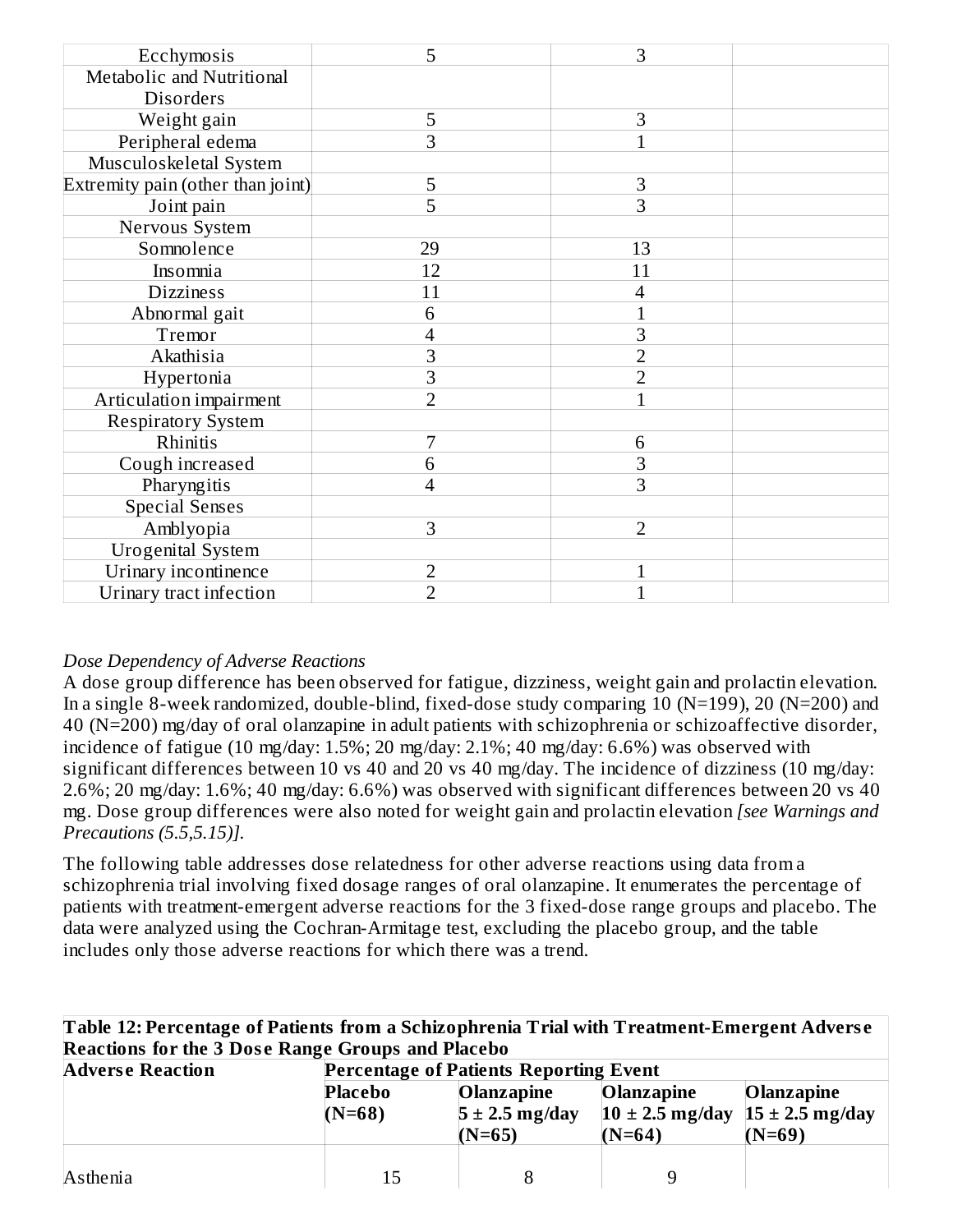| | | | |
|---|---|---|---|
| Ecchymosis | 5 | 3 | |
| Metabolic and Nutritional Disorders | | | |
| Weight gain | 5 | 3 | |
| Peripheral edema | 3 | 1 | |
| Musculoskeletal System | | | |
| Extremity pain (other than joint) | 5 | 3 | |
| Joint pain | 5 | 3 | |
| Nervous System | | | |
| Somnolence | 29 | 13 | |
| Insomnia | 12 | 11 | |
| Dizziness | 11 | 4 | |
| Abnormal gait | 6 | 1 | |
| Tremor | 4 | 3 | |
| Akathisia | 3 | 2 | |
| Hypertonia | 3 | 2 | |
| Articulation impairment | 2 | 1 | |
| Respiratory System | | | |
| Rhinitis | 7 | 6 | |
| Cough increased | 6 | 3 | |
| Pharyngitis | 4 | 3 | |
| Special Senses | | | |
| Amblyopia | 3 | 2 | |
| Urogenital System | | | |
| Urinary incontinence | 2 | 1 | |
| Urinary tract infection | 2 | 1 | |

*Dose Dependency of Adverse Reactions*

A dose group difference has been observed for fatigue, dizziness, weight gain and prolactin elevation. In a single 8-week randomized, double-blind, fixed-dose study comparing 10 (N=199), 20 (N=200) and 40 (N=200) mg/day of oral olanzapine in adult patients with schizophrenia or schizoaffective disorder, incidence of fatigue (10 mg/day: 1.5%; 20 mg/day: 2.1%; 40 mg/day: 6.6%) was observed with significant differences between 10 vs 40 and 20 vs 40 mg/day. The incidence of dizziness (10 mg/day: 2.6%; 20 mg/day: 1.6%; 40 mg/day: 6.6%) was observed with significant differences between 20 vs 40 mg. Dose group differences were also noted for weight gain and prolactin elevation *[see Warnings and Precautions (5.5,5.15)]*.

The following table addresses dose relatedness for other adverse reactions using data from a schizophrenia trial involving fixed dosage ranges of oral olanzapine. It enumerates the percentage of patients with treatment-emergent adverse reactions for the 3 fixed-dose range groups and placebo. The data were analyzed using the Cochran-Armitage test, excluding the placebo group, and the table includes only those adverse reactions for which there was a trend.

**Table 12: Percentage of Patients from a Schizophrenia Trial with Treatment-Emergent Adverse Reactions for the 3 Dose Range Groups and Placebo**

| **Adverse Reaction** | **Percentage of Patients Reporting Event** | | | |
|---|---|---|---|---|
| | **Placebo (N=68)** | **Olanzapine 5 ± 2.5 mg/day (N=65)** | **Olanzapine 10 ± 2.5 mg/day (N=64)** | **Olanzapine 15 ± 2.5 mg/day (N=69)** |
| Asthenia | 15 | 8 | 9 | |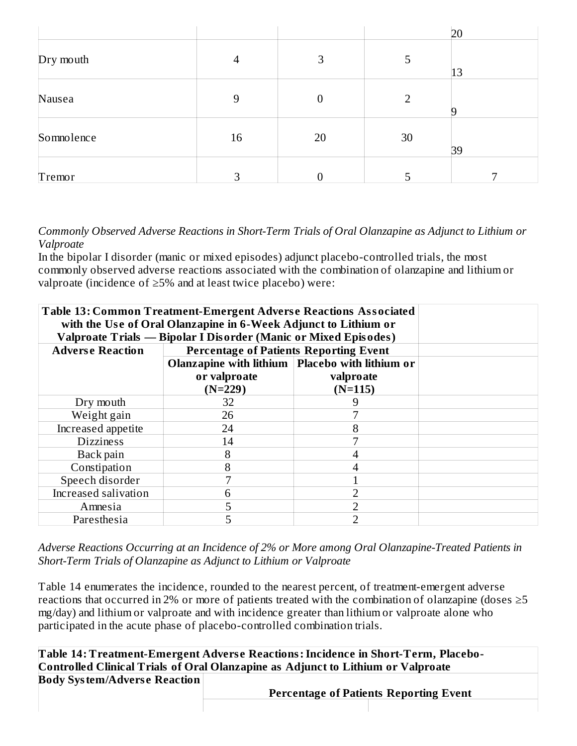| | | | | |
|---|---|---|---|---|
| | | | | 20 |
| Dry mouth | 4 | 3 | 5 | 13 |
| Nausea | 9 | 0 | 2 | 9 |
| Somnolence | 16 | 20 | 30 | 39 |
| Tremor | 3 | 0 | 5 | 7 |

*Commonly Observed Adverse Reactions in Short-Term Trials of Oral Olanzapine as Adjunct to Lithium or Valproate*

In the bipolar I disorder (manic or mixed episodes) adjunct placebo-controlled trials, the most commonly observed adverse reactions associated with the combination of olanzapine and lithium or valproate (incidence of ≥5% and at least twice placebo) were:

**Table 13: Common Treatment-Emergent Adverse Reactions Associated with the Use of Oral Olanzapine in 6-Week Adjunct to Lithium or Valproate Trials — Bipolar I Disorder (Manic or Mixed Episodes)**

| Adverse Reaction | Percentage of Patients Reporting Event | |
|---|---|---|
| | Olanzapine with lithium or valproate (N=229) | Placebo with lithium or valproate (N=115) |
| Dry mouth | 32 | 9 |
| Weight gain | 26 | 7 |
| Increased appetite | 24 | 8 |
| Dizziness | 14 | 7 |
| Back pain | 8 | 4 |
| Constipation | 8 | 4 |
| Speech disorder | 7 | 1 |
| Increased salivation | 6 | 2 |
| Amnesia | 5 | 2 |
| Paresthesia | 5 | 2 |

*Adverse Reactions Occurring at an Incidence of 2% or More among Oral Olanzapine-Treated Patients in Short-Term Trials of Olanzapine as Adjunct to Lithium or Valproate*

Table 14 enumerates the incidence, rounded to the nearest percent, of treatment-emergent adverse reactions that occurred in 2% or more of patients treated with the combination of olanzapine (doses ≥5 mg/day) and lithium or valproate and with incidence greater than lithium or valproate alone who participated in the acute phase of placebo-controlled combination trials.

**Table 14: Treatment-Emergent Adverse Reactions: Incidence in Short-Term, Placebo-Controlled Clinical Trials of Oral Olanzapine as Adjunct to Lithium or Valproate**

| Body System/Adverse Reaction | Percentage of Patients Reporting Event | |
|---|---|---|
| | | |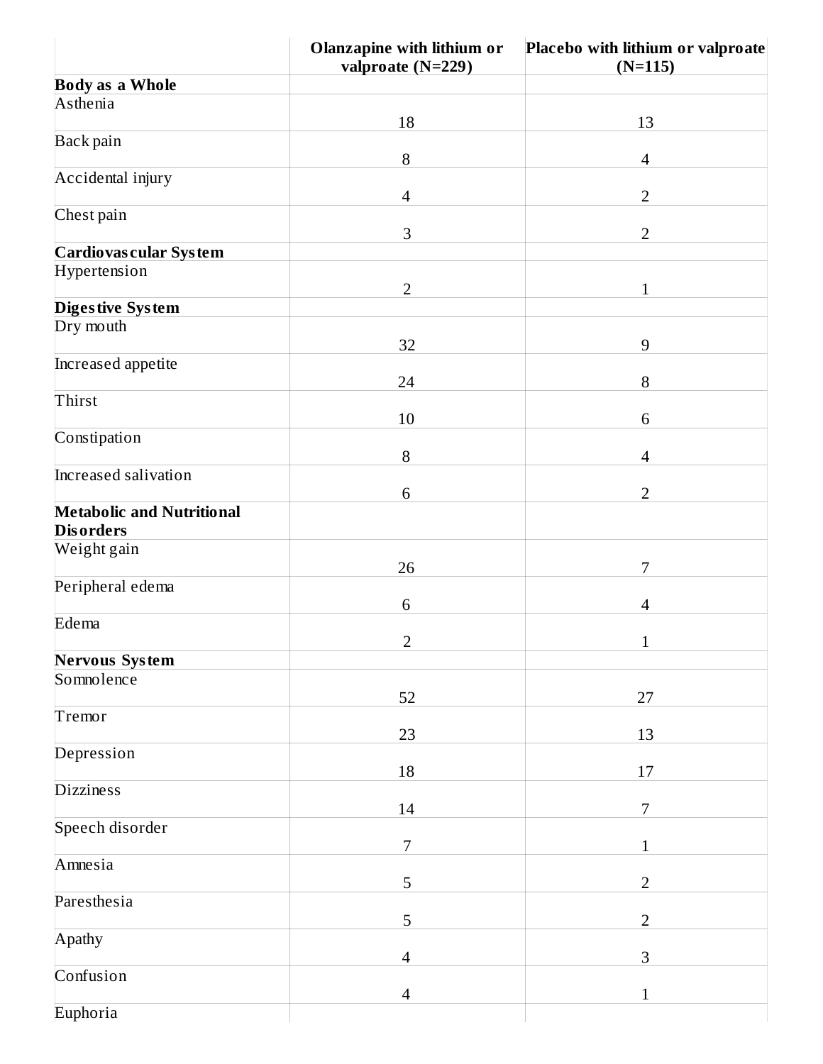| | Olanzapine with lithium or valproate (N=229) | Placebo with lithium or valproate (N=115) |
|---|---|---|
| **Body as a Whole** | | |
| Asthenia | 18 | 13 |
| Back pain | 8 | 4 |
| Accidental injury | 4 | 2 |
| Chest pain | 3 | 2 |
| **Cardiovascular System** | | |
| Hypertension | 2 | 1 |
| **Digestive System** | | |
| Dry mouth | 32 | 9 |
| Increased appetite | 24 | 8 |
| Thirst | 10 | 6 |
| Constipation | 8 | 4 |
| Increased salivation | 6 | 2 |
| **Metabolic and Nutritional Disorders** | | |
| Weight gain | 26 | 7 |
| Peripheral edema | 6 | 4 |
| Edema | 2 | 1 |
| **Nervous System** | | |
| Somnolence | 52 | 27 |
| Tremor | 23 | 13 |
| Depression | 18 | 17 |
| Dizziness | 14 | 7 |
| Speech disorder | 7 | 1 |
| Amnesia | 5 | 2 |
| Paresthesia | 5 | 2 |
| Apathy | 4 | 3 |
| Confusion | 4 | 1 |
| Euphoria | | |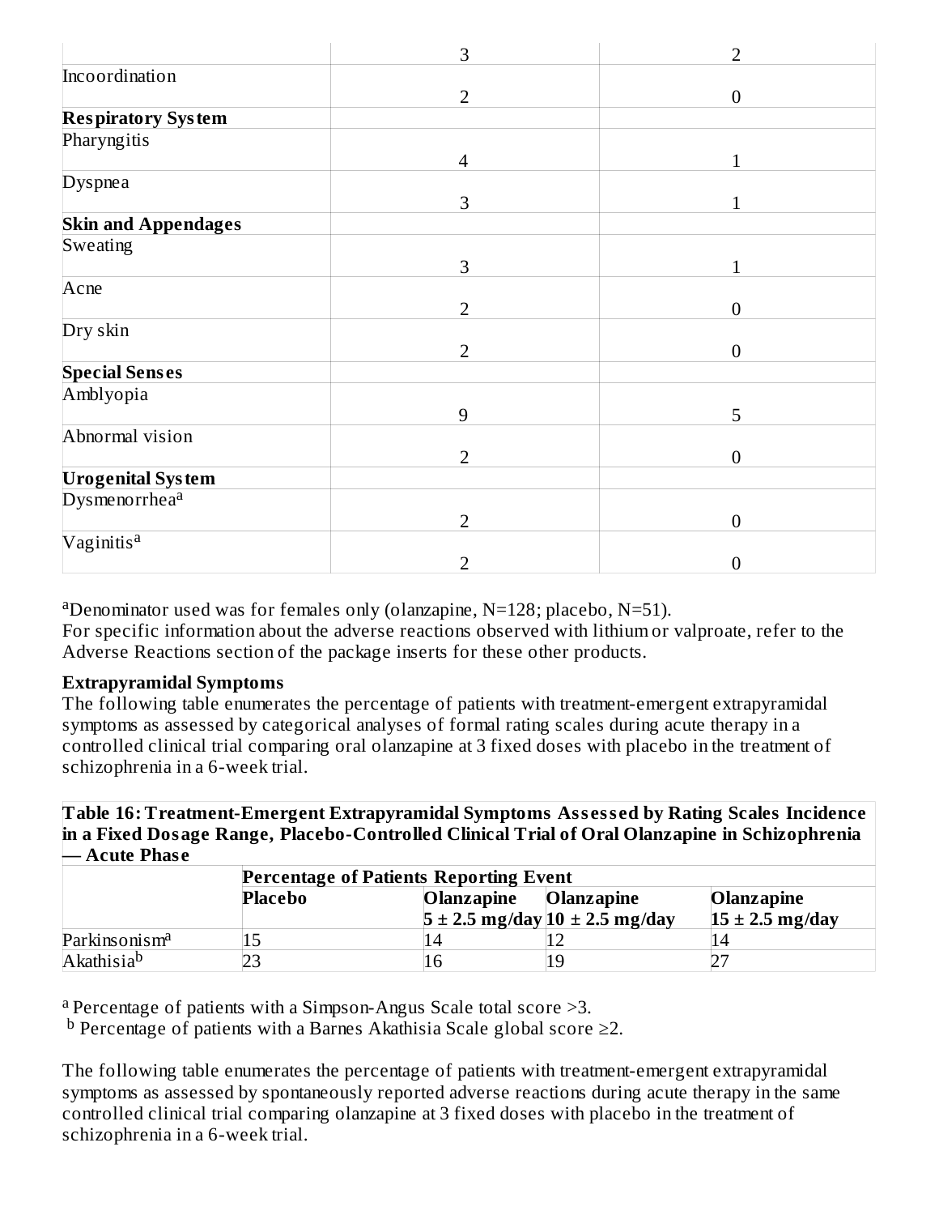| | | |
|---|---|---|
| | 3 | 2 |
| Incoordination | 2 | 0 |
| **Respiratory System** | | |
| Pharyngitis | 4 | 1 |
| Dyspnea | 3 | 1 |
| **Skin and Appendages** | | |
| Sweating | 3 | 1 |
| Acne | 2 | 0 |
| Dry skin | 2 | 0 |
| **Special Senses** | | |
| Amblyopia | 9 | 5 |
| Abnormal vision | 2 | 0 |
| **Urogenital System** | | |
| Dysmenorrhea[a] | 2 | 0 |
| Vaginitis[a] | 2 | 0 |

[a]Denominator used was for females only (olanzapine, N=128; placebo, N=51).
For specific information about the adverse reactions observed with lithium or valproate, refer to the Adverse Reactions section of the package inserts for these other products.

**Extrapyramidal Symptoms**
The following table enumerates the percentage of patients with treatment-emergent extrapyramidal symptoms as assessed by categorical analyses of formal rating scales during acute therapy in a controlled clinical trial comparing oral olanzapine at 3 fixed doses with placebo in the treatment of schizophrenia in a 6-week trial.

**Table 16: Treatment-Emergent Extrapyramidal Symptoms Assessed by Rating Scales Incidence in a Fixed Dosage Range, Placebo-Controlled Clinical Trial of Oral Olanzapine in Schizophrenia — Acute Phase**

| | **Percentage of Patients Reporting Event** | | | |
|---|---|---|---|---|
| | **Placebo** | **Olanzapine 5 ± 2.5 mg/day** | **Olanzapine 10 ± 2.5 mg/day** | **Olanzapine 15 ± 2.5 mg/day** |
| Parkinsonism[a] | 15 | 14 | 12 | 14 |
| Akathisia[b] | 23 | 16 | 19 | 27 |

[a] Percentage of patients with a Simpson-Angus Scale total score >3.
[b] Percentage of patients with a Barnes Akathisia Scale global score ≥2.

The following table enumerates the percentage of patients with treatment-emergent extrapyramidal symptoms as assessed by spontaneously reported adverse reactions during acute therapy in the same controlled clinical trial comparing olanzapine at 3 fixed doses with placebo in the treatment of schizophrenia in a 6-week trial.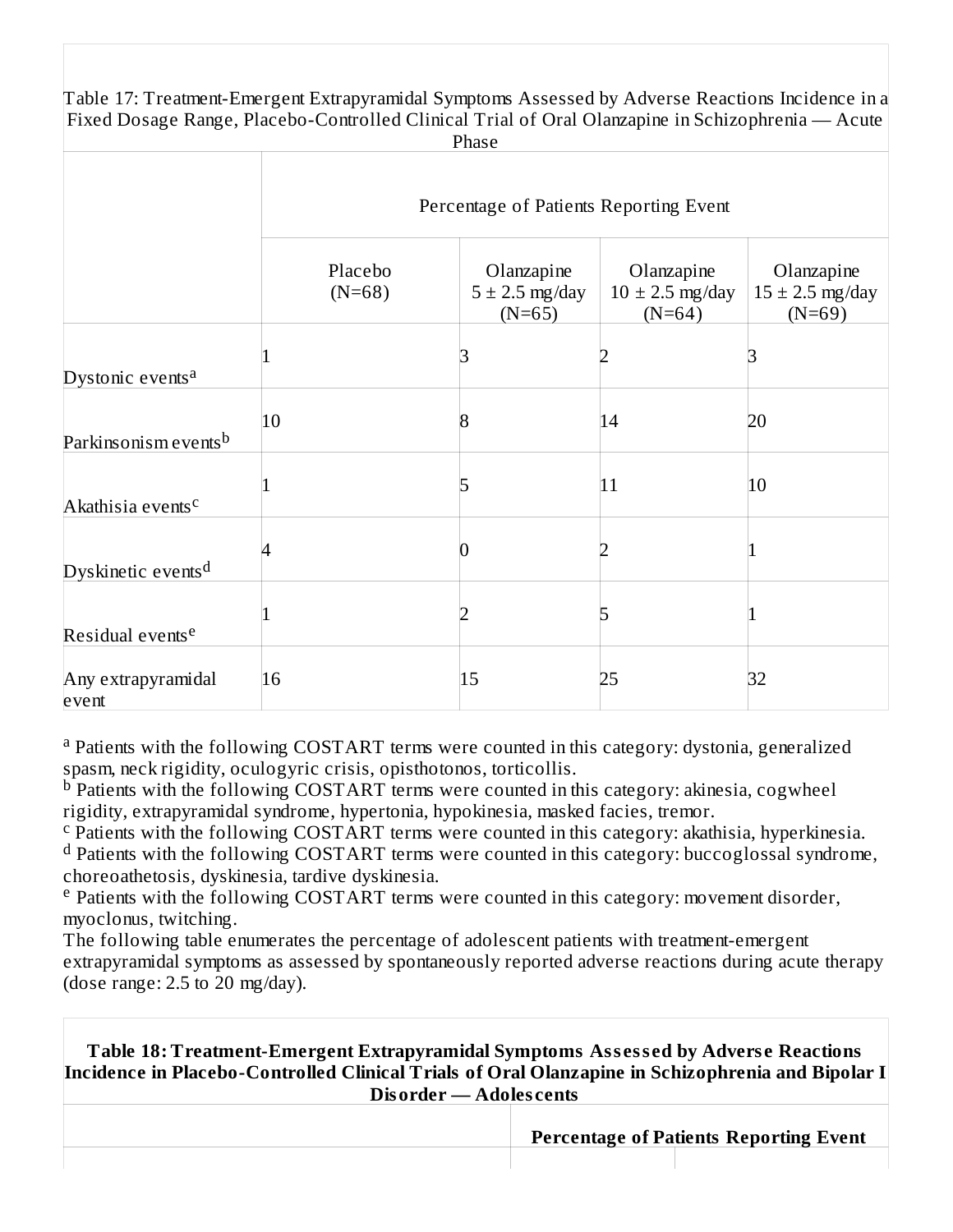Table 17: Treatment-Emergent Extrapyramidal Symptoms Assessed by Adverse Reactions Incidence in a Fixed Dosage Range, Placebo-Controlled Clinical Trial of Oral Olanzapine in Schizophrenia — Acute Phase

| | Percentage of Patients Reporting Event | | | |
|---|---|---|---|---|
| | Placebo (N=68) | Olanzapine 5 ± 2.5 mg/day (N=65) | Olanzapine 10 ± 2.5 mg/day (N=64) | Olanzapine 15 ± 2.5 mg/day (N=69) |
| Dystonic events[a] | 1 | 3 | 2 | 3 |
| Parkinsonism events[b] | 10 | 8 | 14 | 20 |
| Akathisia events[c] | 1 | 5 | 11 | 10 |
| Dyskinetic events[d] | 4 | 0 | 2 | 1 |
| Residual events[e] | 1 | 2 | 5 | 1 |
| Any extrapyramidal event | 16 | 15 | 25 | 32 |

[a] Patients with the following COSTART terms were counted in this category: dystonia, generalized spasm, neck rigidity, oculogyric crisis, opisthotonos, torticollis.
[b] Patients with the following COSTART terms were counted in this category: akinesia, cogwheel rigidity, extrapyramidal syndrome, hypertonia, hypokinesia, masked facies, tremor.
[c] Patients with the following COSTART terms were counted in this category: akathisia, hyperkinesia.
[d] Patients with the following COSTART terms were counted in this category: buccoglossal syndrome, choreoathetosis, dyskinesia, tardive dyskinesia.
[e] Patients with the following COSTART terms were counted in this category: movement disorder, myoclonus, twitching.

The following table enumerates the percentage of adolescent patients with treatment-emergent extrapyramidal symptoms as assessed by spontaneously reported adverse reactions during acute therapy (dose range: 2.5 to 20 mg/day).

**Table 18: Treatment-Emergent Extrapyramidal Symptoms Assessed by Adverse Reactions Incidence in Placebo-Controlled Clinical Trials of Oral Olanzapine in Schizophrenia and Bipolar I Disorder — Adolescents**

| | **Percentage of Patients Reporting Event** | |
|---|---|---|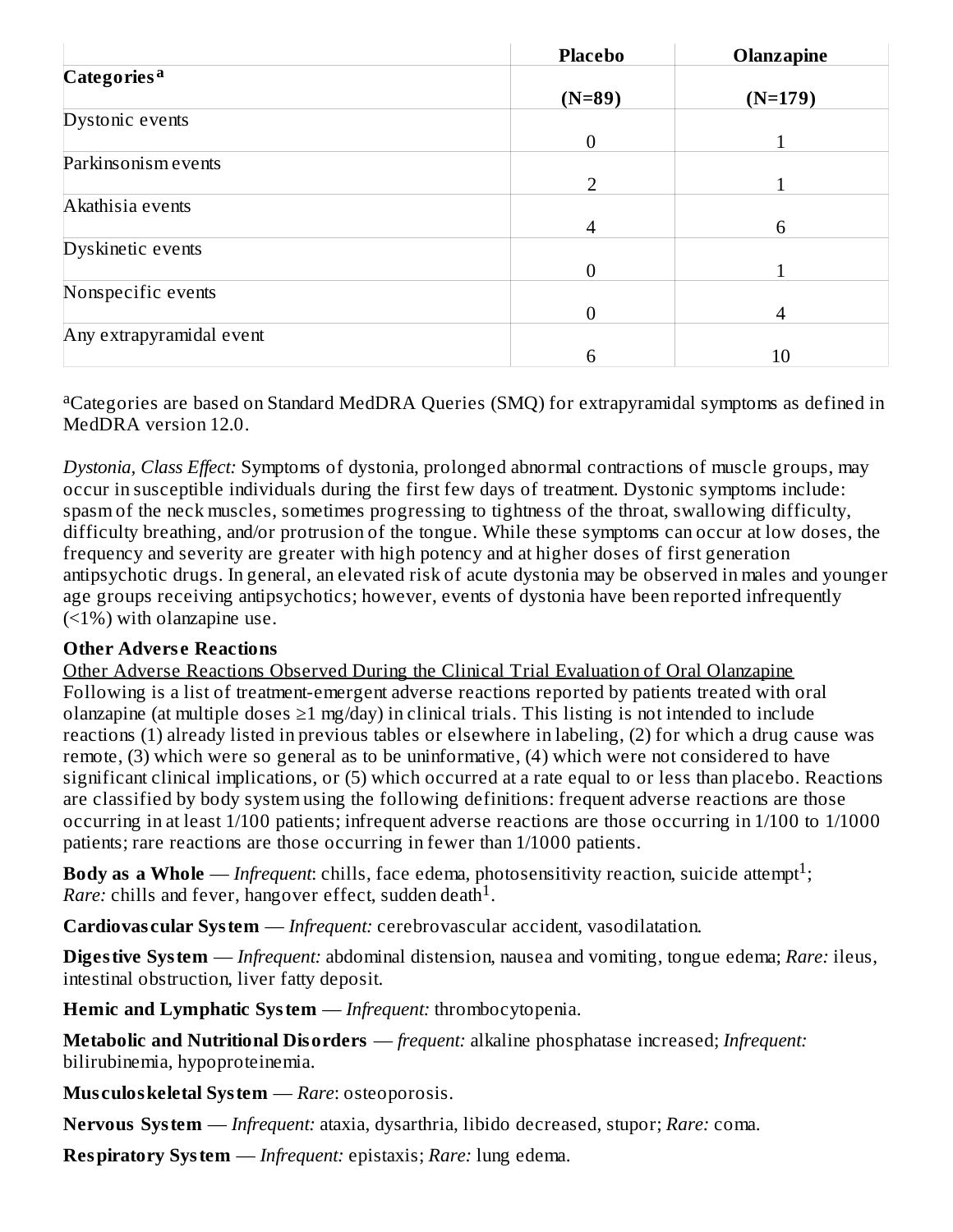| Categories[a] | Placebo (N=89) | Olanzapine (N=179) |
| --- | --- | --- |
| Dystonic events | 0 | 1 |
| Parkinsonism events | 2 | 1 |
| Akathisia events | 4 | 6 |
| Dyskinetic events | 0 | 1 |
| Nonspecific events | 0 | 4 |
| Any extrapyramidal event | 6 | 10 |

[a]Categories are based on Standard MedDRA Queries (SMQ) for extrapyramidal symptoms as defined in MedDRA version 12.0.

*Dystonia, Class Effect:* Symptoms of dystonia, prolonged abnormal contractions of muscle groups, may occur in susceptible individuals during the first few days of treatment. Dystonic symptoms include: spasm of the neck muscles, sometimes progressing to tightness of the throat, swallowing difficulty, difficulty breathing, and/or protrusion of the tongue. While these symptoms can occur at low doses, the frequency and severity are greater with high potency and at higher doses of first generation antipsychotic drugs. In general, an elevated risk of acute dystonia may be observed in males and younger age groups receiving antipsychotics; however, events of dystonia have been reported infrequently (<1%) with olanzapine use.

**Other Adverse Reactions**

Other Adverse Reactions Observed During the Clinical Trial Evaluation of Oral Olanzapine

Following is a list of treatment-emergent adverse reactions reported by patients treated with oral olanzapine (at multiple doses ≥1 mg/day) in clinical trials. This listing is not intended to include reactions (1) already listed in previous tables or elsewhere in labeling, (2) for which a drug cause was remote, (3) which were so general as to be uninformative, (4) which were not considered to have significant clinical implications, or (5) which occurred at a rate equal to or less than placebo. Reactions are classified by body system using the following definitions: frequent adverse reactions are those occurring in at least 1/100 patients; infrequent adverse reactions are those occurring in 1/100 to 1/1000 patients; rare reactions are those occurring in fewer than 1/1000 patients.

**Body as a Whole** — *Infrequent*: chills, face edema, photosensitivity reaction, suicide attempt[1]; *Rare:* chills and fever, hangover effect, sudden death[1].

**Cardiovascular System** — *Infrequent:* cerebrovascular accident, vasodilatation.

**Digestive System** — *Infrequent:* abdominal distension, nausea and vomiting, tongue edema; *Rare:* ileus, intestinal obstruction, liver fatty deposit.

**Hemic and Lymphatic System** — *Infrequent:* thrombocytopenia.

**Metabolic and Nutritional Disorders** — *frequent:* alkaline phosphatase increased; *Infrequent:* bilirubinemia, hypoproteinemia.

**Musculoskeletal System** — *Rare*: osteoporosis.

**Nervous System** — *Infrequent:* ataxia, dysarthria, libido decreased, stupor; *Rare:* coma.

**Respiratory System** — *Infrequent:* epistaxis; *Rare:* lung edema.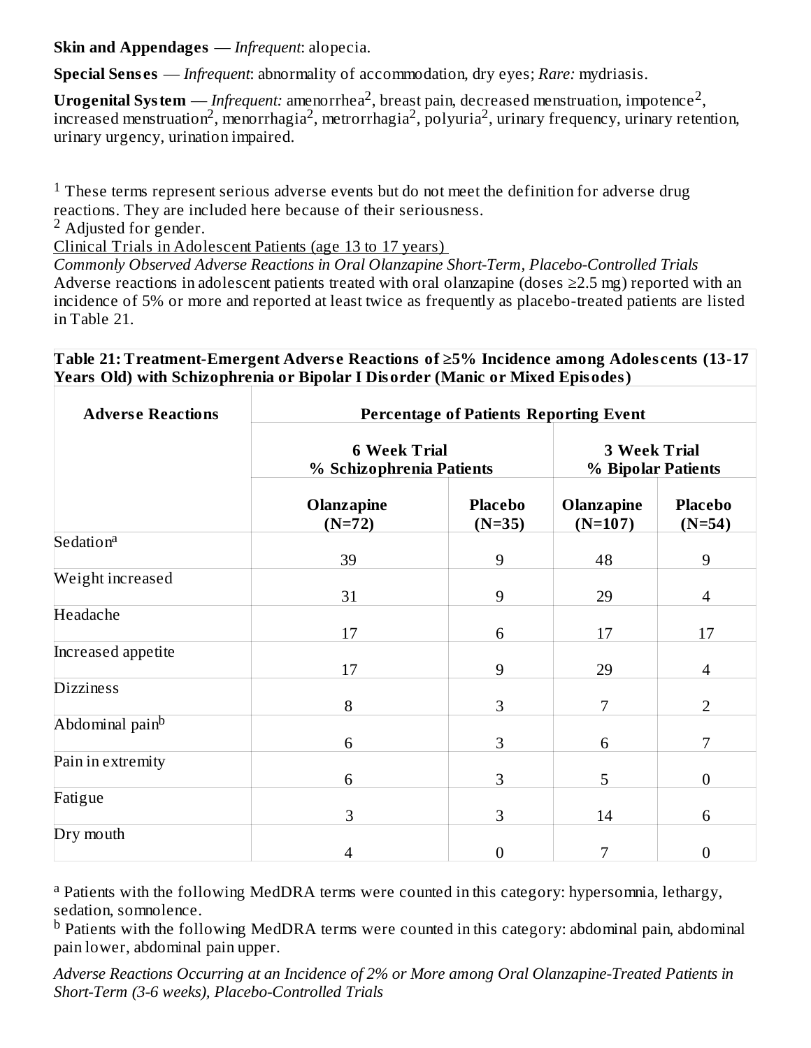**Skin and Appendages** — *Infrequent*: alopecia.

**Special Senses** — *Infrequent*: abnormality of accommodation, dry eyes; *Rare:* mydriasis.

**Urogenital System** — *Infrequent:* amenorrhea[2], breast pain, decreased menstruation, impotence[2], increased menstruation[2], menorrhagia[2], metrorrhagia[2], polyuria[2], urinary frequency, urinary retention, urinary urgency, urination impaired.

[1] These terms represent serious adverse events but do not meet the definition for adverse drug reactions. They are included here because of their seriousness.
[2] Adjusted for gender.

Clinical Trials in Adolescent Patients (age 13 to 17 years)

*Commonly Observed Adverse Reactions in Oral Olanzapine Short-Term, Placebo-Controlled Trials*

Adverse reactions in adolescent patients treated with oral olanzapine (doses ≥2.5 mg) reported with an incidence of 5% or more and reported at least twice as frequently as placebo-treated patients are listed in Table 21.

**Table 21: Treatment-Emergent Adverse Reactions of ≥5% Incidence among Adolescents (13-17 Years Old) with Schizophrenia or Bipolar I Disorder (Manic or Mixed Episodes)**

| Adverse Reactions | Percentage of Patients Reporting Event | | | |
|---|---|---|---|---|
| | 6 Week Trial % Schizophrenia Patients | | 3 Week Trial % Bipolar Patients | |
| | Olanzapine (N=72) | Placebo (N=35) | Olanzapine (N=107) | Placebo (N=54) |
| Sedation[a] | 39 | 9 | 48 | 9 |
| Weight increased | 31 | 9 | 29 | 4 |
| Headache | 17 | 6 | 17 | 17 |
| Increased appetite | 17 | 9 | 29 | 4 |
| Dizziness | 8 | 3 | 7 | 2 |
| Abdominal pain[b] | 6 | 3 | 6 | 7 |
| Pain in extremity | 6 | 3 | 5 | 0 |
| Fatigue | 3 | 3 | 14 | 6 |
| Dry mouth | 4 | 0 | 7 | 0 |

[a] Patients with the following MedDRA terms were counted in this category: hypersomnia, lethargy, sedation, somnolence.
[b] Patients with the following MedDRA terms were counted in this category: abdominal pain, abdominal pain lower, abdominal pain upper.

*Adverse Reactions Occurring at an Incidence of 2% or More among Oral Olanzapine-Treated Patients in Short-Term (3-6 weeks), Placebo-Controlled Trials*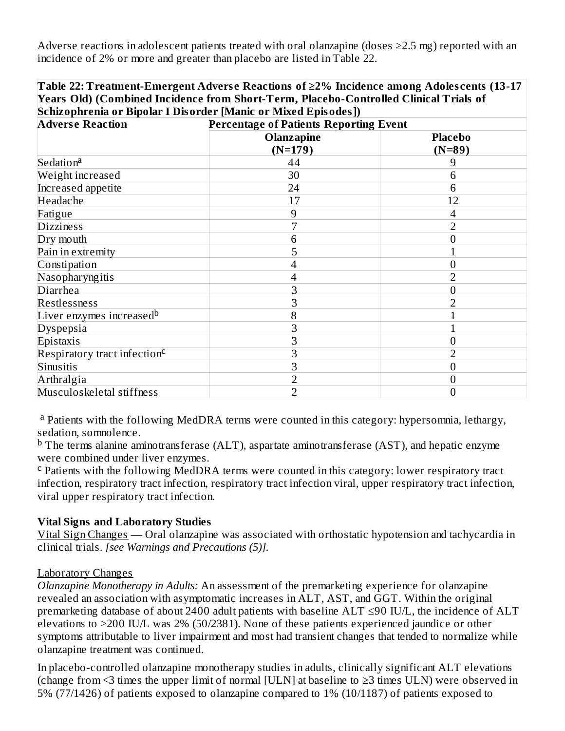Adverse reactions in adolescent patients treated with oral olanzapine (doses ≥2.5 mg) reported with an incidence of 2% or more and greater than placebo are listed in Table 22.

**Table 22: Treatment-Emergent Adverse Reactions of ≥2% Incidence among Adolescents (13-17 Years Old) (Combined Incidence from Short-Term, Placebo-Controlled Clinical Trials of Schizophrenia or Bipolar I Disorder [Manic or Mixed Episodes])**

| Adverse Reaction | Percentage of Patients Reporting Event | |
|---|---|---|
| | Olanzapine (N=179) | Placebo (N=89) |
| Sedation[a] | 44 | 9 |
| Weight increased | 30 | 6 |
| Increased appetite | 24 | 6 |
| Headache | 17 | 12 |
| Fatigue | 9 | 4 |
| Dizziness | 7 | 2 |
| Dry mouth | 6 | 0 |
| Pain in extremity | 5 | 1 |
| Constipation | 4 | 0 |
| Nasopharyngitis | 4 | 2 |
| Diarrhea | 3 | 0 |
| Restlessness | 3 | 2 |
| Liver enzymes increased[b] | 8 | 1 |
| Dyspepsia | 3 | 1 |
| Epistaxis | 3 | 0 |
| Respiratory tract infection[c] | 3 | 2 |
| Sinusitis | 3 | 0 |
| Arthralgia | 2 | 0 |
| Musculoskeletal stiffness | 2 | 0 |

[a] Patients with the following MedDRA terms were counted in this category: hypersomnia, lethargy, sedation, somnolence.

[b] The terms alanine aminotransferase (ALT), aspartate aminotransferase (AST), and hepatic enzyme were combined under liver enzymes.

[c] Patients with the following MedDRA terms were counted in this category: lower respiratory tract infection, respiratory tract infection, respiratory tract infection viral, upper respiratory tract infection, viral upper respiratory tract infection.

**Vital Signs and Laboratory Studies**

Vital Sign Changes — Oral olanzapine was associated with orthostatic hypotension and tachycardia in clinical trials. *[see Warnings and Precautions (5)].*

Laboratory Changes

*Olanzapine Monotherapy in Adults:* An assessment of the premarketing experience for olanzapine revealed an association with asymptomatic increases in ALT, AST, and GGT. Within the original premarketing database of about 2400 adult patients with baseline ALT ≤90 IU/L, the incidence of ALT elevations to >200 IU/L was 2% (50/2381). None of these patients experienced jaundice or other symptoms attributable to liver impairment and most had transient changes that tended to normalize while olanzapine treatment was continued.

In placebo-controlled olanzapine monotherapy studies in adults, clinically significant ALT elevations (change from <3 times the upper limit of normal [ULN] at baseline to ≥3 times ULN) were observed in 5% (77/1426) of patients exposed to olanzapine compared to 1% (10/1187) of patients exposed to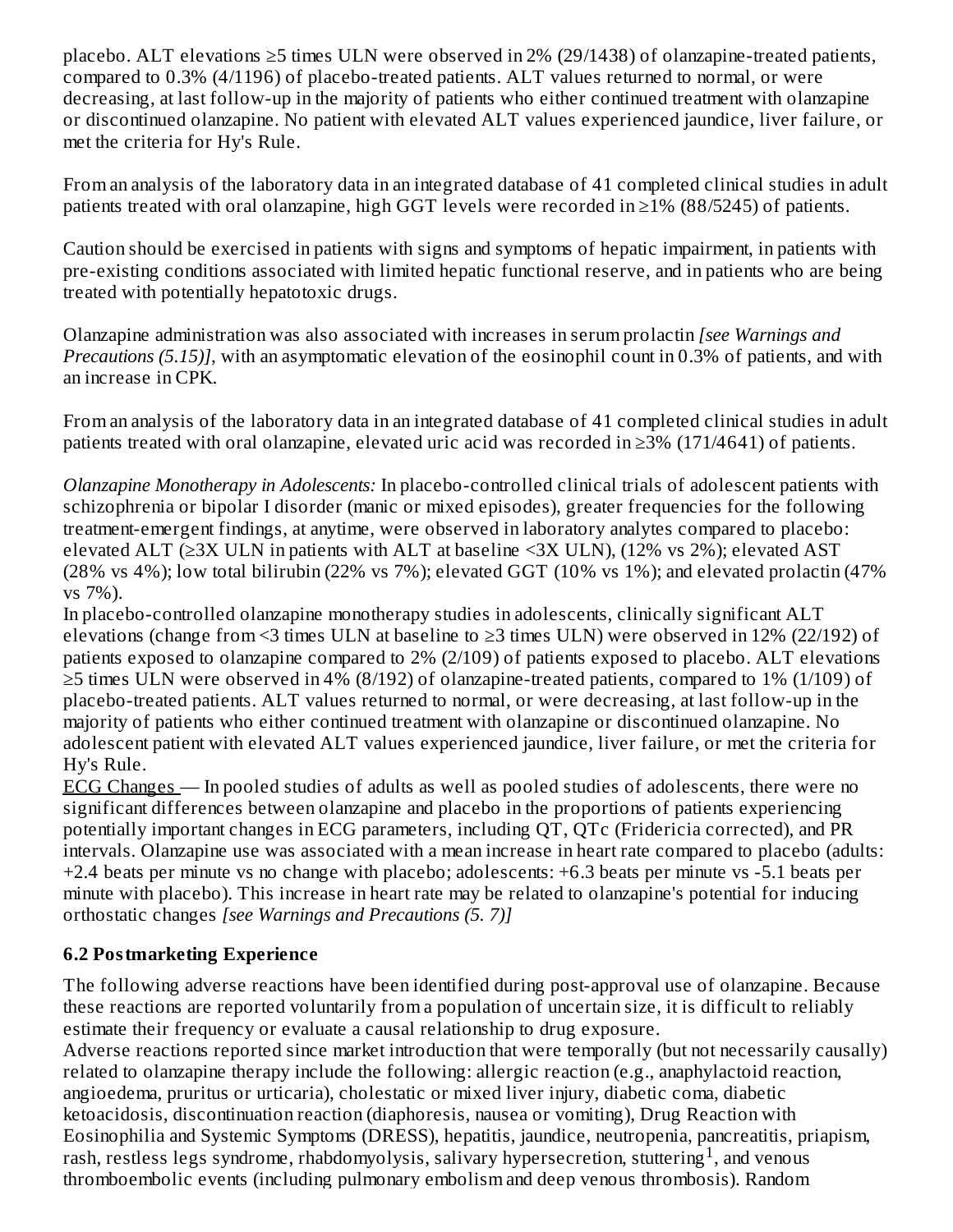placebo. ALT elevations ≥5 times ULN were observed in 2% (29/1438) of olanzapine-treated patients, compared to 0.3% (4/1196) of placebo-treated patients. ALT values returned to normal, or were decreasing, at last follow-up in the majority of patients who either continued treatment with olanzapine or discontinued olanzapine. No patient with elevated ALT values experienced jaundice, liver failure, or met the criteria for Hy's Rule.

From an analysis of the laboratory data in an integrated database of 41 completed clinical studies in adult patients treated with oral olanzapine, high GGT levels were recorded in ≥1% (88/5245) of patients.

Caution should be exercised in patients with signs and symptoms of hepatic impairment, in patients with pre-existing conditions associated with limited hepatic functional reserve, and in patients who are being treated with potentially hepatotoxic drugs.

Olanzapine administration was also associated with increases in serum prolactin *[see Warnings and Precautions (5.15)]*, with an asymptomatic elevation of the eosinophil count in 0.3% of patients, and with an increase in CPK.

From an analysis of the laboratory data in an integrated database of 41 completed clinical studies in adult patients treated with oral olanzapine, elevated uric acid was recorded in ≥3% (171/4641) of patients.

*Olanzapine Monotherapy in Adolescents:* In placebo-controlled clinical trials of adolescent patients with schizophrenia or bipolar I disorder (manic or mixed episodes), greater frequencies for the following treatment-emergent findings, at anytime, were observed in laboratory analytes compared to placebo: elevated ALT (≥3X ULN in patients with ALT at baseline <3X ULN), (12% vs 2%); elevated AST (28% vs 4%); low total bilirubin (22% vs 7%); elevated GGT (10% vs 1%); and elevated prolactin (47% vs 7%).

In placebo-controlled olanzapine monotherapy studies in adolescents, clinically significant ALT elevations (change from <3 times ULN at baseline to ≥3 times ULN) were observed in 12% (22/192) of patients exposed to olanzapine compared to 2% (2/109) of patients exposed to placebo. ALT elevations ≥5 times ULN were observed in 4% (8/192) of olanzapine-treated patients, compared to 1% (1/109) of placebo-treated patients. ALT values returned to normal, or were decreasing, at last follow-up in the majority of patients who either continued treatment with olanzapine or discontinued olanzapine. No adolescent patient with elevated ALT values experienced jaundice, liver failure, or met the criteria for Hy's Rule.

ECG Changes — In pooled studies of adults as well as pooled studies of adolescents, there were no significant differences between olanzapine and placebo in the proportions of patients experiencing potentially important changes in ECG parameters, including QT, QTc (Fridericia corrected), and PR intervals. Olanzapine use was associated with a mean increase in heart rate compared to placebo (adults: +2.4 beats per minute vs no change with placebo; adolescents: +6.3 beats per minute vs -5.1 beats per minute with placebo). This increase in heart rate may be related to olanzapine's potential for inducing orthostatic changes *[see Warnings and Precautions (5. 7)]*

### 6.2 Postmarketing Experience

The following adverse reactions have been identified during post-approval use of olanzapine. Because these reactions are reported voluntarily from a population of uncertain size, it is difficult to reliably estimate their frequency or evaluate a causal relationship to drug exposure.

Adverse reactions reported since market introduction that were temporally (but not necessarily causally) related to olanzapine therapy include the following: allergic reaction (e.g., anaphylactoid reaction, angioedema, pruritus or urticaria), cholestatic or mixed liver injury, diabetic coma, diabetic ketoacidosis, discontinuation reaction (diaphoresis, nausea or vomiting), Drug Reaction with Eosinophilia and Systemic Symptoms (DRESS), hepatitis, jaundice, neutropenia, pancreatitis, priapism, rash, restless legs syndrome, rhabdomyolysis, salivary hypersecretion, stuttering[1], and venous thromboembolic events (including pulmonary embolism and deep venous thrombosis). Random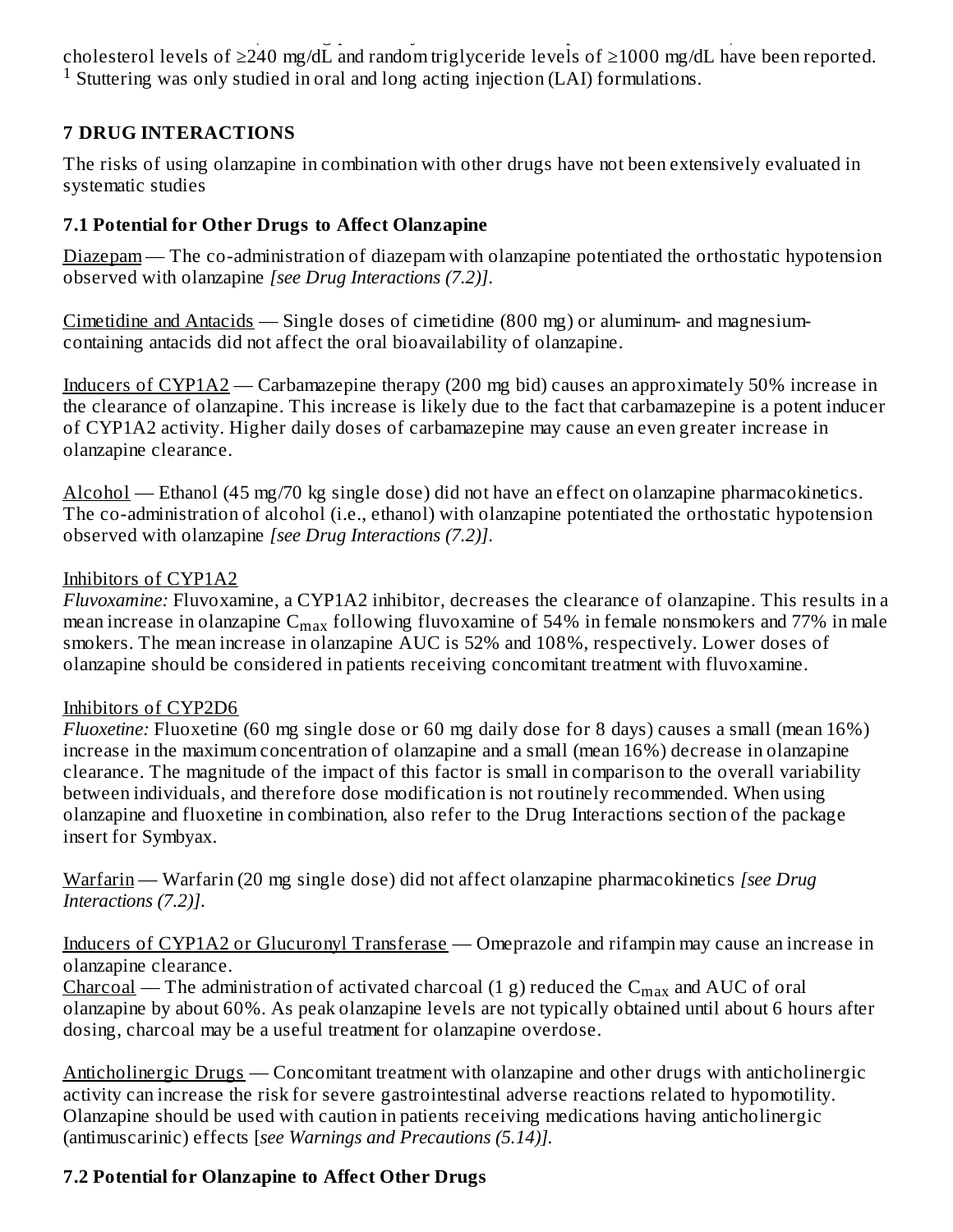cholesterol levels of ≥240 mg/dL and random triglyceride levels of ≥1000 mg/dL have been reported.
[1] Stuttering was only studied in oral and long acting injection (LAI) formulations.

## 7 DRUG INTERACTIONS

The risks of using olanzapine in combination with other drugs have not been extensively evaluated in systematic studies

### 7.1 Potential for Other Drugs to Affect Olanzapine

Diazepam — The co-administration of diazepam with olanzapine potentiated the orthostatic hypotension observed with olanzapine *[see Drug Interactions (7.2)]*.

Cimetidine and Antacids — Single doses of cimetidine (800 mg) or aluminum- and magnesium-containing antacids did not affect the oral bioavailability of olanzapine.

Inducers of CYP1A2 — Carbamazepine therapy (200 mg bid) causes an approximately 50% increase in the clearance of olanzapine. This increase is likely due to the fact that carbamazepine is a potent inducer of CYP1A2 activity. Higher daily doses of carbamazepine may cause an even greater increase in olanzapine clearance.

Alcohol — Ethanol (45 mg/70 kg single dose) did not have an effect on olanzapine pharmacokinetics. The co-administration of alcohol (i.e., ethanol) with olanzapine potentiated the orthostatic hypotension observed with olanzapine *[see Drug Interactions (7.2)]*.

Inhibitors of CYP1A2
*Fluvoxamine:* Fluvoxamine, a CYP1A2 inhibitor, decreases the clearance of olanzapine. This results in a mean increase in olanzapine $C_{max}$ following fluvoxamine of 54% in female nonsmokers and 77% in male smokers. The mean increase in olanzapine AUC is 52% and 108%, respectively. Lower doses of olanzapine should be considered in patients receiving concomitant treatment with fluvoxamine.

Inhibitors of CYP2D6
*Fluoxetine:* Fluoxetine (60 mg single dose or 60 mg daily dose for 8 days) causes a small (mean 16%) increase in the maximum concentration of olanzapine and a small (mean 16%) decrease in olanzapine clearance. The magnitude of the impact of this factor is small in comparison to the overall variability between individuals, and therefore dose modification is not routinely recommended. When using olanzapine and fluoxetine in combination, also refer to the Drug Interactions section of the package insert for Symbyax.

Warfarin — Warfarin (20 mg single dose) did not affect olanzapine pharmacokinetics *[see Drug Interactions (7.2)]*.

Inducers of CYP1A2 or Glucuronyl Transferase — Omeprazole and rifampin may cause an increase in olanzapine clearance.
Charcoal — The administration of activated charcoal (1 g) reduced the $C_{max}$ and AUC of oral olanzapine by about 60%. As peak olanzapine levels are not typically obtained until about 6 hours after dosing, charcoal may be a useful treatment for olanzapine overdose.

Anticholinergic Drugs — Concomitant treatment with olanzapine and other drugs with anticholinergic activity can increase the risk for severe gastrointestinal adverse reactions related to hypomotility. Olanzapine should be used with caution in patients receiving medications having anticholinergic (antimuscarinic) effects [*see Warnings and Precautions (5.14)]*.

### 7.2 Potential for Olanzapine to Affect Other Drugs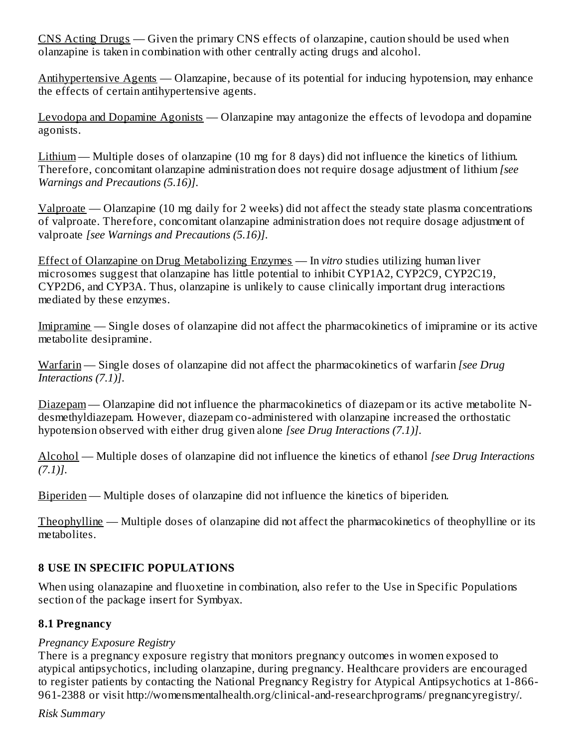CNS Acting Drugs — Given the primary CNS effects of olanzapine, caution should be used when olanzapine is taken in combination with other centrally acting drugs and alcohol.

Antihypertensive Agents — Olanzapine, because of its potential for inducing hypotension, may enhance the effects of certain antihypertensive agents.

Levodopa and Dopamine Agonists — Olanzapine may antagonize the effects of levodopa and dopamine agonists.

Lithium — Multiple doses of olanzapine (10 mg for 8 days) did not influence the kinetics of lithium. Therefore, concomitant olanzapine administration does not require dosage adjustment of lithium *[see Warnings and Precautions (5.16)]*.

Valproate — Olanzapine (10 mg daily for 2 weeks) did not affect the steady state plasma concentrations of valproate. Therefore, concomitant olanzapine administration does not require dosage adjustment of valproate *[see Warnings and Precautions (5.16)]*.

Effect of Olanzapine on Drug Metabolizing Enzymes — In *vitro* studies utilizing human liver microsomes suggest that olanzapine has little potential to inhibit CYP1A2, CYP2C9, CYP2C19, CYP2D6, and CYP3A. Thus, olanzapine is unlikely to cause clinically important drug interactions mediated by these enzymes.

Imipramine — Single doses of olanzapine did not affect the pharmacokinetics of imipramine or its active metabolite desipramine.

Warfarin — Single doses of olanzapine did not affect the pharmacokinetics of warfarin *[see Drug Interactions (7.1)]*.

Diazepam — Olanzapine did not influence the pharmacokinetics of diazepam or its active metabolite N-desmethyldiazepam. However, diazepam co-administered with olanzapine increased the orthostatic hypotension observed with either drug given alone *[see Drug Interactions (7.1)]*.

Alcohol — Multiple doses of olanzapine did not influence the kinetics of ethanol *[see Drug Interactions (7.1)]*.

Biperiden — Multiple doses of olanzapine did not influence the kinetics of biperiden.

Theophylline — Multiple doses of olanzapine did not affect the pharmacokinetics of theophylline or its metabolites.

## 8 USE IN SPECIFIC POPULATIONS

When using olanazapine and fluoxetine in combination, also refer to the Use in Specific Populations section of the package insert for Symbyax.

### 8.1 Pregnancy

*Pregnancy Exposure Registry*

There is a pregnancy exposure registry that monitors pregnancy outcomes in women exposed to atypical antipsychotics, including olanzapine, during pregnancy. Healthcare providers are encouraged to register patients by contacting the National Pregnancy Registry for Atypical Antipsychotics at 1-866-961-2388 or visit http://womensmentalhealth.org/clinical-and-researchprograms/ pregnancyregistry/.

*Risk Summary*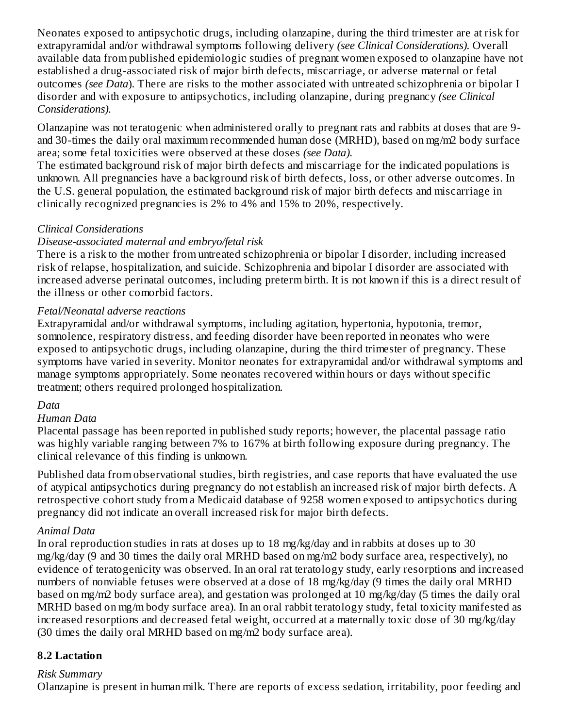Neonates exposed to antipsychotic drugs, including olanzapine, during the third trimester are at risk for extrapyramidal and/or withdrawal symptoms following delivery *(see Clinical Considerations).* Overall available data from published epidemiologic studies of pregnant women exposed to olanzapine have not established a drug-associated risk of major birth defects, miscarriage, or adverse maternal or fetal outcomes *(see Data*). There are risks to the mother associated with untreated schizophrenia or bipolar I disorder and with exposure to antipsychotics, including olanzapine, during pregnancy *(see Clinical Considerations).*

Olanzapine was not teratogenic when administered orally to pregnant rats and rabbits at doses that are 9- and 30-times the daily oral maximum recommended human dose (MRHD), based on mg/m2 body surface area; some fetal toxicities were observed at these doses *(see Data).*
The estimated background risk of major birth defects and miscarriage for the indicated populations is unknown. All pregnancies have a background risk of birth defects, loss, or other adverse outcomes. In the U.S. general population, the estimated background risk of major birth defects and miscarriage in clinically recognized pregnancies is 2% to 4% and 15% to 20%, respectively.

*Clinical Considerations*

*Disease-associated maternal and embryo/fetal risk*

There is a risk to the mother from untreated schizophrenia or bipolar I disorder, including increased risk of relapse, hospitalization, and suicide. Schizophrenia and bipolar I disorder are associated with increased adverse perinatal outcomes, including preterm birth. It is not known if this is a direct result of the illness or other comorbid factors.

*Fetal/Neonatal adverse reactions*

Extrapyramidal and/or withdrawal symptoms, including agitation, hypertonia, hypotonia, tremor, somnolence, respiratory distress, and feeding disorder have been reported in neonates who were exposed to antipsychotic drugs, including olanzapine, during the third trimester of pregnancy. These symptoms have varied in severity. Monitor neonates for extrapyramidal and/or withdrawal symptoms and manage symptoms appropriately. Some neonates recovered within hours or days without specific treatment; others required prolonged hospitalization.

*Data*

*Human Data*

Placental passage has been reported in published study reports; however, the placental passage ratio was highly variable ranging between 7% to 167% at birth following exposure during pregnancy. The clinical relevance of this finding is unknown.

Published data from observational studies, birth registries, and case reports that have evaluated the use of atypical antipsychotics during pregnancy do not establish an increased risk of major birth defects. A retrospective cohort study from a Medicaid database of 9258 women exposed to antipsychotics during pregnancy did not indicate an overall increased risk for major birth defects.

*Animal Data*

In oral reproduction studies in rats at doses up to 18 mg/kg/day and in rabbits at doses up to 30 mg/kg/day (9 and 30 times the daily oral MRHD based on mg/m2 body surface area, respectively), no evidence of teratogenicity was observed. In an oral rat teratology study, early resorptions and increased numbers of nonviable fetuses were observed at a dose of 18 mg/kg/day (9 times the daily oral MRHD based on mg/m2 body surface area), and gestation was prolonged at 10 mg/kg/day (5 times the daily oral MRHD based on mg/m body surface area). In an oral rabbit teratology study, fetal toxicity manifested as increased resorptions and decreased fetal weight, occurred at a maternally toxic dose of 30 mg/kg/day (30 times the daily oral MRHD based on mg/m2 body surface area).

## 8.2 Lactation

*Risk Summary*

Olanzapine is present in human milk. There are reports of excess sedation, irritability, poor feeding and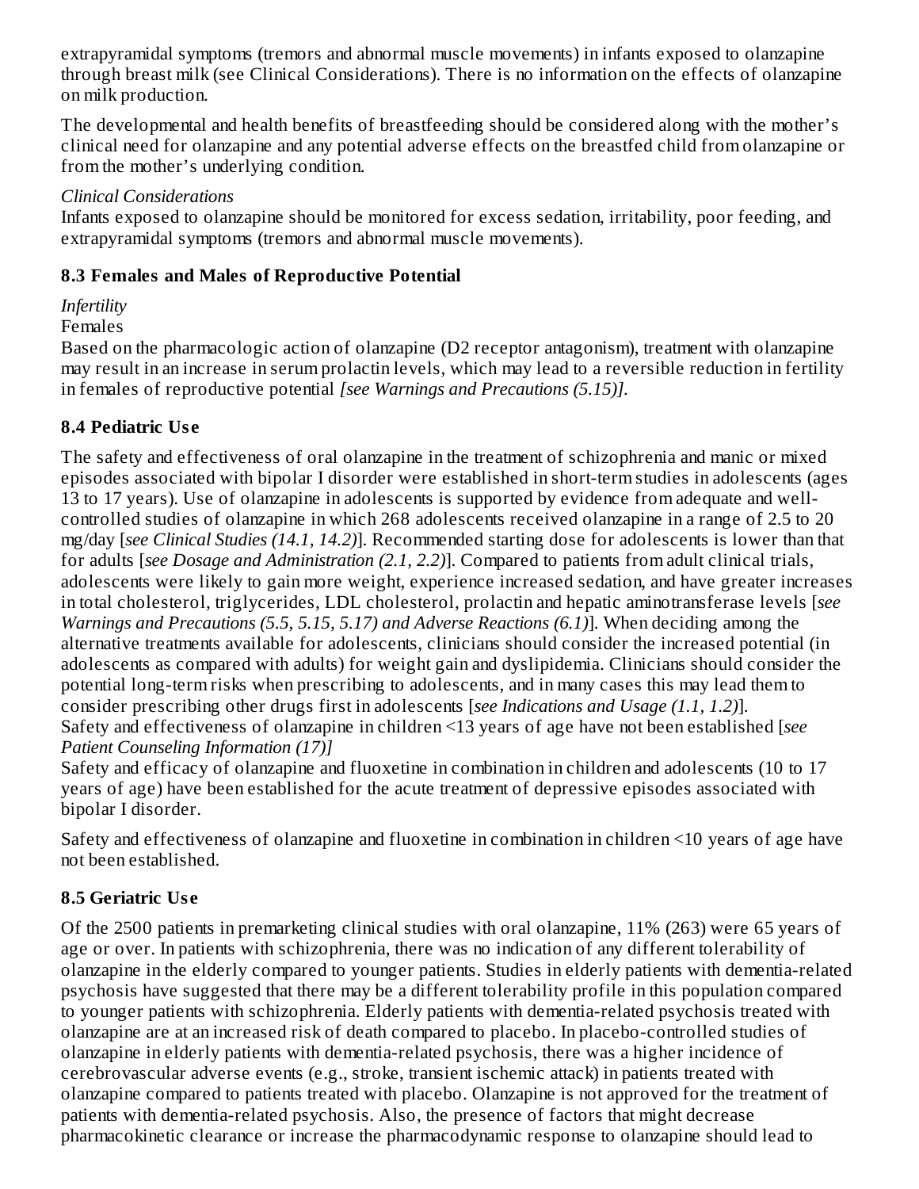extrapyramidal symptoms (tremors and abnormal muscle movements) in infants exposed to olanzapine through breast milk (see Clinical Considerations). There is no information on the effects of olanzapine on milk production.

The developmental and health benefits of breastfeeding should be considered along with the mother's clinical need for olanzapine and any potential adverse effects on the breastfed child from olanzapine or from the mother's underlying condition.

*Clinical Considerations*
Infants exposed to olanzapine should be monitored for excess sedation, irritability, poor feeding, and extrapyramidal symptoms (tremors and abnormal muscle movements).

### 8.3 Females and Males of Reproductive Potential

*Infertility*
Females
Based on the pharmacologic action of olanzapine (D2 receptor antagonism), treatment with olanzapine may result in an increase in serum prolactin levels, which may lead to a reversible reduction in fertility in females of reproductive potential *[see Warnings and Precautions (5.15)]*.

### 8.4 Pediatric Use

The safety and effectiveness of oral olanzapine in the treatment of schizophrenia and manic or mixed episodes associated with bipolar I disorder were established in short-term studies in adolescents (ages 13 to 17 years). Use of olanzapine in adolescents is supported by evidence from adequate and well-controlled studies of olanzapine in which 268 adolescents received olanzapine in a range of 2.5 to 20 mg/day [*see Clinical Studies (14.1, 14.2)*]. Recommended starting dose for adolescents is lower than that for adults [*see Dosage and Administration (2.1, 2.2)*]. Compared to patients from adult clinical trials, adolescents were likely to gain more weight, experience increased sedation, and have greater increases in total cholesterol, triglycerides, LDL cholesterol, prolactin and hepatic aminotransferase levels [*see Warnings and Precautions (5.5, 5.15, 5.17) and Adverse Reactions (6.1)*]. When deciding among the alternative treatments available for adolescents, clinicians should consider the increased potential (in adolescents as compared with adults) for weight gain and dyslipidemia. Clinicians should consider the potential long-term risks when prescribing to adolescents, and in many cases this may lead them to consider prescribing other drugs first in adolescents [*see Indications and Usage (1.1, 1.2)*].
Safety and effectiveness of olanzapine in children <13 years of age have not been established [*see Patient Counseling Information (17)]*
Safety and efficacy of olanzapine and fluoxetine in combination in children and adolescents (10 to 17 years of age) have been established for the acute treatment of depressive episodes associated with bipolar I disorder.

Safety and effectiveness of olanzapine and fluoxetine in combination in children <10 years of age have not been established.

### 8.5 Geriatric Use

Of the 2500 patients in premarketing clinical studies with oral olanzapine, 11% (263) were 65 years of age or over. In patients with schizophrenia, there was no indication of any different tolerability of olanzapine in the elderly compared to younger patients. Studies in elderly patients with dementia-related psychosis have suggested that there may be a different tolerability profile in this population compared to younger patients with schizophrenia. Elderly patients with dementia-related psychosis treated with olanzapine are at an increased risk of death compared to placebo. In placebo-controlled studies of olanzapine in elderly patients with dementia-related psychosis, there was a higher incidence of cerebrovascular adverse events (e.g., stroke, transient ischemic attack) in patients treated with olanzapine compared to patients treated with placebo. Olanzapine is not approved for the treatment of patients with dementia-related psychosis. Also, the presence of factors that might decrease pharmacokinetic clearance or increase the pharmacodynamic response to olanzapine should lead to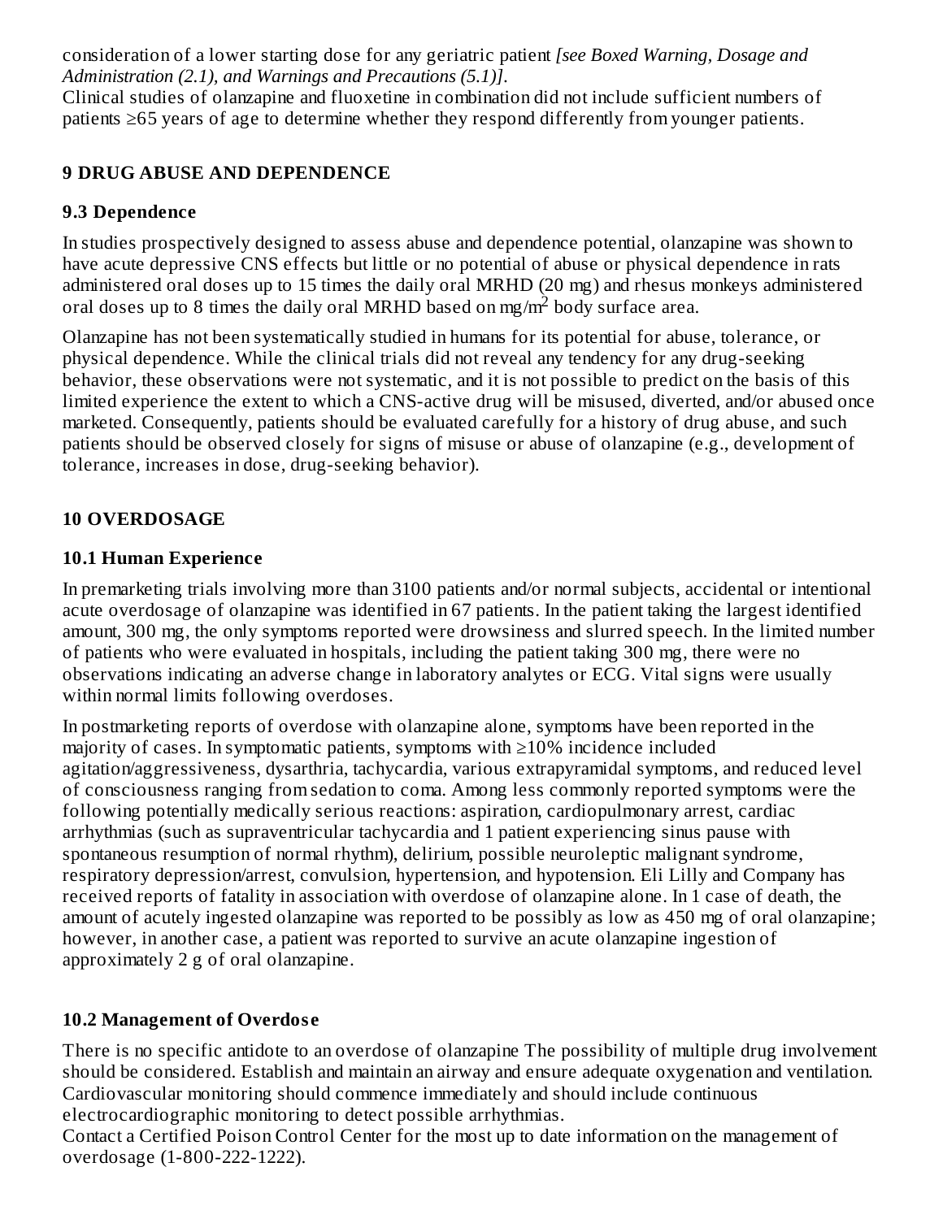consideration of a lower starting dose for any geriatric patient *[see Boxed Warning, Dosage and Administration (2.1), and Warnings and Precautions (5.1)]*.
Clinical studies of olanzapine and fluoxetine in combination did not include sufficient numbers of patients ≥65 years of age to determine whether they respond differently from younger patients.

## 9 DRUG ABUSE AND DEPENDENCE

### 9.3 Dependence

In studies prospectively designed to assess abuse and dependence potential, olanzapine was shown to have acute depressive CNS effects but little or no potential of abuse or physical dependence in rats administered oral doses up to 15 times the daily oral MRHD (20 mg) and rhesus monkeys administered oral doses up to 8 times the daily oral MRHD based on mg/$m^2$ body surface area.

Olanzapine has not been systematically studied in humans for its potential for abuse, tolerance, or physical dependence. While the clinical trials did not reveal any tendency for any drug-seeking behavior, these observations were not systematic, and it is not possible to predict on the basis of this limited experience the extent to which a CNS-active drug will be misused, diverted, and/or abused once marketed. Consequently, patients should be evaluated carefully for a history of drug abuse, and such patients should be observed closely for signs of misuse or abuse of olanzapine (e.g., development of tolerance, increases in dose, drug-seeking behavior).

## 10 OVERDOSAGE

### 10.1 Human Experience

In premarketing trials involving more than 3100 patients and/or normal subjects, accidental or intentional acute overdosage of olanzapine was identified in 67 patients. In the patient taking the largest identified amount, 300 mg, the only symptoms reported were drowsiness and slurred speech. In the limited number of patients who were evaluated in hospitals, including the patient taking 300 mg, there were no observations indicating an adverse change in laboratory analytes or ECG. Vital signs were usually within normal limits following overdoses.

In postmarketing reports of overdose with olanzapine alone, symptoms have been reported in the majority of cases. In symptomatic patients, symptoms with ≥10% incidence included agitation/aggressiveness, dysarthria, tachycardia, various extrapyramidal symptoms, and reduced level of consciousness ranging from sedation to coma. Among less commonly reported symptoms were the following potentially medically serious reactions: aspiration, cardiopulmonary arrest, cardiac arrhythmias (such as supraventricular tachycardia and 1 patient experiencing sinus pause with spontaneous resumption of normal rhythm), delirium, possible neuroleptic malignant syndrome, respiratory depression/arrest, convulsion, hypertension, and hypotension. Eli Lilly and Company has received reports of fatality in association with overdose of olanzapine alone. In 1 case of death, the amount of acutely ingested olanzapine was reported to be possibly as low as 450 mg of oral olanzapine; however, in another case, a patient was reported to survive an acute olanzapine ingestion of approximately 2 g of oral olanzapine.

### 10.2 Management of Overdose

There is no specific antidote to an overdose of olanzapine The possibility of multiple drug involvement should be considered. Establish and maintain an airway and ensure adequate oxygenation and ventilation. Cardiovascular monitoring should commence immediately and should include continuous electrocardiographic monitoring to detect possible arrhythmias.
Contact a Certified Poison Control Center for the most up to date information on the management of overdosage (1-800-222-1222).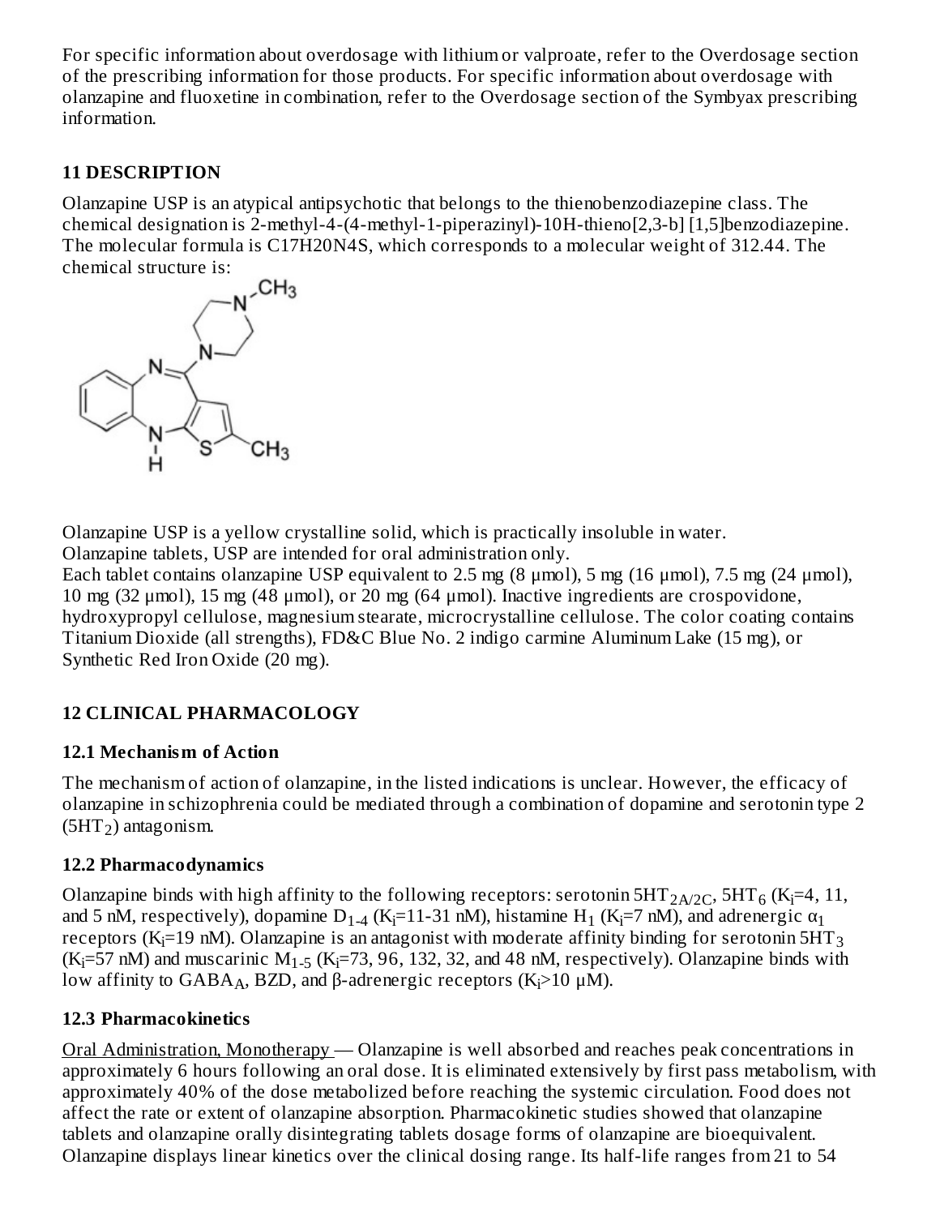For specific information about overdosage with lithium or valproate, refer to the Overdosage section of the prescribing information for those products. For specific information about overdosage with olanzapine and fluoxetine in combination, refer to the Overdosage section of the Symbyax prescribing information.

## 11 DESCRIPTION

Olanzapine USP is an atypical antipsychotic that belongs to the thienobenzodiazepine class. The chemical designation is 2-methyl-4-(4-methyl-1-piperazinyl)-10H-thieno[2,3-b] [1,5]benzodiazepine. The molecular formula is $C_{17}H_{20}N_4S$, which corresponds to a molecular weight of 312.44. The chemical structure is:

Olanzapine USP is a yellow crystalline solid, which is practically insoluble in water.
Olanzapine tablets, USP are intended for oral administration only.
Each tablet contains olanzapine USP equivalent to 2.5 mg (8 µmol), 5 mg (16 µmol), 7.5 mg (24 µmol), 10 mg (32 µmol), 15 mg (48 µmol), or 20 mg (64 µmol). Inactive ingredients are crospovidone, hydroxypropyl cellulose, magnesium stearate, microcrystalline cellulose. The color coating contains Titanium Dioxide (all strengths), FD&C Blue No. 2 indigo carmine Aluminum Lake (15 mg), or Synthetic Red Iron Oxide (20 mg).

## 12 CLINICAL PHARMACOLOGY

### 12.1 Mechanism of Action

The mechanism of action of olanzapine, in the listed indications is unclear. However, the efficacy of olanzapine in schizophrenia could be mediated through a combination of dopamine and serotonin type 2 ($5HT_2$) antagonism.

### 12.2 Pharmacodynamics

Olanzapine binds with high affinity to the following receptors: serotonin $5HT_{2A/2C}$, $5HT_6$ ($K_i$=4, 11, and 5 nM, respectively), dopamine $D_{1-4}$ ($K_i$=11-31 nM), histamine $H_1$ ($K_i$=7 nM), and adrenergic $\alpha_1$ receptors ($K_i$=19 nM). Olanzapine is an antagonist with moderate affinity binding for serotonin $5HT_3$ ($K_i$=57 nM) and muscarinic $M_{1-5}$ ($K_i$=73, 96, 132, 32, and 48 nM, respectively). Olanzapine binds with low affinity to $GABA_A$, BZD, and β-adrenergic receptors ($K_i$>10 µM).

### 12.3 Pharmacokinetics

Oral Administration, Monotherapy — Olanzapine is well absorbed and reaches peak concentrations in approximately 6 hours following an oral dose. It is eliminated extensively by first pass metabolism, with approximately 40% of the dose metabolized before reaching the systemic circulation. Food does not affect the rate or extent of olanzapine absorption. Pharmacokinetic studies showed that olanzapine tablets and olanzapine orally disintegrating tablets dosage forms of olanzapine are bioequivalent. Olanzapine displays linear kinetics over the clinical dosing range. Its half-life ranges from 21 to 54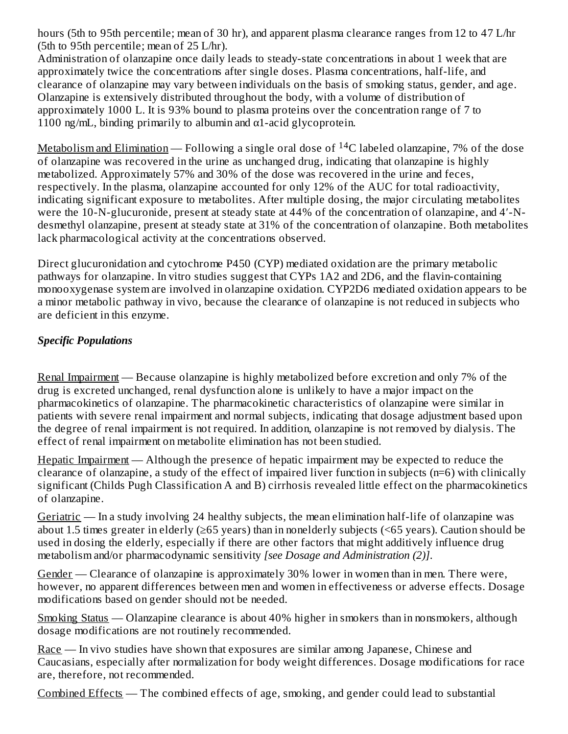hours (5th to 95th percentile; mean of 30 hr), and apparent plasma clearance ranges from 12 to 47 L/hr (5th to 95th percentile; mean of 25 L/hr).

Administration of olanzapine once daily leads to steady-state concentrations in about 1 week that are approximately twice the concentrations after single doses. Plasma concentrations, half-life, and clearance of olanzapine may vary between individuals on the basis of smoking status, gender, and age. Olanzapine is extensively distributed throughout the body, with a volume of distribution of approximately 1000 L. It is 93% bound to plasma proteins over the concentration range of 7 to 1100 ng/mL, binding primarily to albumin and α1-acid glycoprotein.

Metabolism and Elimination — Following a single oral dose of $^{14}$C labeled olanzapine, 7% of the dose of olanzapine was recovered in the urine as unchanged drug, indicating that olanzapine is highly metabolized. Approximately 57% and 30% of the dose was recovered in the urine and feces, respectively. In the plasma, olanzapine accounted for only 12% of the AUC for total radioactivity, indicating significant exposure to metabolites. After multiple dosing, the major circulating metabolites were the 10-N-glucuronide, present at steady state at 44% of the concentration of olanzapine, and 4′-N-desmethyl olanzapine, present at steady state at 31% of the concentration of olanzapine. Both metabolites lack pharmacological activity at the concentrations observed.

Direct glucuronidation and cytochrome P450 (CYP) mediated oxidation are the primary metabolic pathways for olanzapine. In vitro studies suggest that CYPs 1A2 and 2D6, and the flavin-containing monooxygenase system are involved in olanzapine oxidation. CYP2D6 mediated oxidation appears to be a minor metabolic pathway in vivo, because the clearance of olanzapine is not reduced in subjects who are deficient in this enzyme.

***Specific Populations***

Renal Impairment — Because olanzapine is highly metabolized before excretion and only 7% of the drug is excreted unchanged, renal dysfunction alone is unlikely to have a major impact on the pharmacokinetics of olanzapine. The pharmacokinetic characteristics of olanzapine were similar in patients with severe renal impairment and normal subjects, indicating that dosage adjustment based upon the degree of renal impairment is not required. In addition, olanzapine is not removed by dialysis. The effect of renal impairment on metabolite elimination has not been studied.

Hepatic Impairment — Although the presence of hepatic impairment may be expected to reduce the clearance of olanzapine, a study of the effect of impaired liver function in subjects (n=6) with clinically significant (Childs Pugh Classification A and B) cirrhosis revealed little effect on the pharmacokinetics of olanzapine.

Geriatric — In a study involving 24 healthy subjects, the mean elimination half-life of olanzapine was about 1.5 times greater in elderly (≥65 years) than in nonelderly subjects (<65 years). Caution should be used in dosing the elderly, especially if there are other factors that might additively influence drug metabolism and/or pharmacodynamic sensitivity *[see Dosage and Administration (2)]*.

Gender — Clearance of olanzapine is approximately 30% lower in women than in men. There were, however, no apparent differences between men and women in effectiveness or adverse effects. Dosage modifications based on gender should not be needed.

Smoking Status — Olanzapine clearance is about 40% higher in smokers than in nonsmokers, although dosage modifications are not routinely recommended.

Race — In vivo studies have shown that exposures are similar among Japanese, Chinese and Caucasians, especially after normalization for body weight differences. Dosage modifications for race are, therefore, not recommended.

Combined Effects — The combined effects of age, smoking, and gender could lead to substantial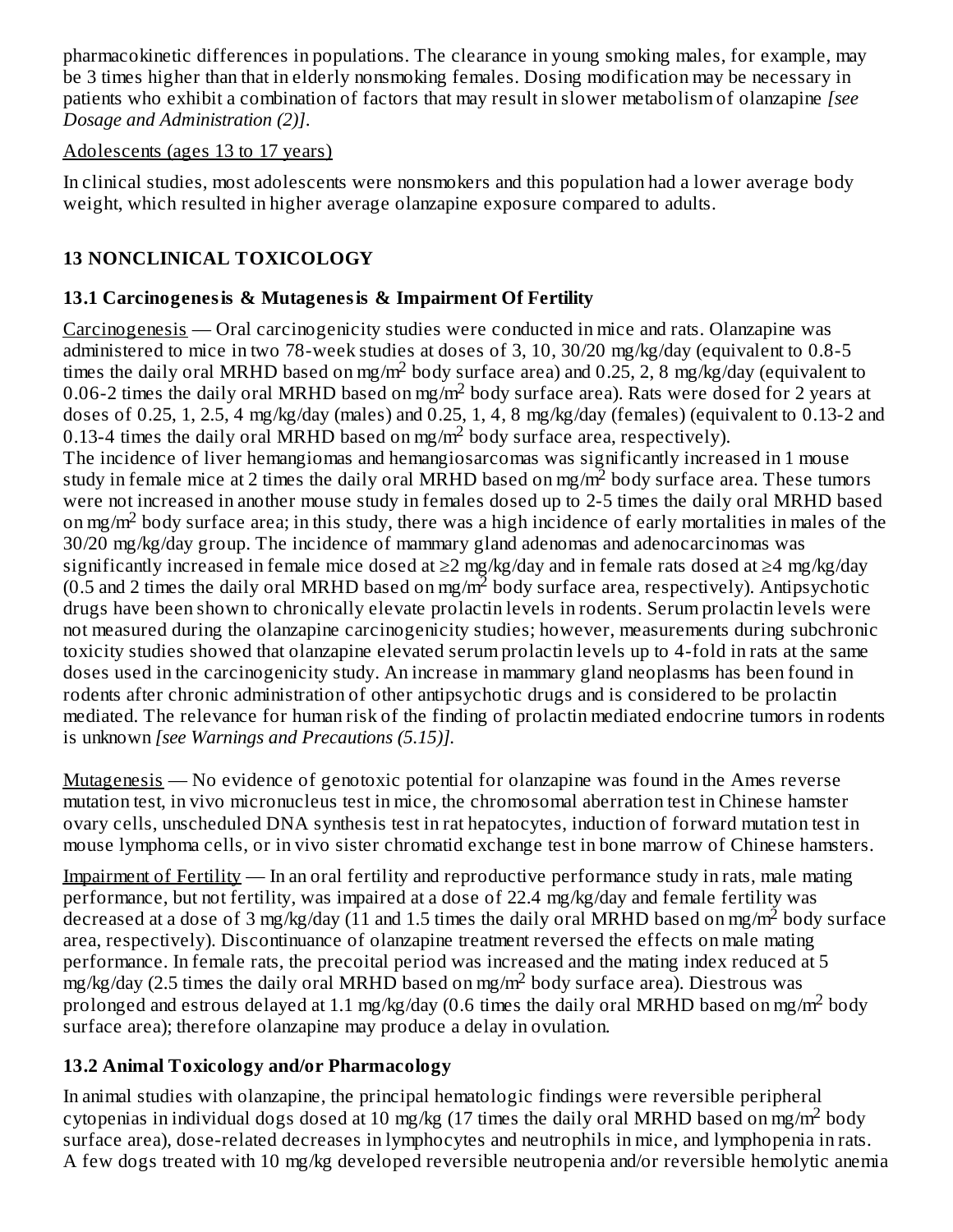pharmacokinetic differences in populations. The clearance in young smoking males, for example, may be 3 times higher than that in elderly nonsmoking females. Dosing modification may be necessary in patients who exhibit a combination of factors that may result in slower metabolism of olanzapine *[see Dosage and Administration (2)]*.

Adolescents (ages 13 to 17 years)

In clinical studies, most adolescents were nonsmokers and this population had a lower average body weight, which resulted in higher average olanzapine exposure compared to adults.

## 13 NONCLINICAL TOXICOLOGY

### 13.1 Carcinogenesis & Mutagenesis & Impairment Of Fertility

Carcinogenesis — Oral carcinogenicity studies were conducted in mice and rats. Olanzapine was administered to mice in two 78-week studies at doses of 3, 10, 30/20 mg/kg/day (equivalent to 0.8-5 times the daily oral MRHD based on mg/m$^2$ body surface area) and 0.25, 2, 8 mg/kg/day (equivalent to 0.06-2 times the daily oral MRHD based on mg/m$^2$ body surface area). Rats were dosed for 2 years at doses of 0.25, 1, 2.5, 4 mg/kg/day (males) and 0.25, 1, 4, 8 mg/kg/day (females) (equivalent to 0.13-2 and 0.13-4 times the daily oral MRHD based on mg/m$^2$ body surface area, respectively).
The incidence of liver hemangiomas and hemangiosarcomas was significantly increased in 1 mouse study in female mice at 2 times the daily oral MRHD based on mg/m$^2$ body surface area. These tumors were not increased in another mouse study in females dosed up to 2-5 times the daily oral MRHD based on mg/m$^2$ body surface area; in this study, there was a high incidence of early mortalities in males of the 30/20 mg/kg/day group. The incidence of mammary gland adenomas and adenocarcinomas was significantly increased in female mice dosed at ≥2 mg/kg/day and in female rats dosed at ≥4 mg/kg/day (0.5 and 2 times the daily oral MRHD based on mg/m$^2$ body surface area, respectively). Antipsychotic drugs have been shown to chronically elevate prolactin levels in rodents. Serum prolactin levels were not measured during the olanzapine carcinogenicity studies; however, measurements during subchronic toxicity studies showed that olanzapine elevated serum prolactin levels up to 4-fold in rats at the same doses used in the carcinogenicity study. An increase in mammary gland neoplasms has been found in rodents after chronic administration of other antipsychotic drugs and is considered to be prolactin mediated. The relevance for human risk of the finding of prolactin mediated endocrine tumors in rodents is unknown *[see Warnings and Precautions (5.15)]*.

Mutagenesis — No evidence of genotoxic potential for olanzapine was found in the Ames reverse mutation test, in vivo micronucleus test in mice, the chromosomal aberration test in Chinese hamster ovary cells, unscheduled DNA synthesis test in rat hepatocytes, induction of forward mutation test in mouse lymphoma cells, or in vivo sister chromatid exchange test in bone marrow of Chinese hamsters.

Impairment of Fertility — In an oral fertility and reproductive performance study in rats, male mating performance, but not fertility, was impaired at a dose of 22.4 mg/kg/day and female fertility was decreased at a dose of 3 mg/kg/day (11 and 1.5 times the daily oral MRHD based on mg/m$^2$ body surface area, respectively). Discontinuance of olanzapine treatment reversed the effects on male mating performance. In female rats, the precoital period was increased and the mating index reduced at 5 mg/kg/day (2.5 times the daily oral MRHD based on mg/m$^2$ body surface area). Diestrous was prolonged and estrous delayed at 1.1 mg/kg/day (0.6 times the daily oral MRHD based on mg/m$^2$ body surface area); therefore olanzapine may produce a delay in ovulation.

### 13.2 Animal Toxicology and/or Pharmacology

In animal studies with olanzapine, the principal hematologic findings were reversible peripheral cytopenias in individual dogs dosed at 10 mg/kg (17 times the daily oral MRHD based on mg/m$^2$ body surface area), dose-related decreases in lymphocytes and neutrophils in mice, and lymphopenia in rats. A few dogs treated with 10 mg/kg developed reversible neutropenia and/or reversible hemolytic anemia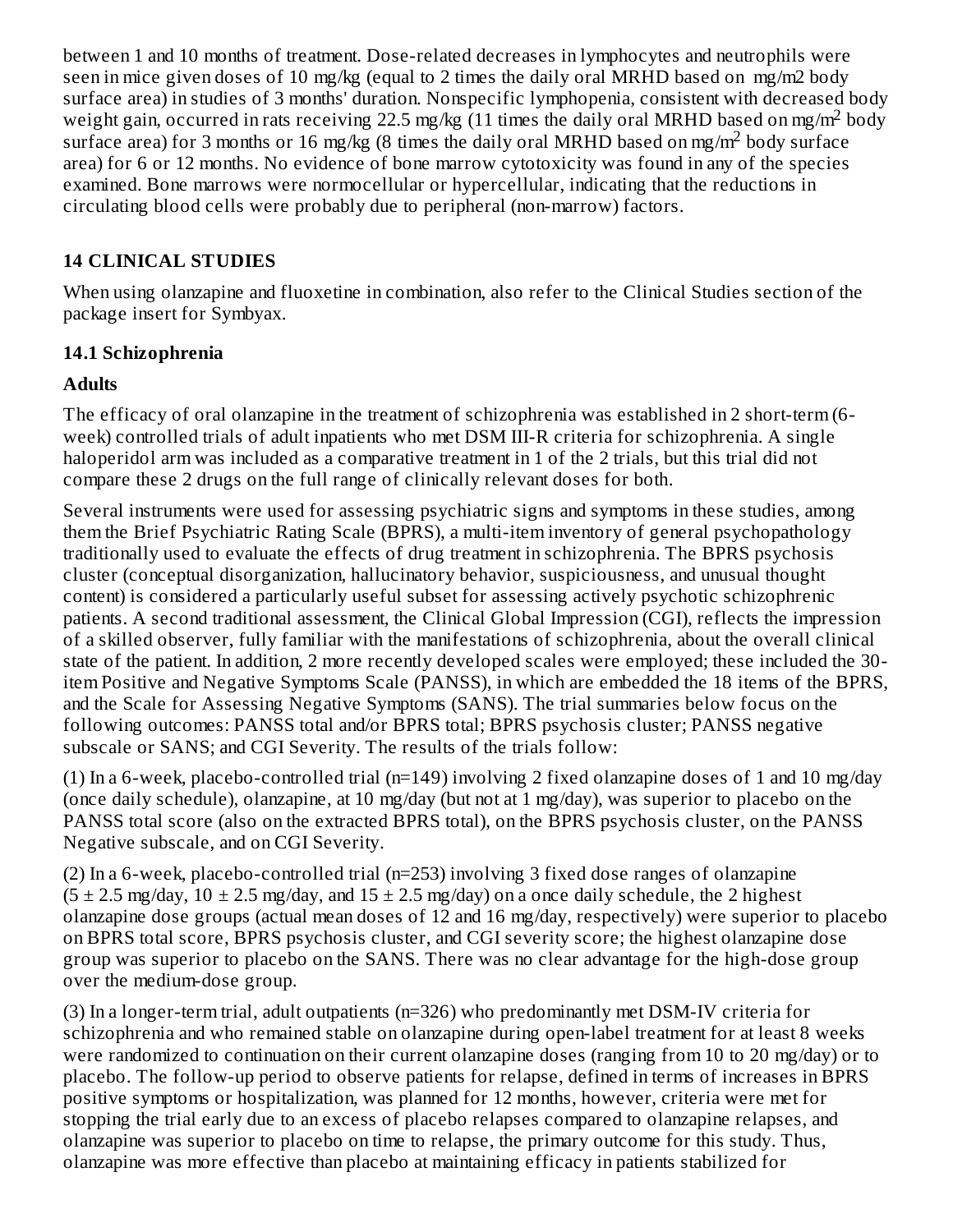between 1 and 10 months of treatment. Dose-related decreases in lymphocytes and neutrophils were seen in mice given doses of 10 mg/kg (equal to 2 times the daily oral MRHD based on mg/m2 body surface area) in studies of 3 months' duration. Nonspecific lymphopenia, consistent with decreased body weight gain, occurred in rats receiving 22.5 mg/kg (11 times the daily oral MRHD based on $mg/m^2$ body surface area) for 3 months or 16 mg/kg (8 times the daily oral MRHD based on $mg/m^2$ body surface area) for 6 or 12 months. No evidence of bone marrow cytotoxicity was found in any of the species examined. Bone marrows were normocellular or hypercellular, indicating that the reductions in circulating blood cells were probably due to peripheral (non-marrow) factors.

## 14 CLINICAL STUDIES

When using olanzapine and fluoxetine in combination, also refer to the Clinical Studies section of the package insert for Symbyax.

### 14.1 Schizophrenia

**Adults**

The efficacy of oral olanzapine in the treatment of schizophrenia was established in 2 short-term (6-week) controlled trials of adult inpatients who met DSM III-R criteria for schizophrenia. A single haloperidol arm was included as a comparative treatment in 1 of the 2 trials, but this trial did not compare these 2 drugs on the full range of clinically relevant doses for both.

Several instruments were used for assessing psychiatric signs and symptoms in these studies, among them the Brief Psychiatric Rating Scale (BPRS), a multi-item inventory of general psychopathology traditionally used to evaluate the effects of drug treatment in schizophrenia. The BPRS psychosis cluster (conceptual disorganization, hallucinatory behavior, suspiciousness, and unusual thought content) is considered a particularly useful subset for assessing actively psychotic schizophrenic patients. A second traditional assessment, the Clinical Global Impression (CGI), reflects the impression of a skilled observer, fully familiar with the manifestations of schizophrenia, about the overall clinical state of the patient. In addition, 2 more recently developed scales were employed; these included the 30-item Positive and Negative Symptoms Scale (PANSS), in which are embedded the 18 items of the BPRS, and the Scale for Assessing Negative Symptoms (SANS). The trial summaries below focus on the following outcomes: PANSS total and/or BPRS total; BPRS psychosis cluster; PANSS negative subscale or SANS; and CGI Severity. The results of the trials follow:

(1) In a 6-week, placebo-controlled trial (n=149) involving 2 fixed olanzapine doses of 1 and 10 mg/day (once daily schedule), olanzapine, at 10 mg/day (but not at 1 mg/day), was superior to placebo on the PANSS total score (also on the extracted BPRS total), on the BPRS psychosis cluster, on the PANSS Negative subscale, and on CGI Severity.

(2) In a 6-week, placebo-controlled trial (n=253) involving 3 fixed dose ranges of olanzapine ($5 \pm 2.5$ mg/day, $10 \pm 2.5$ mg/day, and $15 \pm 2.5$ mg/day) on a once daily schedule, the 2 highest olanzapine dose groups (actual mean doses of 12 and 16 mg/day, respectively) were superior to placebo on BPRS total score, BPRS psychosis cluster, and CGI severity score; the highest olanzapine dose group was superior to placebo on the SANS. There was no clear advantage for the high-dose group over the medium-dose group.

(3) In a longer-term trial, adult outpatients (n=326) who predominantly met DSM-IV criteria for schizophrenia and who remained stable on olanzapine during open-label treatment for at least 8 weeks were randomized to continuation on their current olanzapine doses (ranging from 10 to 20 mg/day) or to placebo. The follow-up period to observe patients for relapse, defined in terms of increases in BPRS positive symptoms or hospitalization, was planned for 12 months, however, criteria were met for stopping the trial early due to an excess of placebo relapses compared to olanzapine relapses, and olanzapine was superior to placebo on time to relapse, the primary outcome for this study. Thus, olanzapine was more effective than placebo at maintaining efficacy in patients stabilized for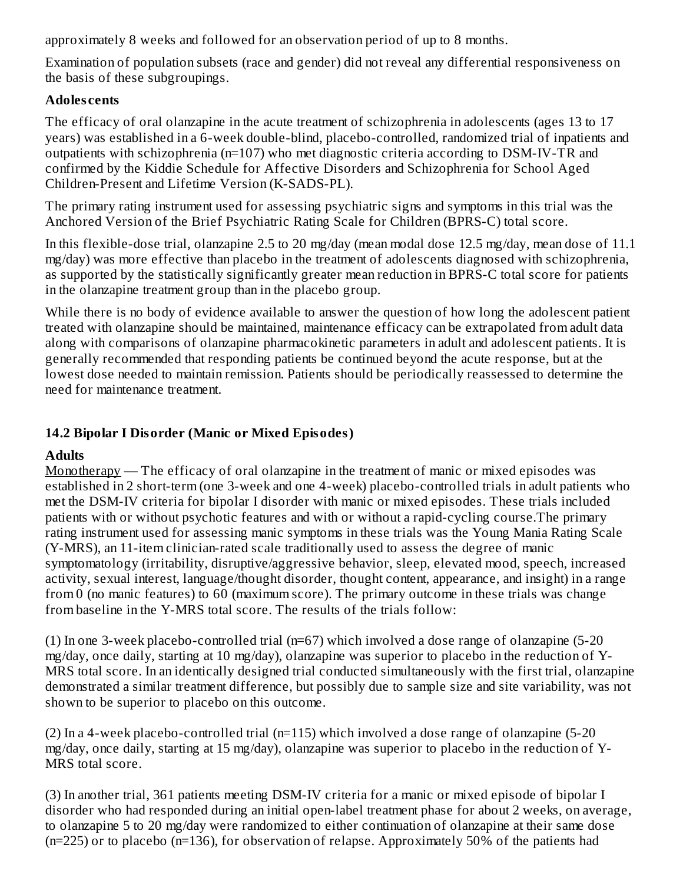approximately 8 weeks and followed for an observation period of up to 8 months.

Examination of population subsets (race and gender) did not reveal any differential responsiveness on the basis of these subgroupings.

**Adolescents**

The efficacy of oral olanzapine in the acute treatment of schizophrenia in adolescents (ages 13 to 17 years) was established in a 6-week double-blind, placebo-controlled, randomized trial of inpatients and outpatients with schizophrenia (n=107) who met diagnostic criteria according to DSM-IV-TR and confirmed by the Kiddie Schedule for Affective Disorders and Schizophrenia for School Aged Children-Present and Lifetime Version (K-SADS-PL).

The primary rating instrument used for assessing psychiatric signs and symptoms in this trial was the Anchored Version of the Brief Psychiatric Rating Scale for Children (BPRS-C) total score.

In this flexible-dose trial, olanzapine 2.5 to 20 mg/day (mean modal dose 12.5 mg/day, mean dose of 11.1 mg/day) was more effective than placebo in the treatment of adolescents diagnosed with schizophrenia, as supported by the statistically significantly greater mean reduction in BPRS-C total score for patients in the olanzapine treatment group than in the placebo group.

While there is no body of evidence available to answer the question of how long the adolescent patient treated with olanzapine should be maintained, maintenance efficacy can be extrapolated from adult data along with comparisons of olanzapine pharmacokinetic parameters in adult and adolescent patients. It is generally recommended that responding patients be continued beyond the acute response, but at the lowest dose needed to maintain remission. Patients should be periodically reassessed to determine the need for maintenance treatment.

## 14.2 Bipolar I Disorder (Manic or Mixed Episodes)

**Adults**

Monotherapy — The efficacy of oral olanzapine in the treatment of manic or mixed episodes was established in 2 short-term (one 3-week and one 4-week) placebo-controlled trials in adult patients who met the DSM-IV criteria for bipolar I disorder with manic or mixed episodes. These trials included patients with or without psychotic features and with or without a rapid-cycling course.The primary rating instrument used for assessing manic symptoms in these trials was the Young Mania Rating Scale (Y-MRS), an 11-item clinician-rated scale traditionally used to assess the degree of manic symptomatology (irritability, disruptive/aggressive behavior, sleep, elevated mood, speech, increased activity, sexual interest, language/thought disorder, thought content, appearance, and insight) in a range from 0 (no manic features) to 60 (maximum score). The primary outcome in these trials was change from baseline in the Y-MRS total score. The results of the trials follow:

(1) In one 3-week placebo-controlled trial (n=67) which involved a dose range of olanzapine (5-20 mg/day, once daily, starting at 10 mg/day), olanzapine was superior to placebo in the reduction of Y-MRS total score. In an identically designed trial conducted simultaneously with the first trial, olanzapine demonstrated a similar treatment difference, but possibly due to sample size and site variability, was not shown to be superior to placebo on this outcome.

(2) In a 4-week placebo-controlled trial (n=115) which involved a dose range of olanzapine (5-20 mg/day, once daily, starting at 15 mg/day), olanzapine was superior to placebo in the reduction of Y-MRS total score.

(3) In another trial, 361 patients meeting DSM-IV criteria for a manic or mixed episode of bipolar I disorder who had responded during an initial open-label treatment phase for about 2 weeks, on average, to olanzapine 5 to 20 mg/day were randomized to either continuation of olanzapine at their same dose (n=225) or to placebo (n=136), for observation of relapse. Approximately 50% of the patients had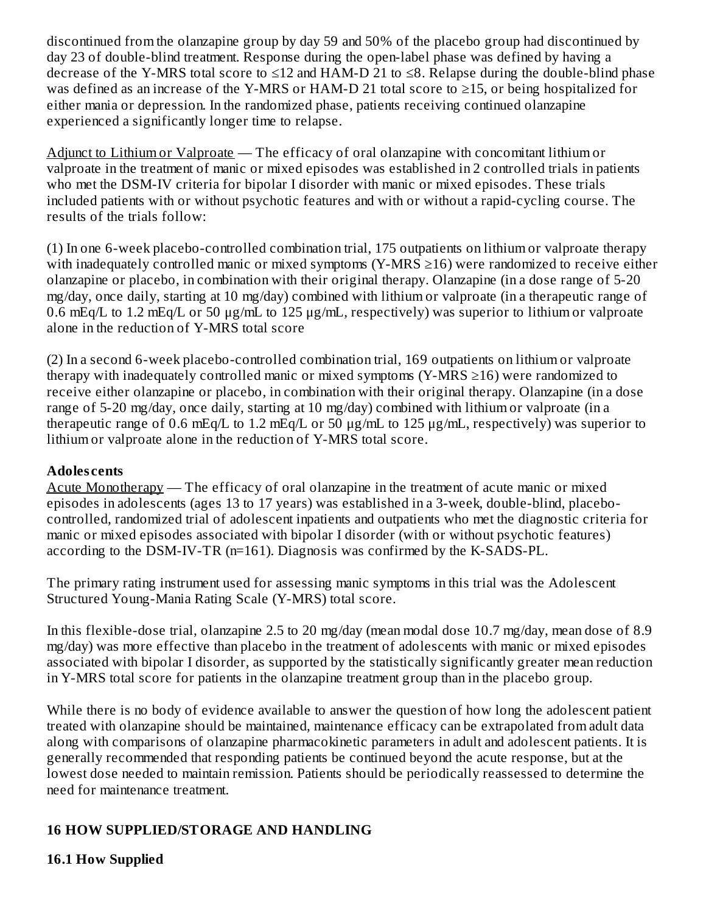discontinued from the olanzapine group by day 59 and 50% of the placebo group had discontinued by day 23 of double-blind treatment. Response during the open-label phase was defined by having a decrease of the Y-MRS total score to ≤12 and HAM-D 21 to ≤8. Relapse during the double-blind phase was defined as an increase of the Y-MRS or HAM-D 21 total score to ≥15, or being hospitalized for either mania or depression. In the randomized phase, patients receiving continued olanzapine experienced a significantly longer time to relapse.

Adjunct to Lithium or Valproate — The efficacy of oral olanzapine with concomitant lithium or valproate in the treatment of manic or mixed episodes was established in 2 controlled trials in patients who met the DSM-IV criteria for bipolar I disorder with manic or mixed episodes. These trials included patients with or without psychotic features and with or without a rapid-cycling course. The results of the trials follow:

(1) In one 6-week placebo-controlled combination trial, 175 outpatients on lithium or valproate therapy with inadequately controlled manic or mixed symptoms (Y-MRS ≥16) were randomized to receive either olanzapine or placebo, in combination with their original therapy. Olanzapine (in a dose range of 5-20 mg/day, once daily, starting at 10 mg/day) combined with lithium or valproate (in a therapeutic range of 0.6 mEq/L to 1.2 mEq/L or 50 µg/mL to 125 µg/mL, respectively) was superior to lithium or valproate alone in the reduction of Y-MRS total score

(2) In a second 6-week placebo-controlled combination trial, 169 outpatients on lithium or valproate therapy with inadequately controlled manic or mixed symptoms (Y-MRS ≥16) were randomized to receive either olanzapine or placebo, in combination with their original therapy. Olanzapine (in a dose range of 5-20 mg/day, once daily, starting at 10 mg/day) combined with lithium or valproate (in a therapeutic range of 0.6 mEq/L to 1.2 mEq/L or 50 µg/mL to 125 µg/mL, respectively) was superior to lithium or valproate alone in the reduction of Y-MRS total score.

**Adolescents**

Acute Monotherapy — The efficacy of oral olanzapine in the treatment of acute manic or mixed episodes in adolescents (ages 13 to 17 years) was established in a 3-week, double-blind, placebo-controlled, randomized trial of adolescent inpatients and outpatients who met the diagnostic criteria for manic or mixed episodes associated with bipolar I disorder (with or without psychotic features) according to the DSM-IV-TR (n=161). Diagnosis was confirmed by the K-SADS-PL.

The primary rating instrument used for assessing manic symptoms in this trial was the Adolescent Structured Young-Mania Rating Scale (Y-MRS) total score.

In this flexible-dose trial, olanzapine 2.5 to 20 mg/day (mean modal dose 10.7 mg/day, mean dose of 8.9 mg/day) was more effective than placebo in the treatment of adolescents with manic or mixed episodes associated with bipolar I disorder, as supported by the statistically significantly greater mean reduction in Y-MRS total score for patients in the olanzapine treatment group than in the placebo group.

While there is no body of evidence available to answer the question of how long the adolescent patient treated with olanzapine should be maintained, maintenance efficacy can be extrapolated from adult data along with comparisons of olanzapine pharmacokinetic parameters in adult and adolescent patients. It is generally recommended that responding patients be continued beyond the acute response, but at the lowest dose needed to maintain remission. Patients should be periodically reassessed to determine the need for maintenance treatment.

## 16 HOW SUPPLIED/STORAGE AND HANDLING

### 16.1 How Supplied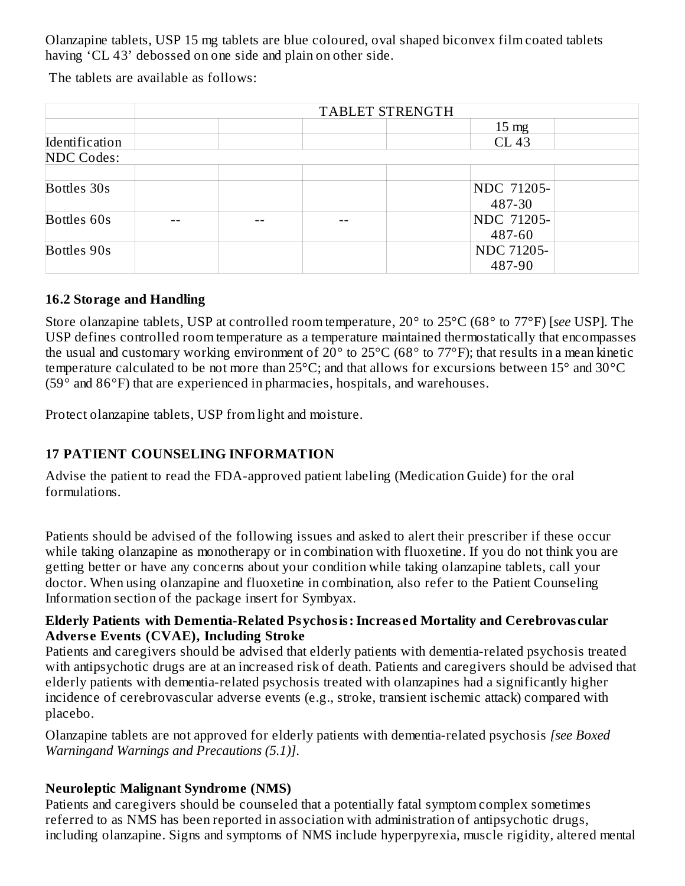Olanzapine tablets, USP 15 mg tablets are blue coloured, oval shaped biconvex film coated tablets having 'CL 43' debossed on one side and plain on other side.

The tablets are available as follows:

| | TABLET STRENGTH | | | | | |
|---|---|---|---|---|---|---|
| | | | | | 15 mg | |
| Identification | | | | | CL 43 | |
| NDC Codes: | | | | | | |
| | | | | | | |
| Bottles 30s | | | | | NDC 71205-487-30 | |
| Bottles 60s | -- | -- | -- | | NDC 71205-487-60 | |
| Bottles 90s | | | | | NDC 71205-487-90 | |

### 16.2 Storage and Handling

Store olanzapine tablets, USP at controlled room temperature, 20° to 25°C (68° to 77°F) [*see* USP]. The USP defines controlled room temperature as a temperature maintained thermostatically that encompasses the usual and customary working environment of 20° to 25°C (68° to 77°F); that results in a mean kinetic temperature calculated to be not more than 25°C; and that allows for excursions between 15° and 30°C (59° and 86°F) that are experienced in pharmacies, hospitals, and warehouses.

Protect olanzapine tablets, USP from light and moisture.

## 17 PATIENT COUNSELING INFORMATION

Advise the patient to read the FDA-approved patient labeling (Medication Guide) for the oral formulations.

Patients should be advised of the following issues and asked to alert their prescriber if these occur while taking olanzapine as monotherapy or in combination with fluoxetine. If you do not think you are getting better or have any concerns about your condition while taking olanzapine tablets, call your doctor. When using olanzapine and fluoxetine in combination, also refer to the Patient Counseling Information section of the package insert for Symbyax.

**Elderly Patients with Dementia-Related Psychosis: Increased Mortality and Cerebrovascular Adverse Events (CVAE), Including Stroke**

Patients and caregivers should be advised that elderly patients with dementia-related psychosis treated with antipsychotic drugs are at an increased risk of death. Patients and caregivers should be advised that elderly patients with dementia-related psychosis treated with olanzapines had a significantly higher incidence of cerebrovascular adverse events (e.g., stroke, transient ischemic attack) compared with placebo.

Olanzapine tablets are not approved for elderly patients with dementia-related psychosis *[see Boxed Warningand Warnings and Precautions (5.1)].*

**Neuroleptic Malignant Syndrome (NMS)**

Patients and caregivers should be counseled that a potentially fatal symptom complex sometimes referred to as NMS has been reported in association with administration of antipsychotic drugs, including olanzapine. Signs and symptoms of NMS include hyperpyrexia, muscle rigidity, altered mental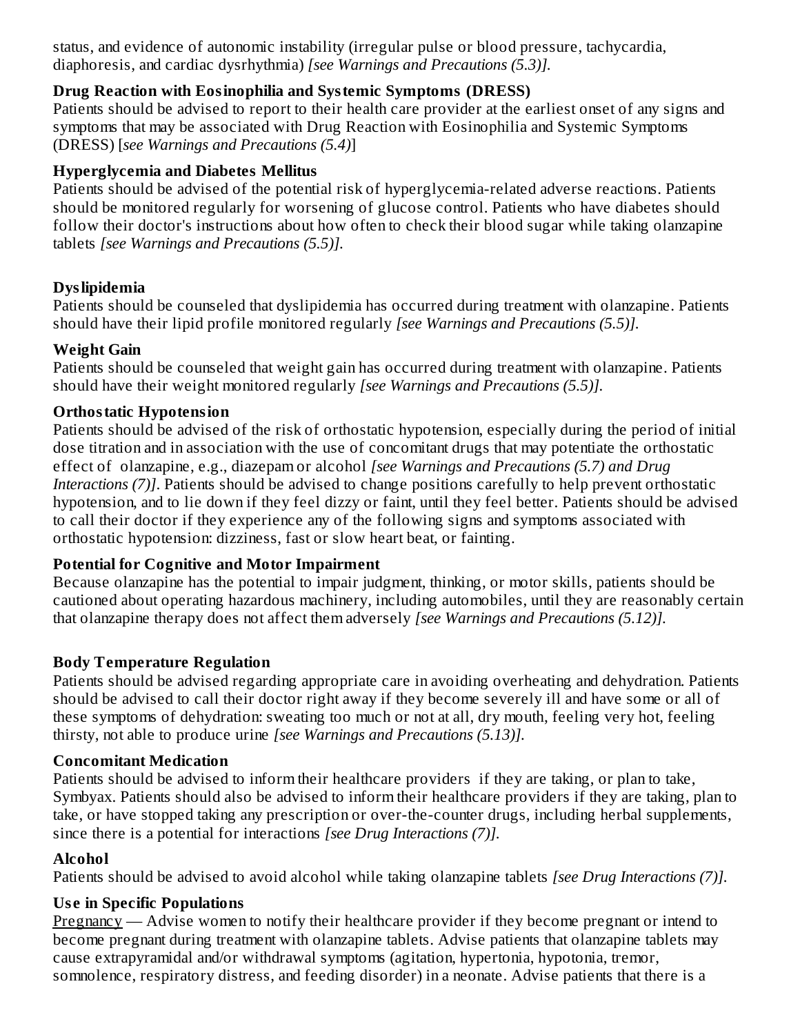status, and evidence of autonomic instability (irregular pulse or blood pressure, tachycardia, diaphoresis, and cardiac dysrhythmia) *[see Warnings and Precautions (5.3)].*

**Drug Reaction with Eosinophilia and Systemic Symptoms (DRESS)**

Patients should be advised to report to their health care provider at the earliest onset of any signs and symptoms that may be associated with Drug Reaction with Eosinophilia and Systemic Symptoms (DRESS) [*see Warnings and Precautions (5.4)*]

**Hyperglycemia and Diabetes Mellitus**

Patients should be advised of the potential risk of hyperglycemia-related adverse reactions. Patients should be monitored regularly for worsening of glucose control. Patients who have diabetes should follow their doctor's instructions about how often to check their blood sugar while taking olanzapine tablets *[see Warnings and Precautions (5.5)].*

**Dyslipidemia**

Patients should be counseled that dyslipidemia has occurred during treatment with olanzapine. Patients should have their lipid profile monitored regularly *[see Warnings and Precautions (5.5)].*

**Weight Gain**

Patients should be counseled that weight gain has occurred during treatment with olanzapine. Patients should have their weight monitored regularly *[see Warnings and Precautions (5.5)].*

**Orthostatic Hypotension**

Patients should be advised of the risk of orthostatic hypotension, especially during the period of initial dose titration and in association with the use of concomitant drugs that may potentiate the orthostatic effect of olanzapine, e.g., diazepam or alcohol *[see Warnings and Precautions (5.7) and Drug Interactions (7)].* Patients should be advised to change positions carefully to help prevent orthostatic hypotension, and to lie down if they feel dizzy or faint, until they feel better. Patients should be advised to call their doctor if they experience any of the following signs and symptoms associated with orthostatic hypotension: dizziness, fast or slow heart beat, or fainting.

**Potential for Cognitive and Motor Impairment**

Because olanzapine has the potential to impair judgment, thinking, or motor skills, patients should be cautioned about operating hazardous machinery, including automobiles, until they are reasonably certain that olanzapine therapy does not affect them adversely *[see Warnings and Precautions (5.12)].*

**Body Temperature Regulation**

Patients should be advised regarding appropriate care in avoiding overheating and dehydration. Patients should be advised to call their doctor right away if they become severely ill and have some or all of these symptoms of dehydration: sweating too much or not at all, dry mouth, feeling very hot, feeling thirsty, not able to produce urine *[see Warnings and Precautions (5.13)].*

**Concomitant Medication**

Patients should be advised to inform their healthcare providers if they are taking, or plan to take, Symbyax. Patients should also be advised to inform their healthcare providers if they are taking, plan to take, or have stopped taking any prescription or over-the-counter drugs, including herbal supplements, since there is a potential for interactions *[see Drug Interactions (7)].*

**Alcohol**

Patients should be advised to avoid alcohol while taking olanzapine tablets *[see Drug Interactions (7)].*

**Use in Specific Populations**

Pregnancy — Advise women to notify their healthcare provider if they become pregnant or intend to become pregnant during treatment with olanzapine tablets. Advise patients that olanzapine tablets may cause extrapyramidal and/or withdrawal symptoms (agitation, hypertonia, hypotonia, tremor, somnolence, respiratory distress, and feeding disorder) in a neonate. Advise patients that there is a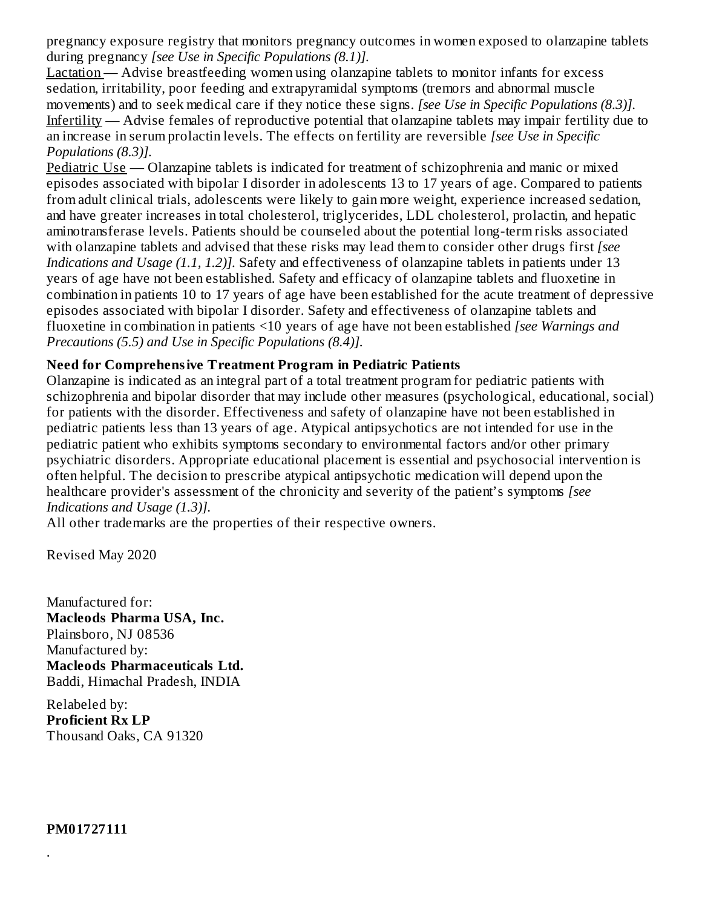pregnancy exposure registry that monitors pregnancy outcomes in women exposed to olanzapine tablets during pregnancy *[see Use in Specific Populations (8.1)].*

Lactation — Advise breastfeeding women using olanzapine tablets to monitor infants for excess sedation, irritability, poor feeding and extrapyramidal symptoms (tremors and abnormal muscle movements) and to seek medical care if they notice these signs. *[see Use in Specific Populations (8.3)].*

Infertility — Advise females of reproductive potential that olanzapine tablets may impair fertility due to an increase in serum prolactin levels. The effects on fertility are reversible *[see Use in Specific Populations (8.3)].*

Pediatric Use — Olanzapine tablets is indicated for treatment of schizophrenia and manic or mixed episodes associated with bipolar I disorder in adolescents 13 to 17 years of age. Compared to patients from adult clinical trials, adolescents were likely to gain more weight, experience increased sedation, and have greater increases in total cholesterol, triglycerides, LDL cholesterol, prolactin, and hepatic aminotransferase levels. Patients should be counseled about the potential long-term risks associated with olanzapine tablets and advised that these risks may lead them to consider other drugs first *[see Indications and Usage (1.1, 1.2)].* Safety and effectiveness of olanzapine tablets in patients under 13 years of age have not been established. Safety and efficacy of olanzapine tablets and fluoxetine in combination in patients 10 to 17 years of age have been established for the acute treatment of depressive episodes associated with bipolar I disorder. Safety and effectiveness of olanzapine tablets and fluoxetine in combination in patients <10 years of age have not been established *[see Warnings and Precautions (5.5) and Use in Specific Populations (8.4)].*

**Need for Comprehensive Treatment Program in Pediatric Patients**

Olanzapine is indicated as an integral part of a total treatment program for pediatric patients with schizophrenia and bipolar disorder that may include other measures (psychological, educational, social) for patients with the disorder. Effectiveness and safety of olanzapine have not been established in pediatric patients less than 13 years of age. Atypical antipsychotics are not intended for use in the pediatric patient who exhibits symptoms secondary to environmental factors and/or other primary psychiatric disorders. Appropriate educational placement is essential and psychosocial intervention is often helpful. The decision to prescribe atypical antipsychotic medication will depend upon the healthcare provider's assessment of the chronicity and severity of the patient's symptoms *[see Indications and Usage (1.3)].*

All other trademarks are the properties of their respective owners.

Revised May 2020

Manufactured for:
**Macleods Pharma USA, Inc.**
Plainsboro, NJ 08536
Manufactured by:
**Macleods Pharmaceuticals Ltd.**
Baddi, Himachal Pradesh, INDIA

Relabeled by:
**Proficient Rx LP**
Thousand Oaks, CA 91320

**PM01727111**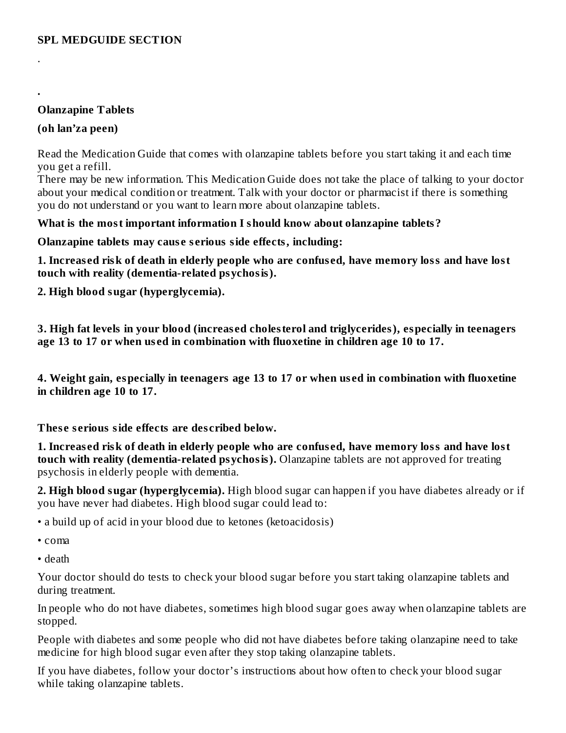**SPL MEDGUIDE SECTION**

.

.

**Olanzapine Tablets**

**(oh lan'za peen)**

Read the Medication Guide that comes with olanzapine tablets before you start taking it and each time you get a refill.
There may be new information. This Medication Guide does not take the place of talking to your doctor about your medical condition or treatment. Talk with your doctor or pharmacist if there is something you do not understand or you want to learn more about olanzapine tablets.

**What is the most important information I should know about olanzapine tablets?**

**Olanzapine tablets may cause serious side effects, including:**

**1. Increased risk of death in elderly people who are confused, have memory loss and have lost touch with reality (dementia-related psychosis).**

**2. High blood sugar (hyperglycemia).**

**3. High fat levels in your blood (increased cholesterol and triglycerides), especially in teenagers age 13 to 17 or when used in combination with fluoxetine in children age 10 to 17.**

**4. Weight gain, especially in teenagers age 13 to 17 or when used in combination with fluoxetine in children age 10 to 17.**

**These serious side effects are described below.**

**1. Increased risk of death in elderly people who are confused, have memory loss and have lost touch with reality (dementia-related psychosis).** Olanzapine tablets are not approved for treating psychosis in elderly people with dementia.

**2. High blood sugar (hyperglycemia).** High blood sugar can happen if you have diabetes already or if you have never had diabetes. High blood sugar could lead to:

- a build up of acid in your blood due to ketones (ketoacidosis)
- coma
- death

Your doctor should do tests to check your blood sugar before you start taking olanzapine tablets and during treatment.

In people who do not have diabetes, sometimes high blood sugar goes away when olanzapine tablets are stopped.

People with diabetes and some people who did not have diabetes before taking olanzapine need to take medicine for high blood sugar even after they stop taking olanzapine tablets.

If you have diabetes, follow your doctor's instructions about how often to check your blood sugar while taking olanzapine tablets.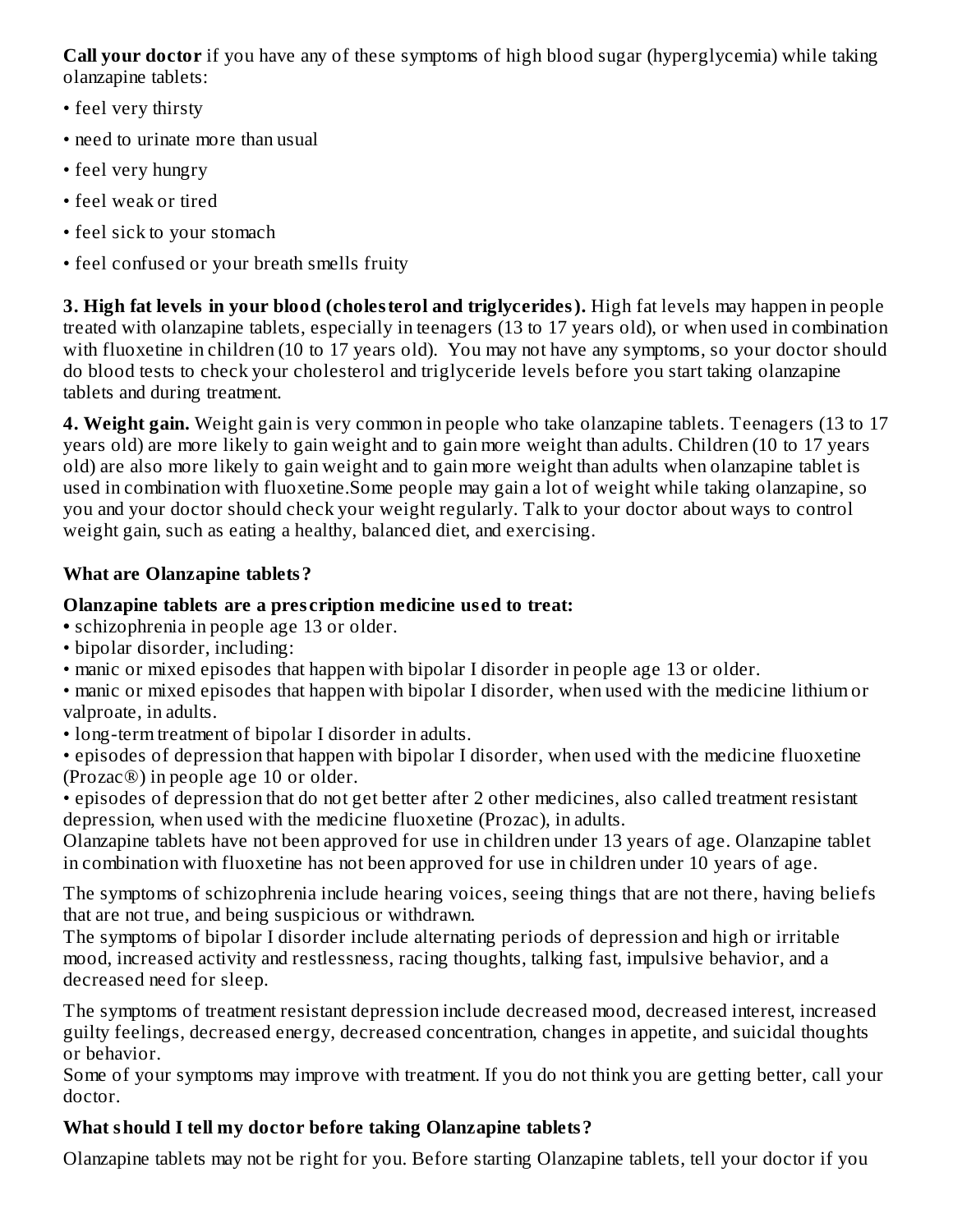**Call your doctor** if you have any of these symptoms of high blood sugar (hyperglycemia) while taking olanzapine tablets:

- feel very thirsty
- need to urinate more than usual
- feel very hungry
- feel weak or tired
- feel sick to your stomach
- feel confused or your breath smells fruity

**3. High fat levels in your blood (cholesterol and triglycerides).** High fat levels may happen in people treated with olanzapine tablets, especially in teenagers (13 to 17 years old), or when used in combination with fluoxetine in children (10 to 17 years old). You may not have any symptoms, so your doctor should do blood tests to check your cholesterol and triglyceride levels before you start taking olanzapine tablets and during treatment.

**4. Weight gain.** Weight gain is very common in people who take olanzapine tablets. Teenagers (13 to 17 years old) are more likely to gain weight and to gain more weight than adults. Children (10 to 17 years old) are also more likely to gain weight and to gain more weight than adults when olanzapine tablet is used in combination with fluoxetine.Some people may gain a lot of weight while taking olanzapine, so you and your doctor should check your weight regularly. Talk to your doctor about ways to control weight gain, such as eating a healthy, balanced diet, and exercising.

**What are Olanzapine tablets?**

**Olanzapine tablets are a prescription medicine used to treat:**

- schizophrenia in people age 13 or older.
- bipolar disorder, including:
- manic or mixed episodes that happen with bipolar I disorder in people age 13 or older.
- manic or mixed episodes that happen with bipolar I disorder, when used with the medicine lithium or valproate, in adults.
- long-term treatment of bipolar I disorder in adults.
- episodes of depression that happen with bipolar I disorder, when used with the medicine fluoxetine (Prozac®) in people age 10 or older.
- episodes of depression that do not get better after 2 other medicines, also called treatment resistant depression, when used with the medicine fluoxetine (Prozac), in adults.

Olanzapine tablets have not been approved for use in children under 13 years of age. Olanzapine tablet in combination with fluoxetine has not been approved for use in children under 10 years of age.

The symptoms of schizophrenia include hearing voices, seeing things that are not there, having beliefs that are not true, and being suspicious or withdrawn.

The symptoms of bipolar I disorder include alternating periods of depression and high or irritable mood, increased activity and restlessness, racing thoughts, talking fast, impulsive behavior, and a decreased need for sleep.

The symptoms of treatment resistant depression include decreased mood, decreased interest, increased guilty feelings, decreased energy, decreased concentration, changes in appetite, and suicidal thoughts or behavior.

Some of your symptoms may improve with treatment. If you do not think you are getting better, call your doctor.

**What should I tell my doctor before taking Olanzapine tablets?**

Olanzapine tablets may not be right for you. Before starting Olanzapine tablets, tell your doctor if you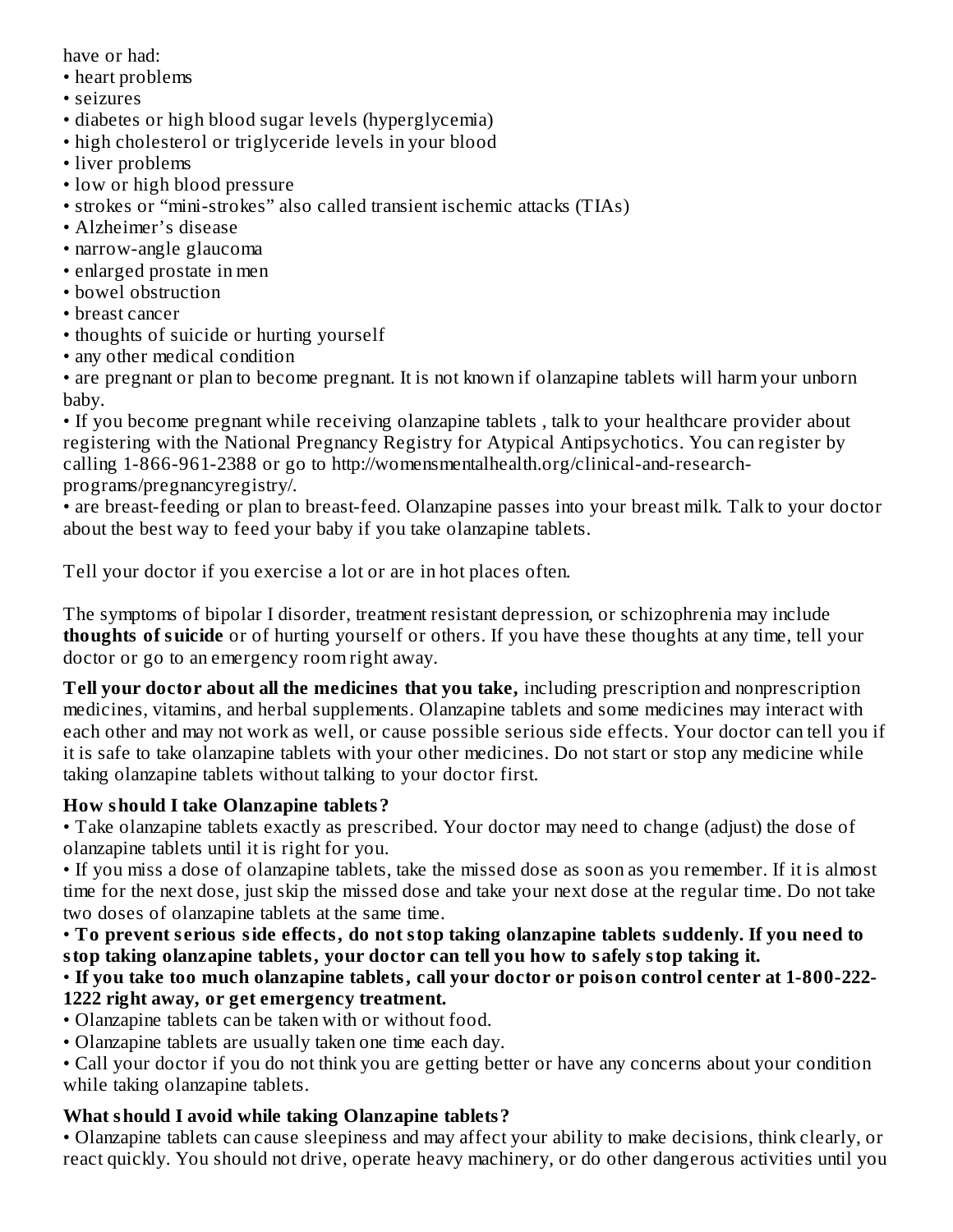have or had:

- heart problems
- seizures
- diabetes or high blood sugar levels (hyperglycemia)
- high cholesterol or triglyceride levels in your blood
- liver problems
- low or high blood pressure
- strokes or "mini-strokes" also called transient ischemic attacks (TIAs)
- Alzheimer's disease
- narrow-angle glaucoma
- enlarged prostate in men
- bowel obstruction
- breast cancer
- thoughts of suicide or hurting yourself
- any other medical condition
- are pregnant or plan to become pregnant. It is not known if olanzapine tablets will harm your unborn baby.
- If you become pregnant while receiving olanzapine tablets , talk to your healthcare provider about registering with the National Pregnancy Registry for Atypical Antipsychotics. You can register by calling 1-866-961-2388 or go to http://womensmentalhealth.org/clinical-and-research-programs/pregnancyregistry/.
- are breast-feeding or plan to breast-feed. Olanzapine passes into your breast milk. Talk to your doctor about the best way to feed your baby if you take olanzapine tablets.

Tell your doctor if you exercise a lot or are in hot places often.

The symptoms of bipolar I disorder, treatment resistant depression, or schizophrenia may include **thoughts of suicide** or of hurting yourself or others. If you have these thoughts at any time, tell your doctor or go to an emergency room right away.

**Tell your doctor about all the medicines that you take,** including prescription and nonprescription medicines, vitamins, and herbal supplements. Olanzapine tablets and some medicines may interact with each other and may not work as well, or cause possible serious side effects. Your doctor can tell you if it is safe to take olanzapine tablets with your other medicines. Do not start or stop any medicine while taking olanzapine tablets without talking to your doctor first.

**How should I take Olanzapine tablets?**

- Take olanzapine tablets exactly as prescribed. Your doctor may need to change (adjust) the dose of olanzapine tablets until it is right for you.
- If you miss a dose of olanzapine tablets, take the missed dose as soon as you remember. If it is almost time for the next dose, just skip the missed dose and take your next dose at the regular time. Do not take two doses of olanzapine tablets at the same time.
- **To prevent serious side effects, do not stop taking olanzapine tablets suddenly. If you need to stop taking olanzapine tablets, your doctor can tell you how to safely stop taking it.**
- **If you take too much olanzapine tablets, call your doctor or poison control center at 1-800-222-1222 right away, or get emergency treatment.**
- Olanzapine tablets can be taken with or without food.
- Olanzapine tablets are usually taken one time each day.
- Call your doctor if you do not think you are getting better or have any concerns about your condition while taking olanzapine tablets.

**What should I avoid while taking Olanzapine tablets?**

- Olanzapine tablets can cause sleepiness and may affect your ability to make decisions, think clearly, or react quickly. You should not drive, operate heavy machinery, or do other dangerous activities until you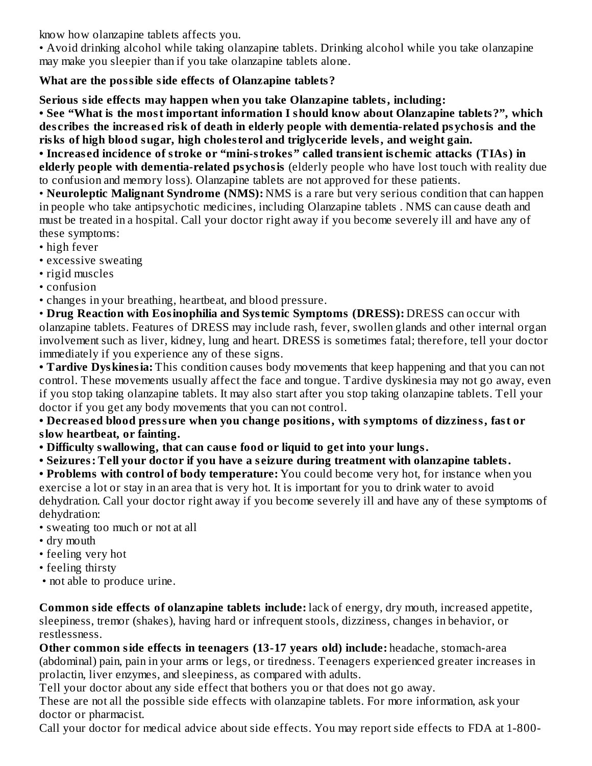know how olanzapine tablets affects you.

• Avoid drinking alcohol while taking olanzapine tablets. Drinking alcohol while you take olanzapine may make you sleepier than if you take olanzapine tablets alone.

**What are the possible side effects of Olanzapine tablets?**

**Serious side effects may happen when you take Olanzapine tablets, including:**

**• See "What is the most important information I should know about Olanzapine tablets?", which describes the increased risk of death in elderly people with dementia-related psychosis and the risks of high blood sugar, high cholesterol and triglyceride levels, and weight gain.**

**• Increased incidence of stroke or "mini-strokes" called transient ischemic attacks (TIAs) in elderly people with dementia-related psychosis** (elderly people who have lost touch with reality due to confusion and memory loss). Olanzapine tablets are not approved for these patients.

• **Neuroleptic Malignant Syndrome (NMS):** NMS is a rare but very serious condition that can happen in people who take antipsychotic medicines, including Olanzapine tablets . NMS can cause death and must be treated in a hospital. Call your doctor right away if you become severely ill and have any of these symptoms:

- high fever
- excessive sweating
- rigid muscles
- confusion
- changes in your breathing, heartbeat, and blood pressure.

• **Drug Reaction with Eosinophilia and Systemic Symptoms (DRESS):** DRESS can occur with olanzapine tablets. Features of DRESS may include rash, fever, swollen glands and other internal organ involvement such as liver, kidney, lung and heart. DRESS is sometimes fatal; therefore, tell your doctor immediately if you experience any of these signs.

**• Tardive Dyskinesia:** This condition causes body movements that keep happening and that you can not control. These movements usually affect the face and tongue. Tardive dyskinesia may not go away, even if you stop taking olanzapine tablets. It may also start after you stop taking olanzapine tablets. Tell your doctor if you get any body movements that you can not control.

**• Decreased blood pressure when you change positions, with symptoms of dizziness, fast or slow heartbeat, or fainting.**

**• Difficulty swallowing, that can cause food or liquid to get into your lungs.**

**• Seizures: Tell your doctor if you have a seizure during treatment with olanzapine tablets.**

**• Problems with control of body temperature:** You could become very hot, for instance when you exercise a lot or stay in an area that is very hot. It is important for you to drink water to avoid dehydration. Call your doctor right away if you become severely ill and have any of these symptoms of dehydration:

- sweating too much or not at all
- dry mouth
- feeling very hot
- feeling thirsty
- not able to produce urine.

**Common side effects of olanzapine tablets include:** lack of energy, dry mouth, increased appetite, sleepiness, tremor (shakes), having hard or infrequent stools, dizziness, changes in behavior, or restlessness.

**Other common side effects in teenagers (13-17 years old) include:** headache, stomach-area (abdominal) pain, pain in your arms or legs, or tiredness. Teenagers experienced greater increases in prolactin, liver enzymes, and sleepiness, as compared with adults.

Tell your doctor about any side effect that bothers you or that does not go away.

These are not all the possible side effects with olanzapine tablets. For more information, ask your doctor or pharmacist.

Call your doctor for medical advice about side effects. You may report side effects to FDA at 1-800-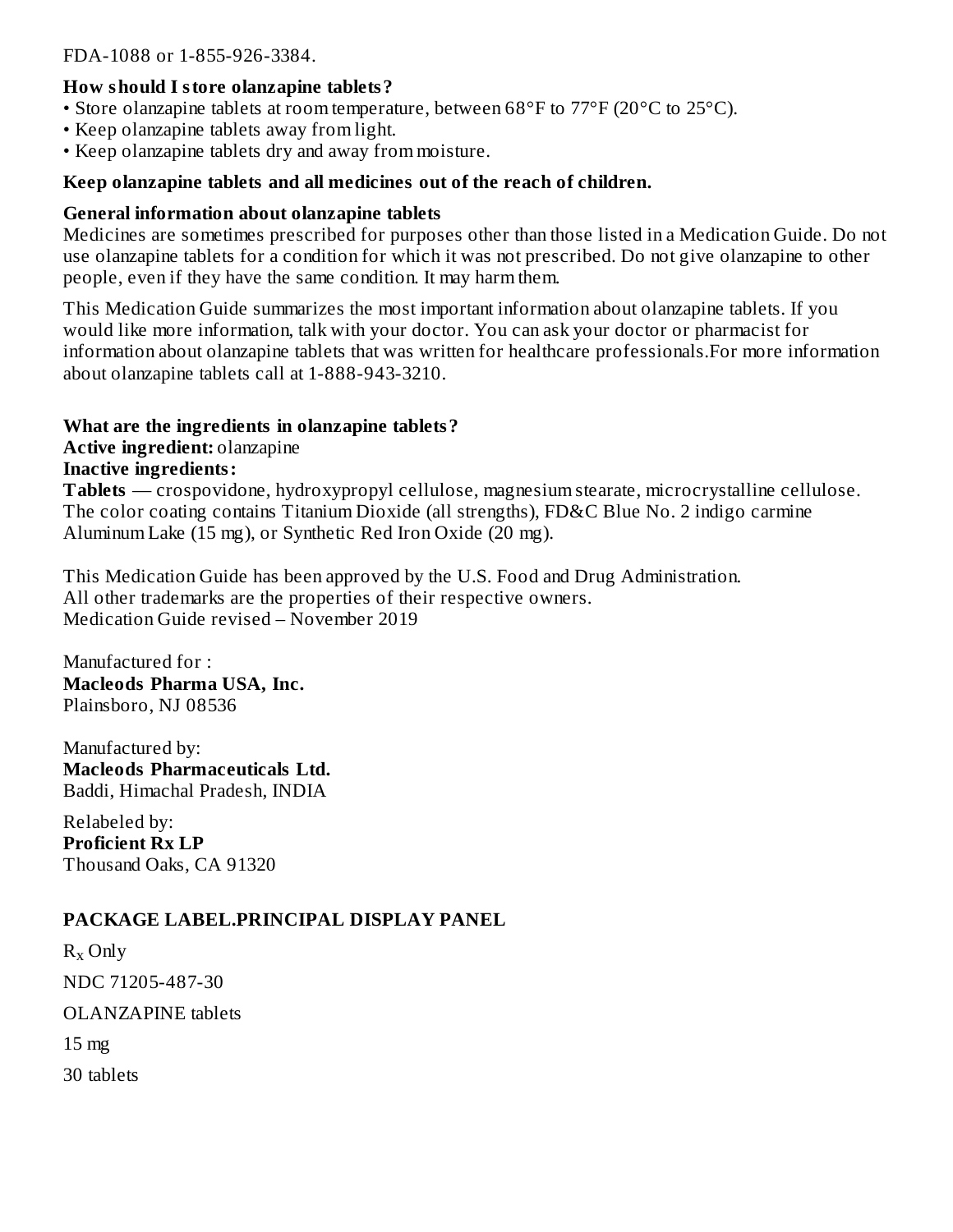FDA-1088 or 1-855-926-3384.

**How should I store olanzapine tablets?**

- Store olanzapine tablets at room temperature, between 68°F to 77°F (20°C to 25°C).
- Keep olanzapine tablets away from light.
- Keep olanzapine tablets dry and away from moisture.

**Keep olanzapine tablets and all medicines out of the reach of children.**

**General information about olanzapine tablets**

Medicines are sometimes prescribed for purposes other than those listed in a Medication Guide. Do not use olanzapine tablets for a condition for which it was not prescribed. Do not give olanzapine to other people, even if they have the same condition. It may harm them.

This Medication Guide summarizes the most important information about olanzapine tablets. If you would like more information, talk with your doctor. You can ask your doctor or pharmacist for information about olanzapine tablets that was written for healthcare professionals.For more information about olanzapine tablets call at 1-888-943-3210.

**What are the ingredients in olanzapine tablets?**

**Active ingredient:** olanzapine

**Inactive ingredients:**

**Tablets** — crospovidone, hydroxypropyl cellulose, magnesium stearate, microcrystalline cellulose. The color coating contains Titanium Dioxide (all strengths), FD&C Blue No. 2 indigo carmine Aluminum Lake (15 mg), or Synthetic Red Iron Oxide (20 mg).

This Medication Guide has been approved by the U.S. Food and Drug Administration.
All other trademarks are the properties of their respective owners.
Medication Guide revised – November 2019

Manufactured for :
**Macleods Pharma USA, Inc.**
Plainsboro, NJ 08536

Manufactured by:
**Macleods Pharmaceuticals Ltd.**
Baddi, Himachal Pradesh, INDIA

Relabeled by:
**Proficient Rx LP**
Thousand Oaks, CA 91320

## PACKAGE LABEL.PRINCIPAL DISPLAY PANEL

$R_x$ Only

NDC 71205-487-30

OLANZAPINE tablets

15 mg

30 tablets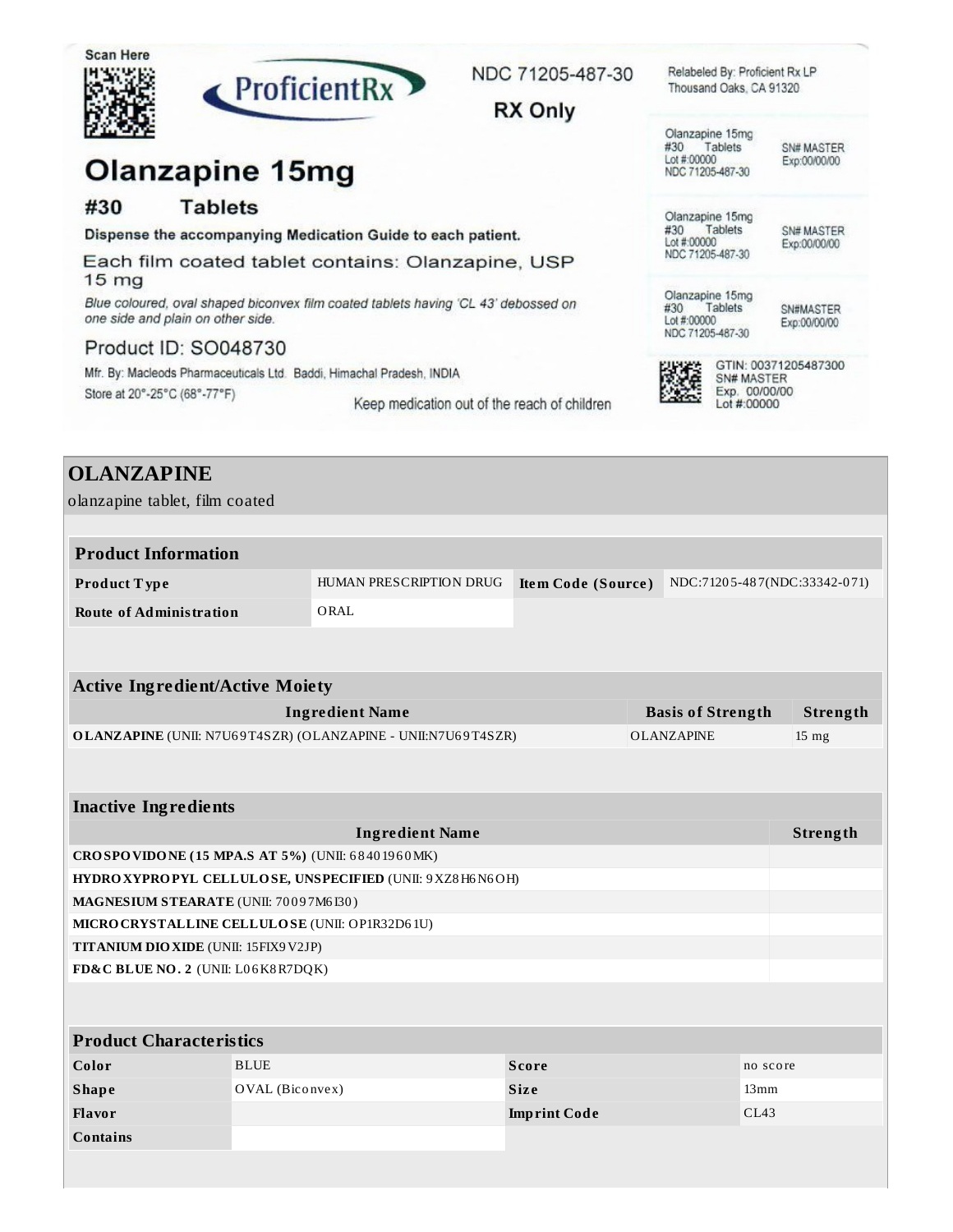Scan Here

ProficientRx

NDC 71205-487-30

RX Only

Relabeled By: Proficient Rx LP
Thousand Oaks, CA 91320

# Olanzapine 15mg

## #30 Tablets

**Dispense the accompanying Medication Guide to each patient.**

Each film coated tablet contains: Olanzapine, USP 15 mg

*Blue coloured, oval shaped biconvex film coated tablets having 'CL 43' debossed on one side and plain on other side.*

Product ID: SO048730

Mfr. By: Macleods Pharmaceuticals Ltd. Baddi, Himachal Pradesh, INDIA

Store at 20°-25°C (68°-77°F)

Keep medication out of the reach of children

Olanzapine 15mg
#30 Tablets
Lot #:00000
NDC 71205-487-30
SN# MASTER
Exp:00/00/00

Olanzapine 15mg
#30 Tablets
Lot #:00000
NDC 71205-487-30
SN# MASTER
Exp:00/00/00

Olanzapine 15mg
#30 Tablets
Lot #:00000
NDC 71205-487-30
SN#MASTER
Exp:00/00/00

GTIN: 00371205487300
SN# MASTER
Exp. 00/00/00
Lot #:00000

# OLANZAPINE

olanzapine tablet, film coated

| Product Information | | | |
|---|---|---|---|
| **Product Type** | HUMAN PRESCRIPTION DRUG | **Item Code (Source)** | NDC:71205-487(NDC:33342-071) |
| **Route of Administration** | ORAL | | |

| Active Ingredient/Active Moiety | | |
|---|---|---|
| **Ingredient Name** | **Basis of Strength** | **Strength** |
| **OLANZAPINE** (UNII: N7U69T4SZR) (OLANZAPINE - UNII:N7U69T4SZR) | OLANZAPINE | 15 mg |

| Inactive Ingredients | |
|---|---|
| **Ingredient Name** | **Strength** |
| **CROSPOVIDONE (15 MPA.S AT 5%)** (UNII: 68401960MK) | |
| **HYDROXYPROPYL CELLULOSE, UNSPECIFIED** (UNII: 9XZ8H6N6OH) | |
| **MAGNESIUM STEARATE** (UNII: 70097M6I30) | |
| **MICROCRYSTALLINE CELLULOSE** (UNII: OP1R32D61U) | |
| **TITANIUM DIOXIDE** (UNII: 15FIX9V2JP) | |
| **FD&C BLUE NO. 2** (UNII: L06K8R7DQK) | |

| Product Characteristics | | | |
|---|---|---|---|
| **Color** | BLUE | **Score** | no score |
| **Shape** | OVAL (Biconvex) | **Size** | 13mm |
| **Flavor** | | **Imprint Code** | CL43 |
| **Contains** | | | |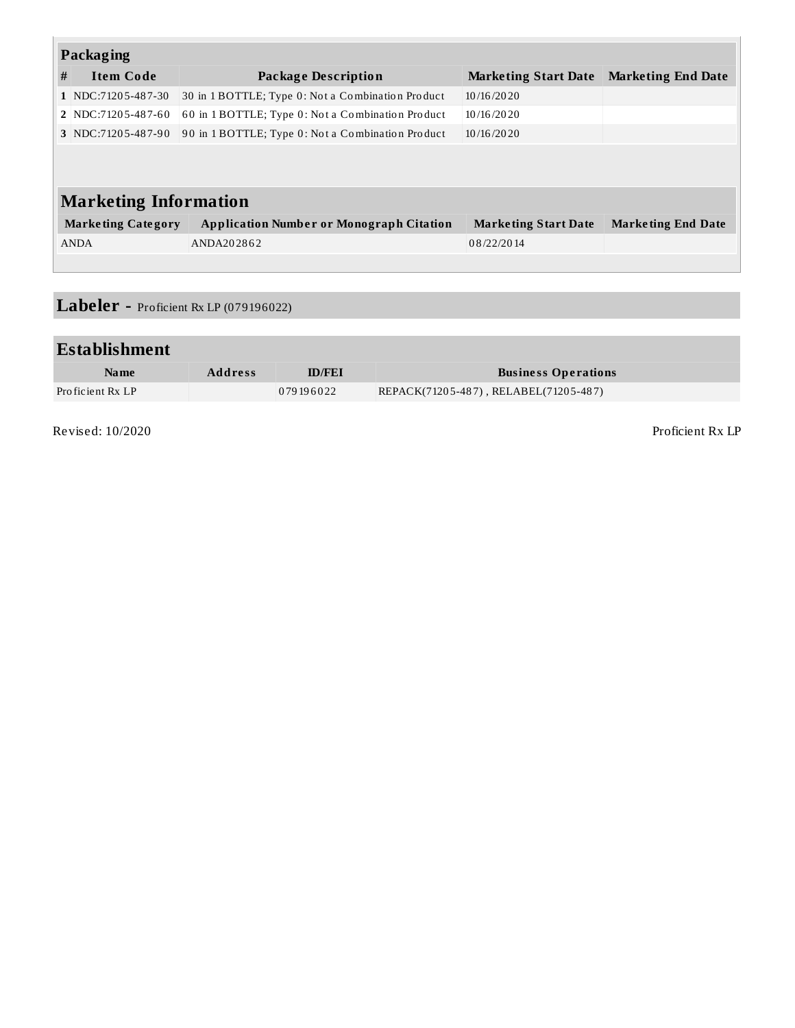### Packaging

| # | Item Code | Package Description | Marketing Start Date | Marketing End Date |
|---|---|---|---|---|
| 1 | NDC:71205-487-30 | 30 in 1 BOTTLE; Type 0: Not a Combination Product | 10/16/2020 | |
| 2 | NDC:71205-487-60 | 60 in 1 BOTTLE; Type 0: Not a Combination Product | 10/16/2020 | |
| 3 | NDC:71205-487-90 | 90 in 1 BOTTLE; Type 0: Not a Combination Product | 10/16/2020 | |

### Marketing Information

| Marketing Category | Application Number or Monograph Citation | Marketing Start Date | Marketing End Date |
|---|---|---|---|
| ANDA | ANDA202862 | 08/22/2014 | |

## Labeler - Proficient Rx LP (079196022)

## Establishment

| Name | Address | ID/FEI | Business Operations |
|---|---|---|---|
| Proficient Rx LP | | 079196022 | REPACK(71205-487), RELABEL(71205-487) |

Revised: 10/2020

Proficient Rx LP